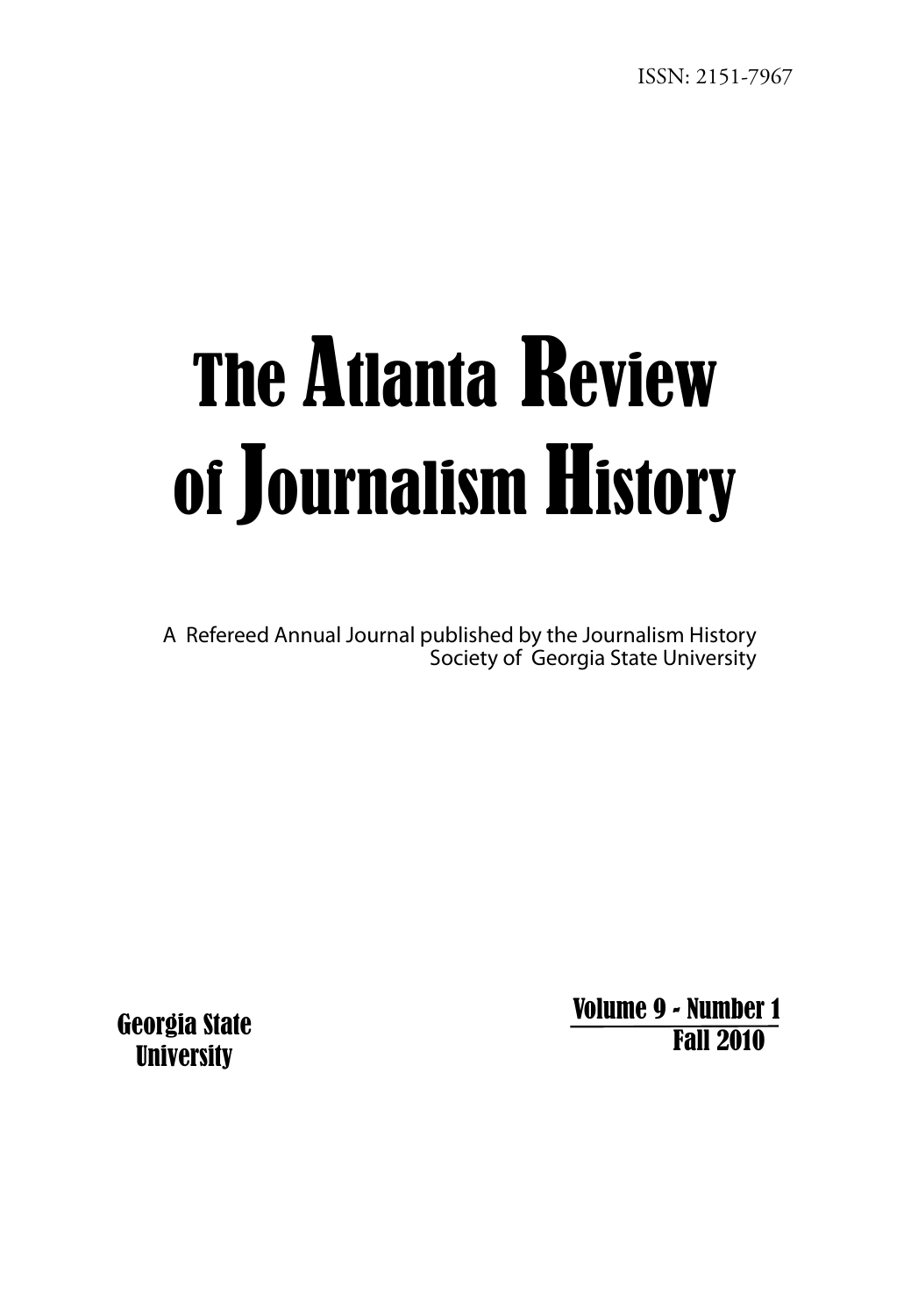ISSN: 2151-7967

# The Atlanta Review of Journalism History

A Refereed Annual Journal published by the Journalism History Society of Georgia State University

Georgia State University

Volume 9 - Number 1
Fall 2010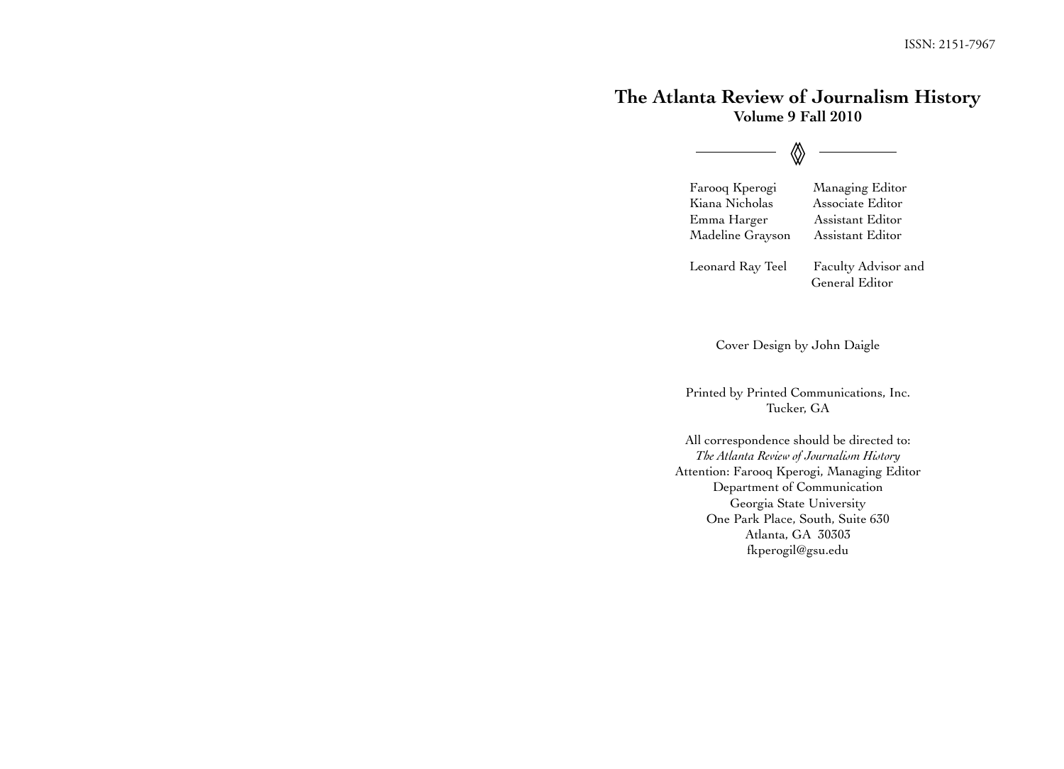ISSN: 2151-7967

# The Atlanta Review of Journalism History

**Volume 9 Fall 2010**

| | |
|---|---|
| Farooq Kperogi | Managing Editor |
| Kiana Nicholas | Associate Editor |
| Emma Harger | Assistant Editor |
| Madeline Grayson | Assistant Editor |
| Leonard Ray Teel | Faculty Advisor and General Editor |

Cover Design by John Daigle

Printed by Printed Communications, Inc.
Tucker, GA

All correspondence should be directed to:
*The Atlanta Review of Journalism History*
Attention: Farooq Kperogi, Managing Editor
Department of Communication
Georgia State University
One Park Place, South, Suite 630
Atlanta, GA 30303
fkperogil@gsu.edu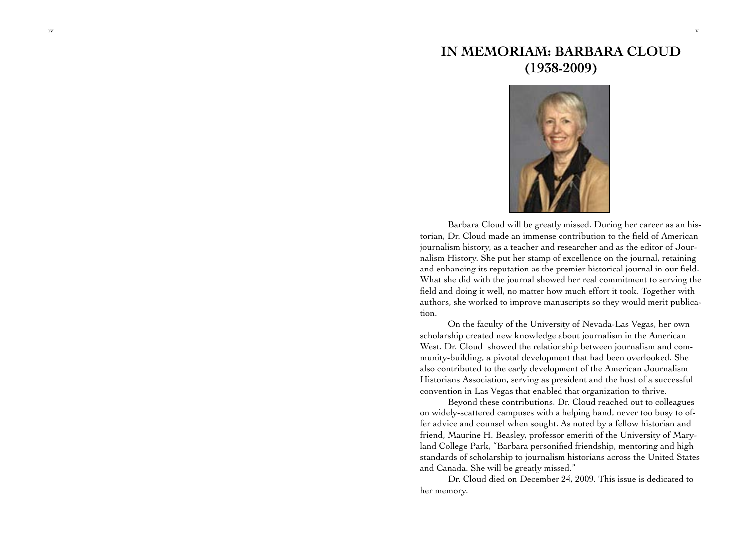# IN MEMORIAM: BARBARA CLOUD (1938-2009)

Barbara Cloud will be greatly missed. During her career as an historian, Dr. Cloud made an immense contribution to the field of American journalism history, as a teacher and researcher and as the editor of Journalism History. She put her stamp of excellence on the journal, retaining and enhancing its reputation as the premier historical journal in our field. What she did with the journal showed her real commitment to serving the field and doing it well, no matter how much effort it took. Together with authors, she worked to improve manuscripts so they would merit publication.

On the faculty of the University of Nevada-Las Vegas, her own scholarship created new knowledge about journalism in the American West. Dr. Cloud showed the relationship between journalism and community-building, a pivotal development that had been overlooked. She also contributed to the early development of the American Journalism Historians Association, serving as president and the host of a successful convention in Las Vegas that enabled that organization to thrive.

Beyond these contributions, Dr. Cloud reached out to colleagues on widely-scattered campuses with a helping hand, never too busy to offer advice and counsel when sought. As noted by a fellow historian and friend, Maurine H. Beasley, professor emeriti of the University of Maryland College Park, "Barbara personified friendship, mentoring and high standards of scholarship to journalism historians across the United States and Canada. She will be greatly missed."

Dr. Cloud died on December 24, 2009. This issue is dedicated to her memory.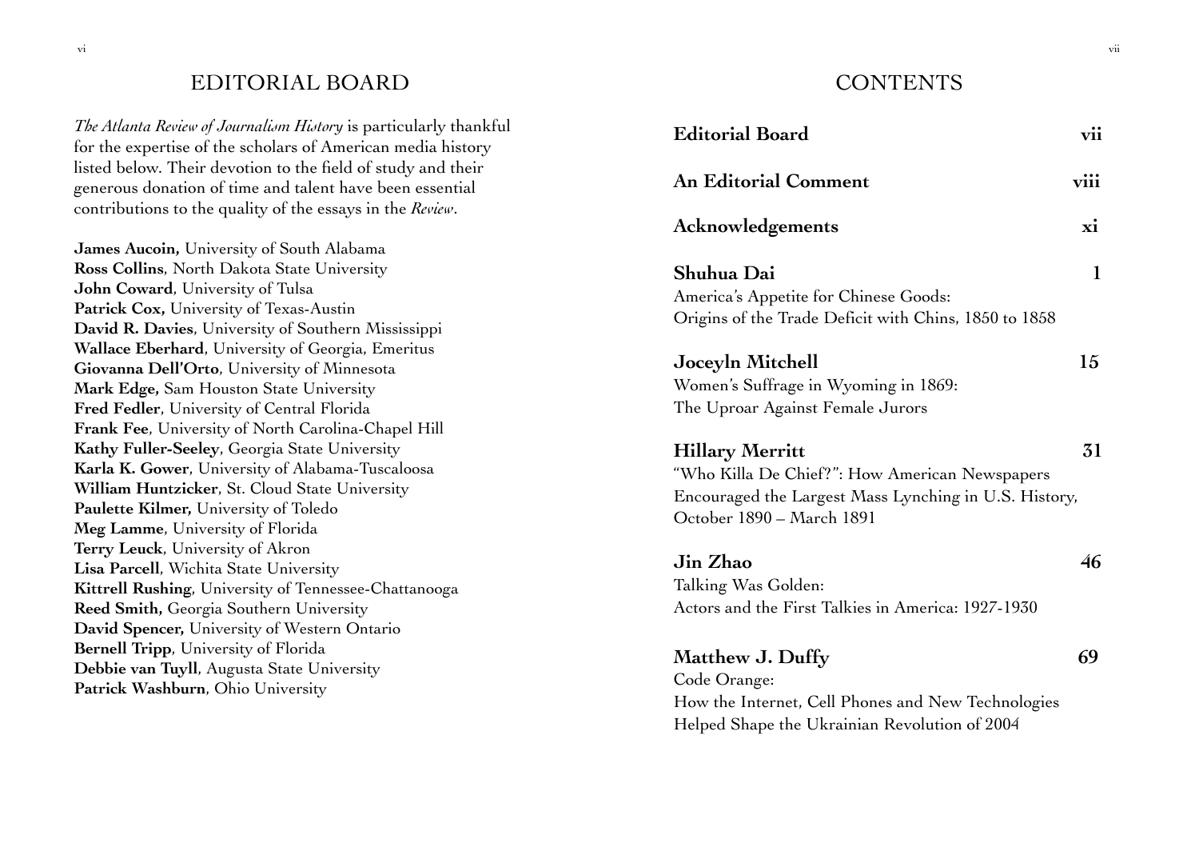## EDITORIAL BOARD

*The Atlanta Review of Journalism History* is particularly thankful for the expertise of the scholars of American media history listed below. Their devotion to the field of study and their generous donation of time and talent have been essential contributions to the quality of the essays in the *Review*.

**James Aucoin,** University of South Alabama
**Ross Collins**, North Dakota State University
**John Coward**, University of Tulsa
**Patrick Cox,** University of Texas-Austin
**David R. Davies**, University of Southern Mississippi
**Wallace Eberhard**, University of Georgia, Emeritus
**Giovanna Dell'Orto**, University of Minnesota
**Mark Edge,** Sam Houston State University
**Fred Fedler**, University of Central Florida
**Frank Fee**, University of North Carolina-Chapel Hill
**Kathy Fuller-Seeley**, Georgia State University
**Karla K. Gower**, University of Alabama-Tuscaloosa
**William Huntzicker**, St. Cloud State University
**Paulette Kilmer,** University of Toledo
**Meg Lamme**, University of Florida
**Terry Leuck**, University of Akron
**Lisa Parcell**, Wichita State University
**Kittrell Rushing**, University of Tennessee-Chattanooga
**Reed Smith,** Georgia Southern University
**David Spencer,** University of Western Ontario
**Bernell Tripp**, University of Florida
**Debbie van Tuyll**, Augusta State University
**Patrick Washburn**, Ohio University

## CONTENTS

**Editorial Board** — **vii**

**An Editorial Comment** — **viii**

**Acknowledgements** — **xi**

**Shuhua Dai** — **1**
America's Appetite for Chinese Goods:
Origins of the Trade Deficit with Chins, 1850 to 1858

**Joceyln Mitchell** — **15**
Women's Suffrage in Wyoming in 1869:
The Uproar Against Female Jurors

**Hillary Merritt** — **31**
"Who Killa De Chief?": How American Newspapers Encouraged the Largest Mass Lynching in U.S. History, October 1890 – March 1891

**Jin Zhao** — **46**
Talking Was Golden:
Actors and the First Talkies in America: 1927-1930

**Matthew J. Duffy** — **69**
Code Orange:
How the Internet, Cell Phones and New Technologies Helped Shape the Ukrainian Revolution of 2004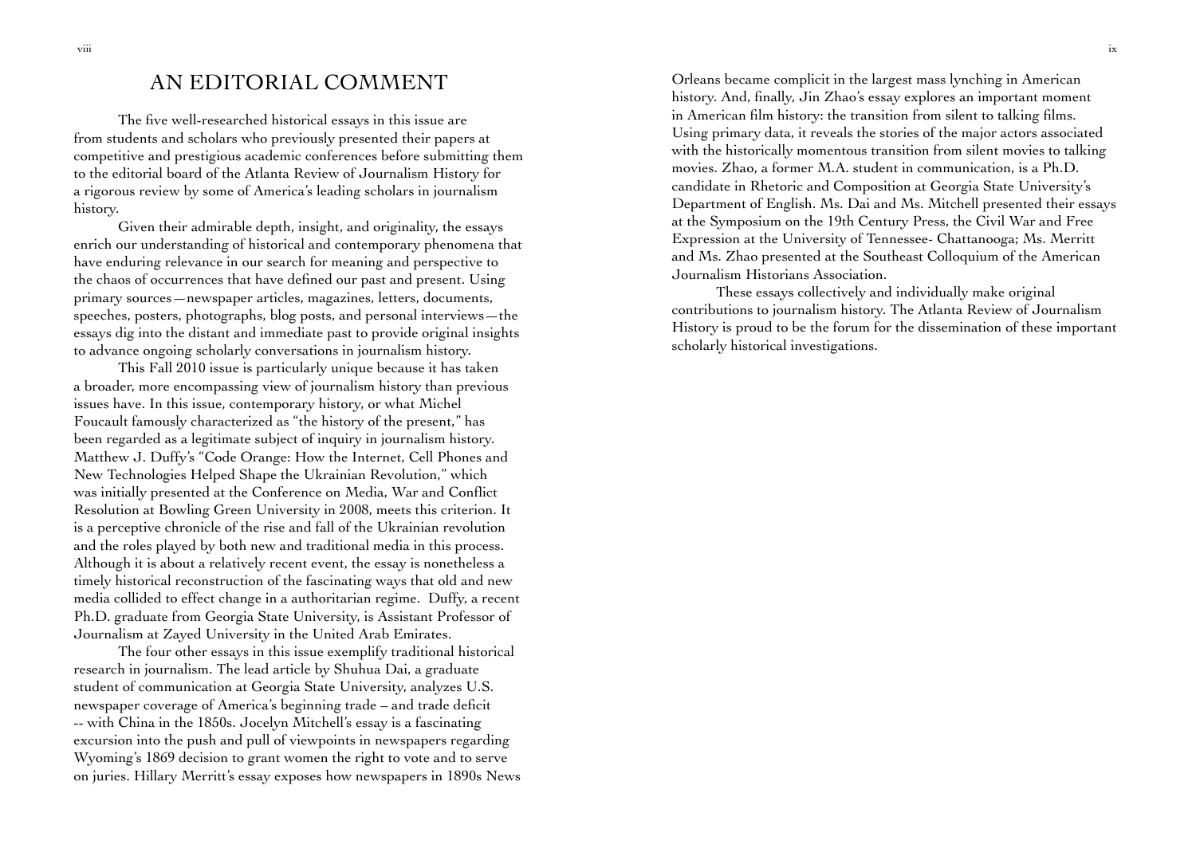# AN EDITORIAL COMMENT

The five well-researched historical essays in this issue are from students and scholars who previously presented their papers at competitive and prestigious academic conferences before submitting them to the editorial board of the Atlanta Review of Journalism History for a rigorous review by some of America's leading scholars in journalism history.

Given their admirable depth, insight, and originality, the essays enrich our understanding of historical and contemporary phenomena that have enduring relevance in our search for meaning and perspective to the chaos of occurrences that have defined our past and present. Using primary sources—newspaper articles, magazines, letters, documents, speeches, posters, photographs, blog posts, and personal interviews—the essays dig into the distant and immediate past to provide original insights to advance ongoing scholarly conversations in journalism history.

This Fall 2010 issue is particularly unique because it has taken a broader, more encompassing view of journalism history than previous issues have. In this issue, contemporary history, or what Michel Foucault famously characterized as "the history of the present," has been regarded as a legitimate subject of inquiry in journalism history. Matthew J. Duffy's "Code Orange: How the Internet, Cell Phones and New Technologies Helped Shape the Ukrainian Revolution," which was initially presented at the Conference on Media, War and Conflict Resolution at Bowling Green University in 2008, meets this criterion. It is a perceptive chronicle of the rise and fall of the Ukrainian revolution and the roles played by both new and traditional media in this process. Although it is about a relatively recent event, the essay is nonetheless a timely historical reconstruction of the fascinating ways that old and new media collided to effect change in a authoritarian regime. Duffy, a recent Ph.D. graduate from Georgia State University, is Assistant Professor of Journalism at Zayed University in the United Arab Emirates.

The four other essays in this issue exemplify traditional historical research in journalism. The lead article by Shuhua Dai, a graduate student of communication at Georgia State University, analyzes U.S. newspaper coverage of America's beginning trade – and trade deficit -- with China in the 1850s. Jocelyn Mitchell's essay is a fascinating excursion into the push and pull of viewpoints in newspapers regarding Wyoming's 1869 decision to grant women the right to vote and to serve on juries. Hillary Merritt's essay exposes how newspapers in 1890s News Orleans became complicit in the largest mass lynching in American history. And, finally, Jin Zhao's essay explores an important moment in American film history: the transition from silent to talking films. Using primary data, it reveals the stories of the major actors associated with the historically momentous transition from silent movies to talking movies. Zhao, a former M.A. student in communication, is a Ph.D. candidate in Rhetoric and Composition at Georgia State University's Department of English. Ms. Dai and Ms. Mitchell presented their essays at the Symposium on the 19th Century Press, the Civil War and Free Expression at the University of Tennessee- Chattanooga; Ms. Merritt and Ms. Zhao presented at the Southeast Colloquium of the American Journalism Historians Association.

These essays collectively and individually make original contributions to journalism history. The Atlanta Review of Journalism History is proud to be the forum for the dissemination of these important scholarly historical investigations.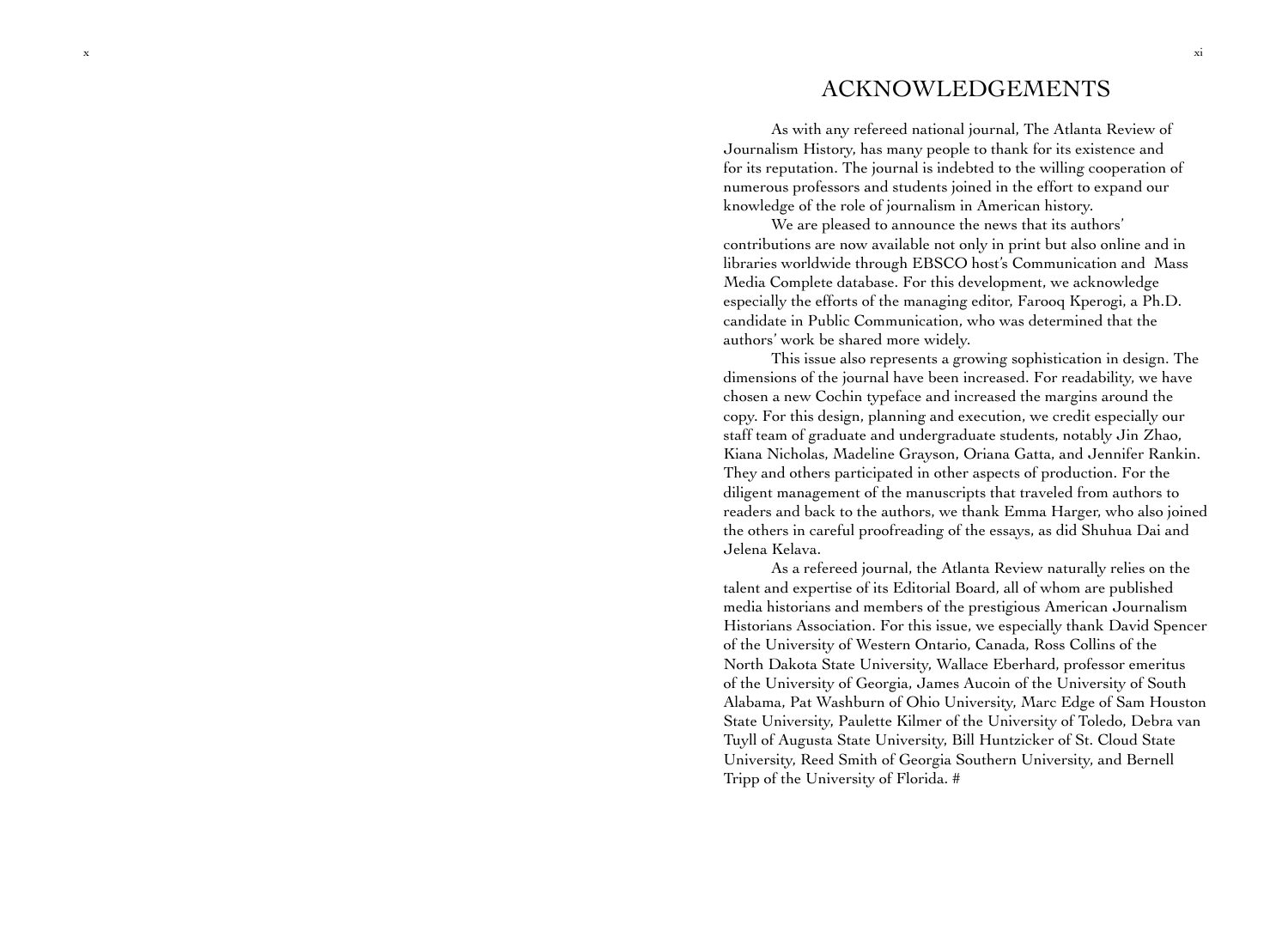# ACKNOWLEDGEMENTS

As with any refereed national journal, The Atlanta Review of Journalism History, has many people to thank for its existence and for its reputation. The journal is indebted to the willing cooperation of numerous professors and students joined in the effort to expand our knowledge of the role of journalism in American history.

We are pleased to announce the news that its authors' contributions are now available not only in print but also online and in libraries worldwide through EBSCO host's Communication and Mass Media Complete database. For this development, we acknowledge especially the efforts of the managing editor, Farooq Kperogi, a Ph.D. candidate in Public Communication, who was determined that the authors' work be shared more widely.

This issue also represents a growing sophistication in design. The dimensions of the journal have been increased. For readability, we have chosen a new Cochin typeface and increased the margins around the copy. For this design, planning and execution, we credit especially our staff team of graduate and undergraduate students, notably Jin Zhao, Kiana Nicholas, Madeline Grayson, Oriana Gatta, and Jennifer Rankin. They and others participated in other aspects of production. For the diligent management of the manuscripts that traveled from authors to readers and back to the authors, we thank Emma Harger, who also joined the others in careful proofreading of the essays, as did Shuhua Dai and Jelena Kelava.

As a refereed journal, the Atlanta Review naturally relies on the talent and expertise of its Editorial Board, all of whom are published media historians and members of the prestigious American Journalism Historians Association. For this issue, we especially thank David Spencer of the University of Western Ontario, Canada, Ross Collins of the North Dakota State University, Wallace Eberhard, professor emeritus of the University of Georgia, James Aucoin of the University of South Alabama, Pat Washburn of Ohio University, Marc Edge of Sam Houston State University, Paulette Kilmer of the University of Toledo, Debra van Tuyll of Augusta State University, Bill Huntzicker of St. Cloud State University, Reed Smith of Georgia Southern University, and Bernell Tripp of the University of Florida. #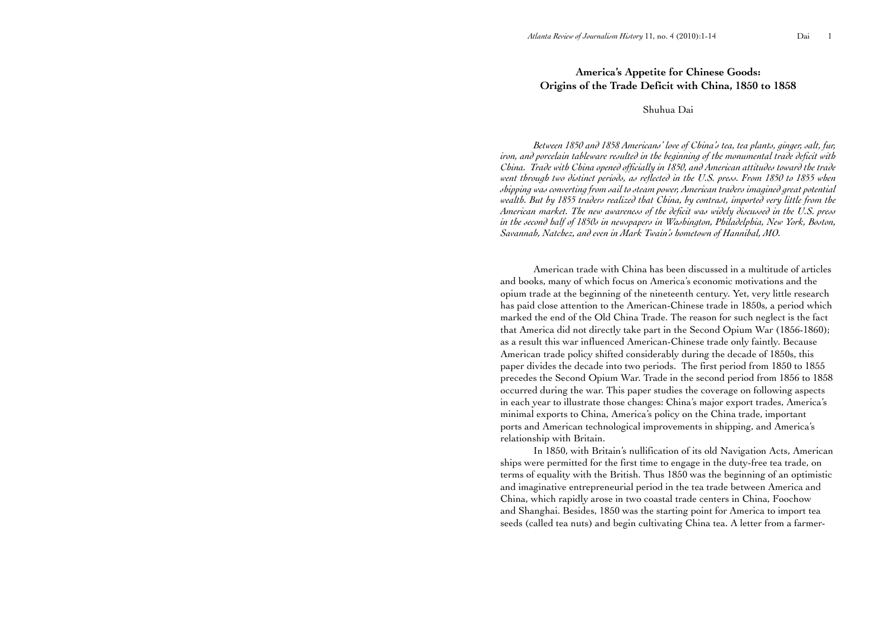# America's Appetite for Chinese Goods: Origins of the Trade Deficit with China, 1850 to 1858

Shuhua Dai

*Between 1850 and 1858 Americans' love of China's tea, tea plants, ginger, salt, fur, iron, and porcelain tableware resulted in the beginning of the monumental trade deficit with China. Trade with China opened officially in 1850, and American attitudes toward the trade went through two distinct periods, as reflected in the U.S. press. From 1850 to 1855 when shipping was converting from sail to steam power, American traders imagined great potential wealth. But by 1855 traders realized that China, by contrast, imported very little from the American market. The new awareness of the deficit was widely discussed in the U.S. press in the second half of 1850s in newspapers in Washington, Philadelphia, New York, Boston, Savannah, Natchez, and even in Mark Twain's hometown of Hannibal, MO.*

American trade with China has been discussed in a multitude of articles and books, many of which focus on America's economic motivations and the opium trade at the beginning of the nineteenth century. Yet, very little research has paid close attention to the American-Chinese trade in 1850s, a period which marked the end of the Old China Trade. The reason for such neglect is the fact that America did not directly take part in the Second Opium War (1856-1860); as a result this war influenced American-Chinese trade only faintly. Because American trade policy shifted considerably during the decade of 1850s, this paper divides the decade into two periods. The first period from 1850 to 1855 precedes the Second Opium War. Trade in the second period from 1856 to 1858 occurred during the war. This paper studies the coverage on following aspects in each year to illustrate those changes: China's major export trades, America's minimal exports to China, America's policy on the China trade, important ports and American technological improvements in shipping, and America's relationship with Britain.

In 1850, with Britain's nullification of its old Navigation Acts, American ships were permitted for the first time to engage in the duty-free tea trade, on terms of equality with the British. Thus 1850 was the beginning of an optimistic and imaginative entrepreneurial period in the tea trade between America and China, which rapidly arose in two coastal trade centers in China, Foochow and Shanghai. Besides, 1850 was the starting point for America to import tea seeds (called tea nuts) and begin cultivating China tea. A letter from a farmer-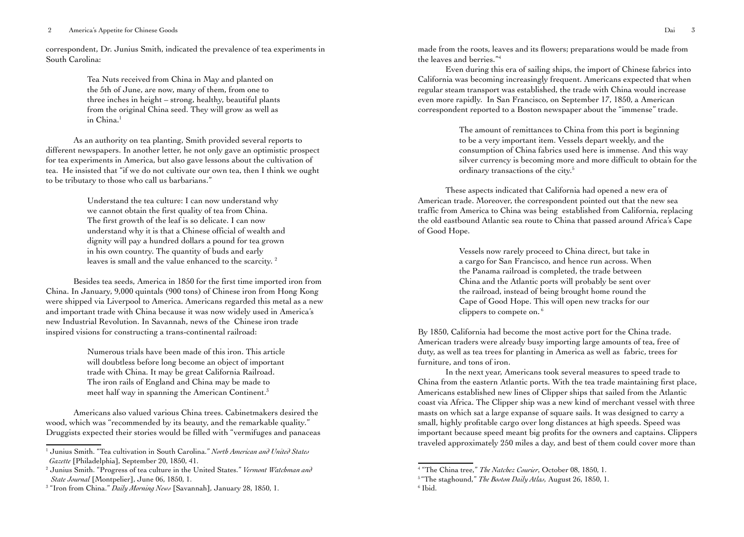correspondent, Dr. Junius Smith, indicated the prevalence of tea experiments in South Carolina:

> Tea Nuts received from China in May and planted on the 5th of June, are now, many of them, from one to three inches in height – strong, healthy, beautiful plants from the original China seed. They will grow as well as in China.[1]

As an authority on tea planting, Smith provided several reports to different newspapers. In another letter, he not only gave an optimistic prospect for tea experiments in America, but also gave lessons about the cultivation of tea. He insisted that "if we do not cultivate our own tea, then I think we ought to be tributary to those who call us barbarians."

> Understand the tea culture: I can now understand why we cannot obtain the first quality of tea from China. The first growth of the leaf is so delicate. I can now understand why it is that a Chinese official of wealth and dignity will pay a hundred dollars a pound for tea grown in his own country. The quantity of buds and early leaves is small and the value enhanced to the scarcity. [2]

Besides tea seeds, America in 1850 for the first time imported iron from China. In January, 9,000 quintals (900 tons) of Chinese iron from Hong Kong were shipped via Liverpool to America. Americans regarded this metal as a new and important trade with China because it was now widely used in America's new Industrial Revolution. In Savannah, news of the Chinese iron trade inspired visions for constructing a trans-continental railroad:

> Numerous trials have been made of this iron. This article will doubtless before long become an object of important trade with China. It may be great California Railroad. The iron rails of England and China may be made to meet half way in spanning the American Continent.[3]

Americans also valued various China trees. Cabinetmakers desired the wood, which was "recommended by its beauty, and the remarkable quality." Druggists expected their stories would be filled with "vermifuges and panaceas made from the roots, leaves and its flowers; preparations would be made from the leaves and berries."[4]

Even during this era of sailing ships, the import of Chinese fabrics into California was becoming increasingly frequent. Americans expected that when regular steam transport was established, the trade with China would increase even more rapidly. In San Francisco, on September 17, 1850, a American correspondent reported to a Boston newspaper about the "immense" trade.

> The amount of remittances to China from this port is beginning to be a very important item. Vessels depart weekly, and the consumption of China fabrics used here is immense. And this way silver currency is becoming more and more difficult to obtain for the ordinary transactions of the city.[5]

These aspects indicated that California had opened a new era of American trade. Moreover, the correspondent pointed out that the new sea traffic from America to China was being established from California, replacing the old eastbound Atlantic sea route to China that passed around Africa's Cape of Good Hope.

> Vessels now rarely proceed to China direct, but take in a cargo for San Francisco, and hence run across. When the Panama railroad is completed, the trade between China and the Atlantic ports will probably be sent over the railroad, instead of being brought home round the Cape of Good Hope. This will open new tracks for our clippers to compete on. [6]

By 1850, California had become the most active port for the China trade. American traders were already busy importing large amounts of tea, free of duty, as well as tea trees for planting in America as well as fabric, trees for furniture, and tons of iron.

In the next year, Americans took several measures to speed trade to China from the eastern Atlantic ports. With the tea trade maintaining first place, Americans established new lines of Clipper ships that sailed from the Atlantic coast via Africa. The Clipper ship was a new kind of merchant vessel with three masts on which sat a large expanse of square sails. It was designed to carry a small, highly profitable cargo over long distances at high speeds. Speed was important because speed meant big profits for the owners and captains. Clippers traveled approximately 250 miles a day, and best of them could cover more than

---

[1] Junius Smith. "Tea cultivation in South Carolina." *North American and United States Gazette* [Philadelphia], September 20, 1850, 41.

[2] Junius Smith. "Progress of tea culture in the United States." *Vermont Watchman and State Journal* [Montpelier], June 06, 1850, 1.

[3] "Iron from China." *Daily Morning News* [Savannah], January 28, 1850, 1.

[4] "The China tree," *The Natchez Courier*, October 08, 1850, 1.

[5] "The staghound," *The Boston Daily Atlas,* August 26, 1850, 1.

[6] Ibid.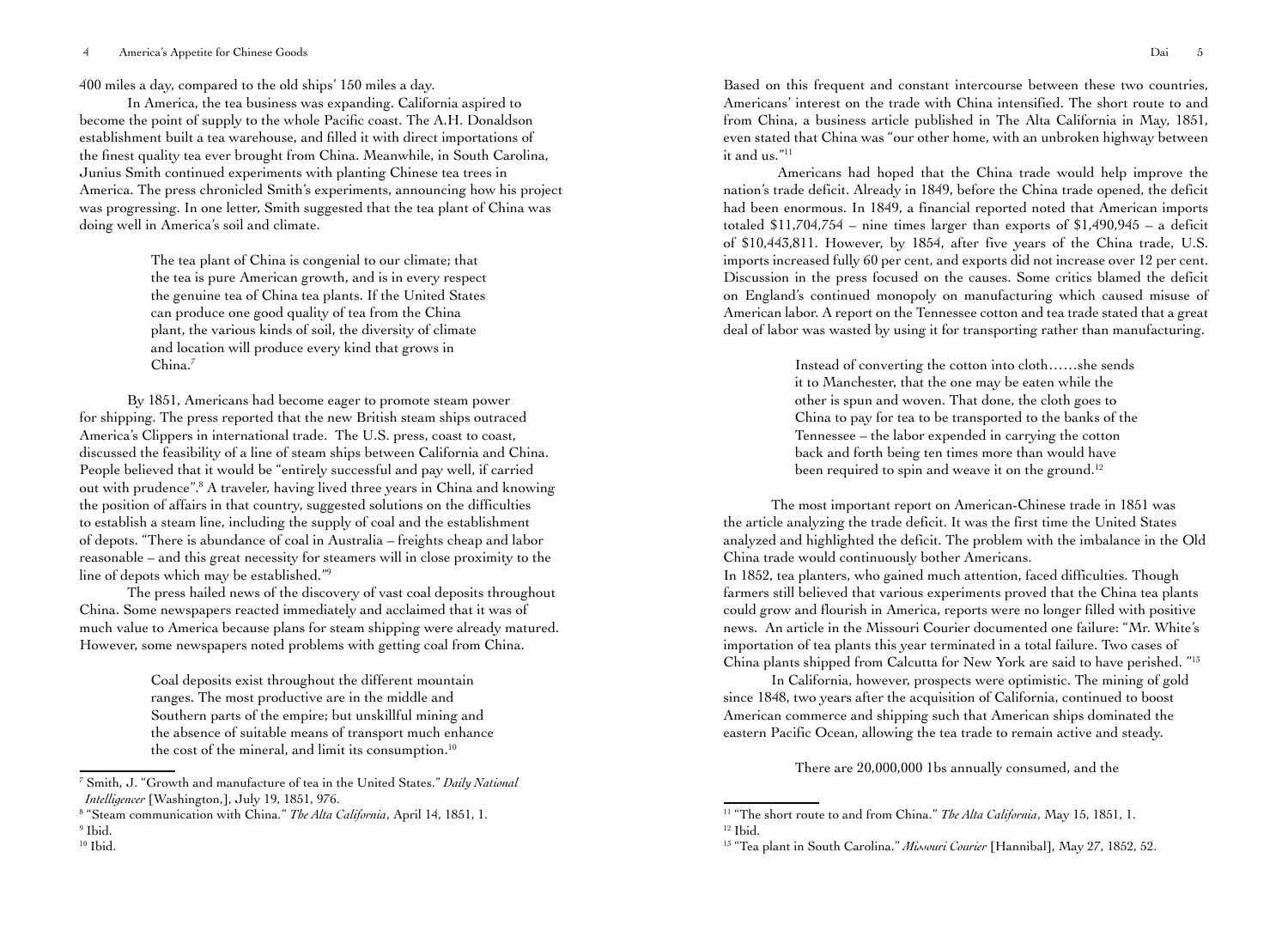400 miles a day, compared to the old ships' 150 miles a day.

In America, the tea business was expanding. California aspired to become the point of supply to the whole Pacific coast. The A.H. Donaldson establishment built a tea warehouse, and filled it with direct importations of the finest quality tea ever brought from China. Meanwhile, in South Carolina, Junius Smith continued experiments with planting Chinese tea trees in America. The press chronicled Smith's experiments, announcing how his project was progressing. In one letter, Smith suggested that the tea plant of China was doing well in America's soil and climate.

> The tea plant of China is congenial to our climate; that the tea is pure American growth, and is in every respect the genuine tea of China tea plants. If the United States can produce one good quality of tea from the China plant, the various kinds of soil, the diversity of climate and location will produce every kind that grows in China.[7]

By 1851, Americans had become eager to promote steam power for shipping. The press reported that the new British steam ships outraced America's Clippers in international trade. The U.S. press, coast to coast, discussed the feasibility of a line of steam ships between California and China. People believed that it would be "entirely successful and pay well, if carried out with prudence".[8] A traveler, having lived three years in China and knowing the position of affairs in that country, suggested solutions on the difficulties to establish a steam line, including the supply of coal and the establishment of depots. "There is abundance of coal in Australia – freights cheap and labor reasonable – and this great necessity for steamers will in close proximity to the line of depots which may be established."[9]

The press hailed news of the discovery of vast coal deposits throughout China. Some newspapers reacted immediately and acclaimed that it was of much value to America because plans for steam shipping were already matured. However, some newspapers noted problems with getting coal from China.

> Coal deposits exist throughout the different mountain ranges. The most productive are in the middle and Southern parts of the empire; but unskillful mining and the absence of suitable means of transport much enhance the cost of the mineral, and limit its consumption.[10]

[7] Smith, J. "Growth and manufacture of tea in the United States." *Daily National Intelligencer* [Washington,], July 19, 1851, 976.

[8] "Steam communication with China." *The Alta California*, April 14, 1851, 1.

[9] Ibid.

[10] Ibid.

Based on this frequent and constant intercourse between these two countries, Americans' interest on the trade with China intensified. The short route to and from China, a business article published in The Alta California in May, 1851, even stated that China was "our other home, with an unbroken highway between it and us."[11]

Americans had hoped that the China trade would help improve the nation's trade deficit. Already in 1849, before the China trade opened, the deficit had been enormous. In 1849, a financial reported noted that American imports totaled \$11,704,754 – nine times larger than exports of \$1,490,945 – a deficit of \$10,443,811. However, by 1854, after five years of the China trade, U.S. imports increased fully 60 per cent, and exports did not increase over 12 per cent. Discussion in the press focused on the causes. Some critics blamed the deficit on England's continued monopoly on manufacturing which caused misuse of American labor. A report on the Tennessee cotton and tea trade stated that a great deal of labor was wasted by using it for transporting rather than manufacturing.

> Instead of converting the cotton into cloth……she sends it to Manchester, that the one may be eaten while the other is spun and woven. That done, the cloth goes to China to pay for tea to be transported to the banks of the Tennessee – the labor expended in carrying the cotton back and forth being ten times more than would have been required to spin and weave it on the ground.[12]

The most important report on American-Chinese trade in 1851 was the article analyzing the trade deficit. It was the first time the United States analyzed and highlighted the deficit. The problem with the imbalance in the Old China trade would continuously bother Americans.

In 1852, tea planters, who gained much attention, faced difficulties. Though farmers still believed that various experiments proved that the China tea plants could grow and flourish in America, reports were no longer filled with positive news. An article in the Missouri Courier documented one failure: "Mr. White's importation of tea plants this year terminated in a total failure. Two cases of China plants shipped from Calcutta for New York are said to have perished. "[13]

In California, however, prospects were optimistic. The mining of gold since 1848, two years after the acquisition of California, continued to boost American commerce and shipping such that American ships dominated the eastern Pacific Ocean, allowing the tea trade to remain active and steady.

> There are 20,000,000 1bs annually consumed, and the

[11] "The short route to and from China." *The Alta California*, May 15, 1851, 1.

[12] Ibid.

[13] "Tea plant in South Carolina." *Missouri Courier* [Hannibal], May 27, 1852, 52.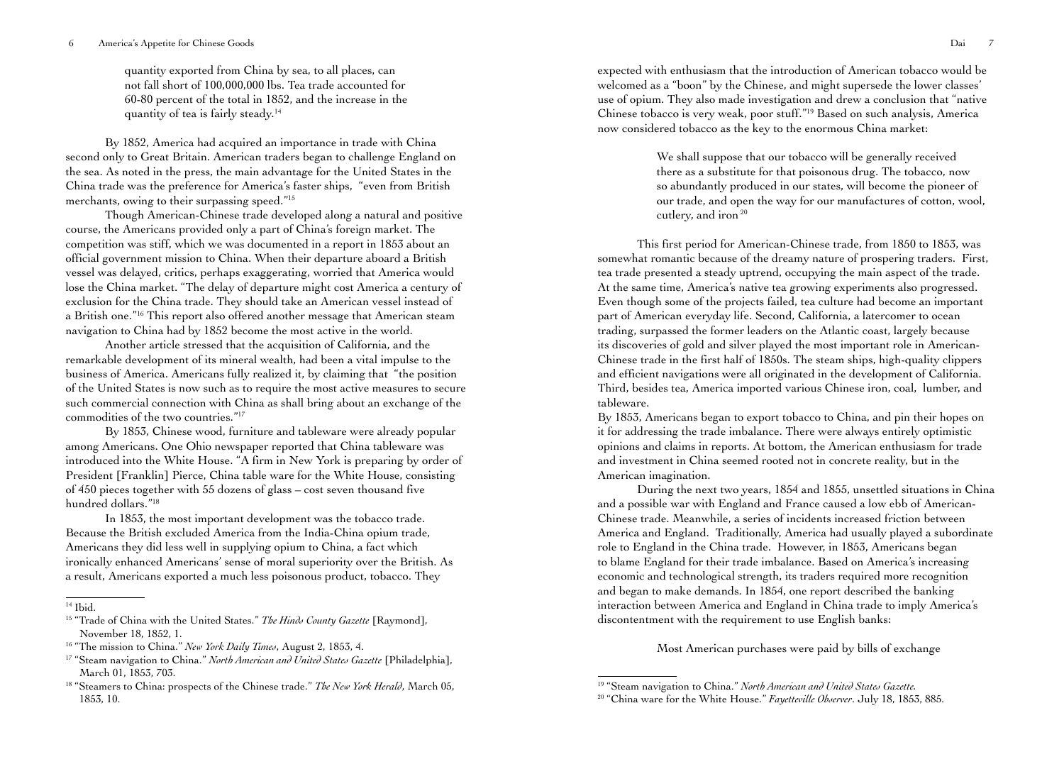quantity exported from China by sea, to all places, can not fall short of 100,000,000 lbs. Tea trade accounted for 60-80 percent of the total in 1852, and the increase in the quantity of tea is fairly steady.[14]

By 1852, America had acquired an importance in trade with China second only to Great Britain. American traders began to challenge England on the sea. As noted in the press, the main advantage for the United States in the China trade was the preference for America's faster ships, "even from British merchants, owing to their surpassing speed."[15]

Though American-Chinese trade developed along a natural and positive course, the Americans provided only a part of China's foreign market. The competition was stiff, which we was documented in a report in 1853 about an official government mission to China. When their departure aboard a British vessel was delayed, critics, perhaps exaggerating, worried that America would lose the China market. "The delay of departure might cost America a century of exclusion for the China trade. They should take an American vessel instead of a British one."[16] This report also offered another message that American steam navigation to China had by 1852 become the most active in the world.

Another article stressed that the acquisition of California, and the remarkable development of its mineral wealth, had been a vital impulse to the business of America. Americans fully realized it, by claiming that "the position of the United States is now such as to require the most active measures to secure such commercial connection with China as shall bring about an exchange of the commodities of the two countries."[17]

By 1853, Chinese wood, furniture and tableware were already popular among Americans. One Ohio newspaper reported that China tableware was introduced into the White House. "A firm in New York is preparing by order of President [Franklin] Pierce, China table ware for the White House, consisting of 450 pieces together with 55 dozens of glass – cost seven thousand five hundred dollars."[18]

In 1853, the most important development was the tobacco trade. Because the British excluded America from the India-China opium trade, Americans they did less well in supplying opium to China, a fact which ironically enhanced Americans' sense of moral superiority over the British. As a result, Americans exported a much less poisonous product, tobacco. They expected with enthusiasm that the introduction of American tobacco would be welcomed as a "boon" by the Chinese, and might supersede the lower classes' use of opium. They also made investigation and drew a conclusion that "native Chinese tobacco is very weak, poor stuff."[19] Based on such analysis, America now considered tobacco as the key to the enormous China market:

> We shall suppose that our tobacco will be generally received there as a substitute for that poisonous drug. The tobacco, now so abundantly produced in our states, will become the pioneer of our trade, and open the way for our manufactures of cotton, wool, cutlery, and iron[20]

This first period for American-Chinese trade, from 1850 to 1853, was somewhat romantic because of the dreamy nature of prospering traders. First, tea trade presented a steady uptrend, occupying the main aspect of the trade. At the same time, America's native tea growing experiments also progressed. Even though some of the projects failed, tea culture had become an important part of American everyday life. Second, California, a latercomer to ocean trading, surpassed the former leaders on the Atlantic coast, largely because its discoveries of gold and silver played the most important role in American-Chinese trade in the first half of 1850s. The steam ships, high-quality clippers and efficient navigations were all originated in the development of California. Third, besides tea, America imported various Chinese iron, coal, lumber, and tableware.

By 1853, Americans began to export tobacco to China, and pin their hopes on it for addressing the trade imbalance. There were always entirely optimistic opinions and claims in reports. At bottom, the American enthusiasm for trade and investment in China seemed rooted not in concrete reality, but in the American imagination.

During the next two years, 1854 and 1855, unsettled situations in China and a possible war with England and France caused a low ebb of American-Chinese trade. Meanwhile, a series of incidents increased friction between America and England. Traditionally, America had usually played a subordinate role to England in the China trade. However, in 1853, Americans began to blame England for their trade imbalance. Based on America's increasing economic and technological strength, its traders required more recognition and began to make demands. In 1854, one report described the banking interaction between America and England in China trade to imply America's discontentment with the requirement to use English banks:

> Most American purchases were paid by bills of exchange

---

[14] Ibid.

[15] "Trade of China with the United States." *The Hinds County Gazette* [Raymond], November 18, 1852, 1.

[16] "The mission to China." *New York Daily Times*, August 2, 1853, 4.

[17] "Steam navigation to China." *North American and United States Gazette* [Philadelphia], March 01, 1853, 703.

[18] "Steamers to China: prospects of the Chinese trade." *The New York Herald*, March 05, 1853, 10.

[19] "Steam navigation to China." *North American and United States Gazette*.

[20] "China ware for the White House." *Fayetteville Observer*. July 18, 1853, 885.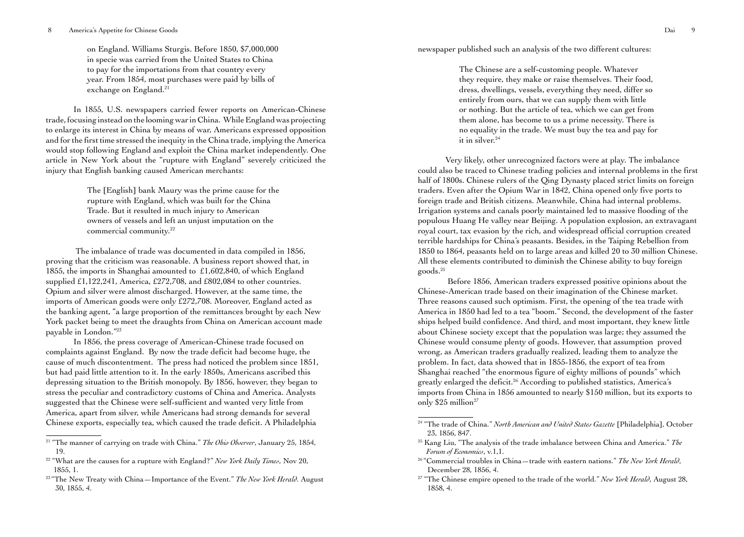on England. Williams Sturgis. Before 1850, $7,000,000 in specie was carried from the United States to China to pay for the importations from that country every year. From 1854, most purchases were paid by bills of exchange on England.[21]

In 1855, U.S. newspapers carried fewer reports on American-Chinese trade, focusing instead on the looming war in China. While England was projecting to enlarge its interest in China by means of war, Americans expressed opposition and for the first time stressed the inequity in the China trade, implying the America would stop following England and exploit the China market independently. One article in New York about the "rupture with England" severely criticized the injury that English banking caused American merchants:

> The [English] bank Maury was the prime cause for the rupture with England, which was built for the China Trade. But it resulted in much injury to American owners of vessels and left an unjust imputation on the commercial community.[22]

The imbalance of trade was documented in data compiled in 1856, proving that the criticism was reasonable. A business report showed that, in 1855, the imports in Shanghai amounted to £1,602,840, of which England supplied £1,122,241, America, £272,708, and £802,084 to other countries. Opium and silver were almost discharged. However, at the same time, the imports of American goods were only £272,708. Moreover, England acted as the banking agent, "a large proportion of the remittances brought by each New York packet being to meet the draughts from China on American account made payable in London."[23]

In 1856, the press coverage of American-Chinese trade focused on complaints against England. By now the trade deficit had become huge, the cause of much discontentment. The press had noticed the problem since 1851, but had paid little attention to it. In the early 1850s, Americans ascribed this depressing situation to the British monopoly. By 1856, however, they began to stress the peculiar and contradictory customs of China and America. Analysts suggested that the Chinese were self-sufficient and wanted very little from America, apart from silver, while Americans had strong demands for several Chinese exports, especially tea, which caused the trade deficit. A Philadelphia newspaper published such an analysis of the two different cultures:

> The Chinese are a self-customing people. Whatever they require, they make or raise themselves. Their food, dress, dwellings, vessels, everything they need, differ so entirely from ours, that we can supply them with little or nothing. But the article of tea, which we can get from them alone, has become to us a prime necessity. There is no equality in the trade. We must buy the tea and pay for it in silver.[24]

Very likely, other unrecognized factors were at play. The imbalance could also be traced to Chinese trading policies and internal problems in the first half of 1800s. Chinese rulers of the Qing Dynasty placed strict limits on foreign traders. Even after the Opium War in 1842, China opened only five ports to foreign trade and British citizens. Meanwhile, China had internal problems. Irrigation systems and canals poorly maintained led to massive flooding of the populous Huang He valley near Beijing. A population explosion, an extravagant royal court, tax evasion by the rich, and widespread official corruption created terrible hardships for China's peasants. Besides, in the Taiping Rebellion from 1850 to 1864, peasants held on to large areas and killed 20 to 30 million Chinese. All these elements contributed to diminish the Chinese ability to buy foreign goods.[25]

Before 1856, American traders expressed positive opinions about the Chinese-American trade based on their imagination of the Chinese market. Three reasons caused such optimism. First, the opening of the tea trade with America in 1850 had led to a tea "boom." Second, the development of the faster ships helped build confidence. And third, and most important, they knew little about Chinese society except that the population was large; they assumed the Chinese would consume plenty of goods. However, that assumption proved wrong, as American traders gradually realized, leading them to analyze the problem. In fact, data showed that in 1855-1856, the export of tea from Shanghai reached "the enormous figure of eighty millions of pounds" which greatly enlarged the deficit.[26] According to published statistics, America's imports from China in 1856 amounted to nearly $150 million, but its exports to only $25 million[27]

---

[21] "The manner of carrying on trade with China." *The Ohio Observer*, January 25, 1854, 19.

[22] "What are the causes for a rupture with England?" *New York Daily Times*, Nov 20, 1855, 1.

[23] "The New Treaty with China—Importance of the Event." *The New York Herald*. August 30, 1855, 4.

[24] "The trade of China." *North American and United States Gazette* [Philadelphia], October 23, 1856, 847.

[25] Kang Liu, "The analysis of the trade imbalance between China and America." *The Forum of Economics*, v.1,1.

[26] "Commercial troubles in China—trade with eastern nations." *The New York Herald*, December 28, 1856, 4.

[27] "The Chinese empire opened to the trade of the world." *New York Herald*, August 28, 1858, 4.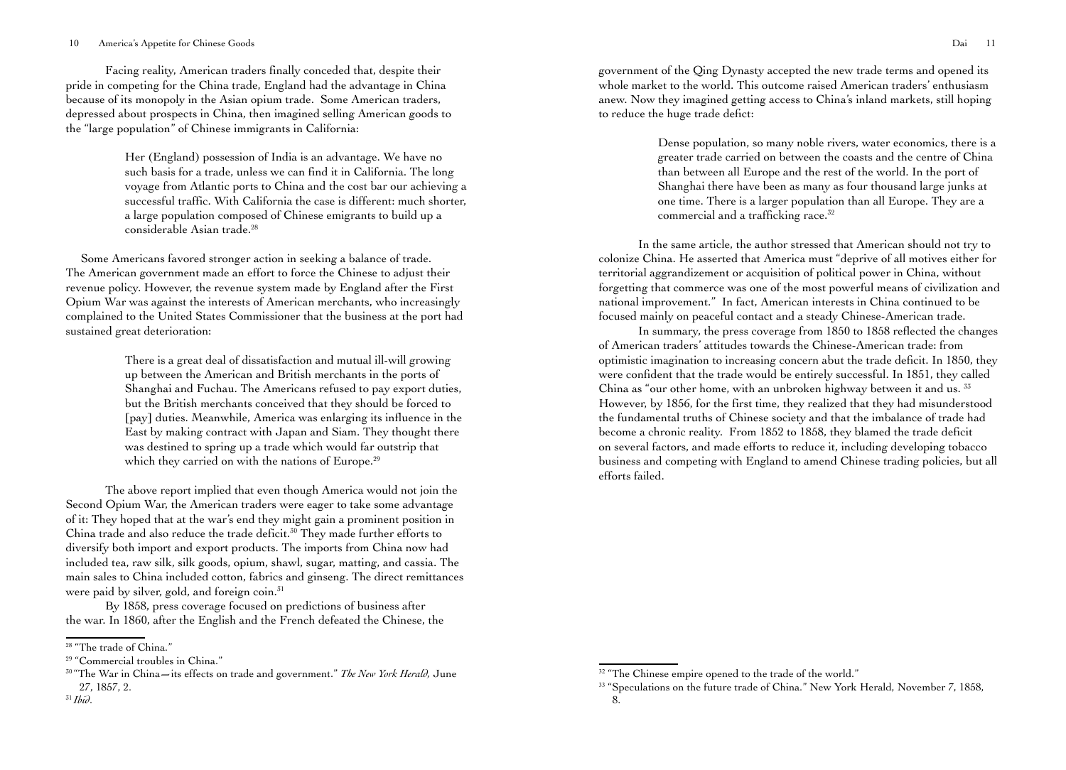Facing reality, American traders finally conceded that, despite their pride in competing for the China trade, England had the advantage in China because of its monopoly in the Asian opium trade. Some American traders, depressed about prospects in China, then imagined selling American goods to the "large population" of Chinese immigrants in California:

> Her (England) possession of India is an advantage. We have no such basis for a trade, unless we can find it in California. The long voyage from Atlantic ports to China and the cost bar our achieving a successful traffic. With California the case is different: much shorter, a large population composed of Chinese emigrants to build up a considerable Asian trade.[28]

Some Americans favored stronger action in seeking a balance of trade. The American government made an effort to force the Chinese to adjust their revenue policy. However, the revenue system made by England after the First Opium War was against the interests of American merchants, who increasingly complained to the United States Commissioner that the business at the port had sustained great deterioration:

> There is a great deal of dissatisfaction and mutual ill-will growing up between the American and British merchants in the ports of Shanghai and Fuchau. The Americans refused to pay export duties, but the British merchants conceived that they should be forced to [pay] duties. Meanwhile, America was enlarging its influence in the East by making contract with Japan and Siam. They thought there was destined to spring up a trade which would far outstrip that which they carried on with the nations of Europe.[29]

The above report implied that even though America would not join the Second Opium War, the American traders were eager to take some advantage of it: They hoped that at the war's end they might gain a prominent position in China trade and also reduce the trade deficit.[30] They made further efforts to diversify both import and export products. The imports from China now had included tea, raw silk, silk goods, opium, shawl, sugar, matting, and cassia. The main sales to China included cotton, fabrics and ginseng. The direct remittances were paid by silver, gold, and foreign coin.[31]

By 1858, press coverage focused on predictions of business after the war. In 1860, after the English and the French defeated the Chinese, the government of the Qing Dynasty accepted the new trade terms and opened its whole market to the world. This outcome raised American traders' enthusiasm anew. Now they imagined getting access to China's inland markets, still hoping to reduce the huge trade deficit:

> Dense population, so many noble rivers, water economics, there is a greater trade carried on between the coasts and the centre of China than between all Europe and the rest of the world. In the port of Shanghai there have been as many as four thousand large junks at one time. There is a larger population than all Europe. They are a commercial and a trafficking race.[32]

In the same article, the author stressed that American should not try to colonize China. He asserted that America must "deprive of all motives either for territorial aggrandizement or acquisition of political power in China, without forgetting that commerce was one of the most powerful means of civilization and national improvement." In fact, American interests in China continued to be focused mainly on peaceful contact and a steady Chinese-American trade.

In summary, the press coverage from 1850 to 1858 reflected the changes of American traders' attitudes towards the Chinese-American trade: from optimistic imagination to increasing concern abut the trade deficit. In 1850, they were confident that the trade would be entirely successful. In 1851, they called China as "our other home, with an unbroken highway between it and us. [33] However, by 1856, for the first time, they realized that they had misunderstood the fundamental truths of Chinese society and that the imbalance of trade had become a chronic reality. From 1852 to 1858, they blamed the trade deficit on several factors, and made efforts to reduce it, including developing tobacco business and competing with England to amend Chinese trading policies, but all efforts failed.

---

[28] "The trade of China."

[29] "Commercial troubles in China."

[30] "The War in China—its effects on trade and government." *The New York Herald,* June 27, 1857, 2.

[31] *Ibid*.

[32] "The Chinese empire opened to the trade of the world."

[33] "Speculations on the future trade of China." New York Herald, November 7, 1858, 8.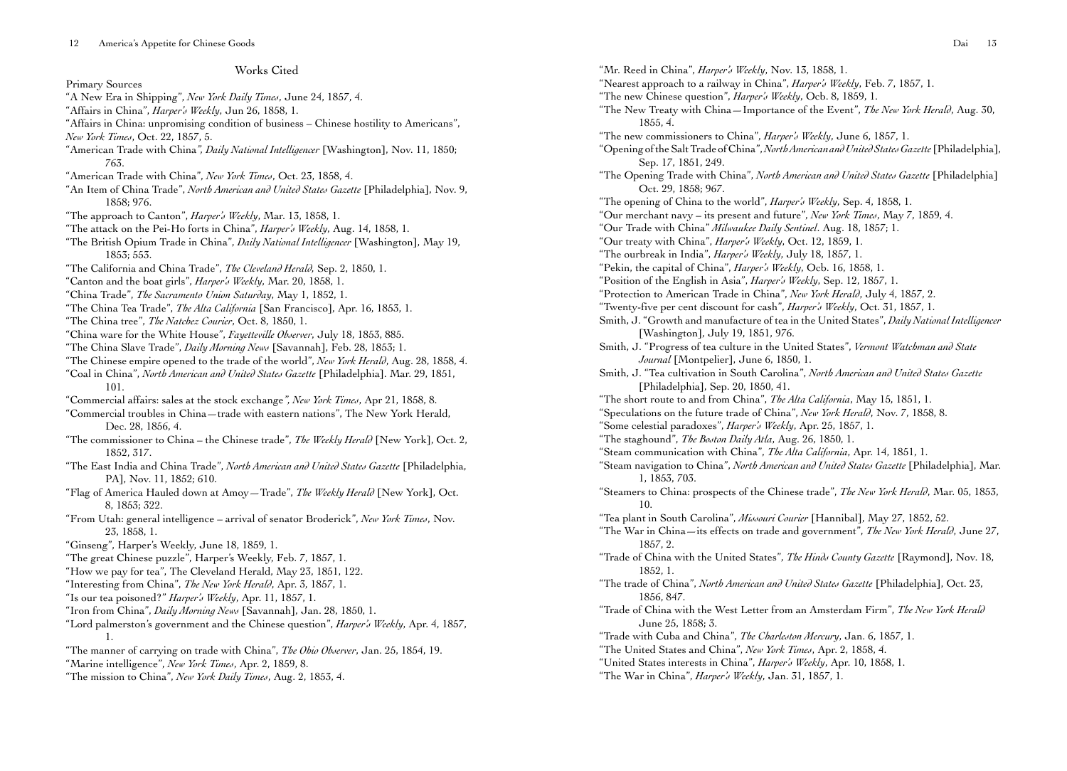## Works Cited

Primary Sources

"A New Era in Shipping", *New York Daily Times*, June 24, 1857, 4.

"Affairs in China", *Harper's Weekly*, Jun 26, 1858, 1.

"Affairs in China: unpromising condition of business – Chinese hostility to Americans", *New York Times*, Oct. 22, 1857, 5.

"American Trade with China", *Daily National Intelligencer* [Washington], Nov. 11, 1850; 763.

"American Trade with China", *New York Times*, Oct. 23, 1858, 4.

"An Item of China Trade", *North American and United States Gazette* [Philadelphia], Nov. 9, 1858; 976.

"The approach to Canton", *Harper's Weekly*, Mar. 13, 1858, 1.

"The attack on the Pei-Ho forts in China", *Harper's Weekly*, Aug. 14, 1858, 1.

"The British Opium Trade in China", *Daily National Intelligencer* [Washington], May 19, 1853; 553.

"The California and China Trade", *The Cleveland Herald*, Sep. 2, 1850, 1.

"Canton and the boat girls", *Harper's Weekly*, Mar. 20, 1858, 1.

"China Trade", *The Sacramento Union Saturday*, May 1, 1852, 1.

"The China Tea Trade", *The Alta California* [San Francisco], Apr. 16, 1853, 1.

"The China tree", *The Natchez Courier*, Oct. 8, 1850, 1.

"China ware for the White House", *Fayetteville Observer*, July 18, 1853, 885.

"The China Slave Trade", *Daily Morning News* [Savannah], Feb. 28, 1853; 1.

"The Chinese empire opened to the trade of the world", *New York Herald*, Aug. 28, 1858, 4.

"Coal in China", *North American and United States Gazette* [Philadelphia]. Mar. 29, 1851, 101.

"Commercial affairs: sales at the stock exchange", *New York Times*, Apr 21, 1858, 8.

"Commercial troubles in China—trade with eastern nations", The New York Herald, Dec. 28, 1856, 4.

"The commissioner to China – the Chinese trade", *The Weekly Herald* [New York], Oct. 2, 1852, 317.

"The East India and China Trade", *North American and United States Gazette* [Philadelphia, PA], Nov. 11, 1852; 610.

"Flag of America Hauled down at Amoy—Trade", *The Weekly Herald* [New York], Oct. 8, 1853; 322.

"From Utah: general intelligence – arrival of senator Broderick", *New York Times*, Nov. 23, 1858, 1.

"Ginseng", Harper's Weekly, June 18, 1859, 1.

"The great Chinese puzzle", Harper's Weekly, Feb. 7, 1857, 1.

"How we pay for tea", The Cleveland Herald, May 23, 1851, 122.

"Interesting from China", *The New York Herald*, Apr. 3, 1857, 1.

"Is our tea poisoned?" *Harper's Weekly*, Apr. 11, 1857, 1.

"Iron from China", *Daily Morning News* [Savannah], Jan. 28, 1850, 1.

"Lord palmerston's government and the Chinese question", *Harper's Weekly*, Apr. 4, 1857, 1.

"The manner of carrying on trade with China", *The Ohio Observer*, Jan. 25, 1854, 19.

"Marine intelligence", *New York Times*, Apr. 2, 1859, 8.

"The mission to China", *New York Daily Times*, Aug. 2, 1853, 4.

"Mr. Reed in China", *Harper's Weekly*, Nov. 13, 1858, 1.

"Nearest approach to a railway in China", *Harper's Weekly*, Feb. 7, 1857, 1.

"The new Chinese question", *Harper's Weekly*, Ocb. 8, 1859, 1.

"The New Treaty with China—Importance of the Event", *The New York Herald*, Aug. 30, 1855, 4.

"The new commissioners to China", *Harper's Weekly*, June 6, 1857, 1.

"Opening of the Salt Trade of China", *North American and United States Gazette* [Philadelphia], Sep. 17, 1851, 249.

"The Opening Trade with China", *North American and United States Gazette* [Philadelphia] Oct. 29, 1858; 967.

"The opening of China to the world", *Harper's Weekly*, Sep. 4, 1858, 1.

"Our merchant navy – its present and future", *New York Times*, May 7, 1859, 4.

"Our Trade with China" *Milwaukee Daily Sentinel*. Aug. 18, 1857; 1.

"Our treaty with China", *Harper's Weekly*, Oct. 12, 1859, 1.

"The ourbreak in India", *Harper's Weekly*, July 18, 1857, 1.

"Pekin, the capital of China", *Harper's Weekly*, Ocb. 16, 1858, 1.

"Position of the English in Asia", *Harper's Weekly*, Sep. 12, 1857, 1.

"Protection to American Trade in China", *New York Herald*, July 4, 1857, 2.

"Twenty-five per cent discount for cash", *Harper's Weekly*, Oct. 31, 1857, 1.

Smith, J. "Growth and manufacture of tea in the United States", *Daily National Intelligencer* [Washington], July 19, 1851, 976.

Smith, J. "Progress of tea culture in the United States", *Vermont Watchman and State Journal* [Montpelier], June 6, 1850, 1.

Smith, J. "Tea cultivation in South Carolina", *North American and United States Gazette* [Philadelphia], Sep. 20, 1850, 41.

"The short route to and from China", *The Alta California*, May 15, 1851, 1.

"Speculations on the future trade of China", *New York Herald*, Nov. 7, 1858, 8.

"Some celestial paradoxes", *Harper's Weekly*, Apr. 25, 1857, 1.

"The staghound", *The Boston Daily Atla*, Aug. 26, 1850, 1.

"Steam communication with China", *The Alta California*, Apr. 14, 1851, 1.

"Steam navigation to China", *North American and United States Gazette* [Philadelphia], Mar. 1, 1853, 703.

"Steamers to China: prospects of the Chinese trade", *The New York Herald*, Mar. 05, 1853, 10.

"Tea plant in South Carolina", *Missouri Courier* [Hannibal], May 27, 1852, 52.

"The War in China—its effects on trade and government", *The New York Herald*, June 27, 1857, 2.

"Trade of China with the United States", *The Hinds County Gazette* [Raymond], Nov. 18, 1852, 1.

"The trade of China", *North American and United States Gazette* [Philadelphia], Oct. 23, 1856, 847.

"Trade of China with the West Letter from an Amsterdam Firm", *The New York Herald* June 25, 1858; 3.

"Trade with Cuba and China", *The Charleston Mercury*, Jan. 6, 1857, 1.

"The United States and China", *New York Times*, Apr. 2, 1858, 4.

"United States interests in China", *Harper's Weekly*, Apr. 10, 1858, 1.

"The War in China", *Harper's Weekly*, Jan. 31, 1857, 1.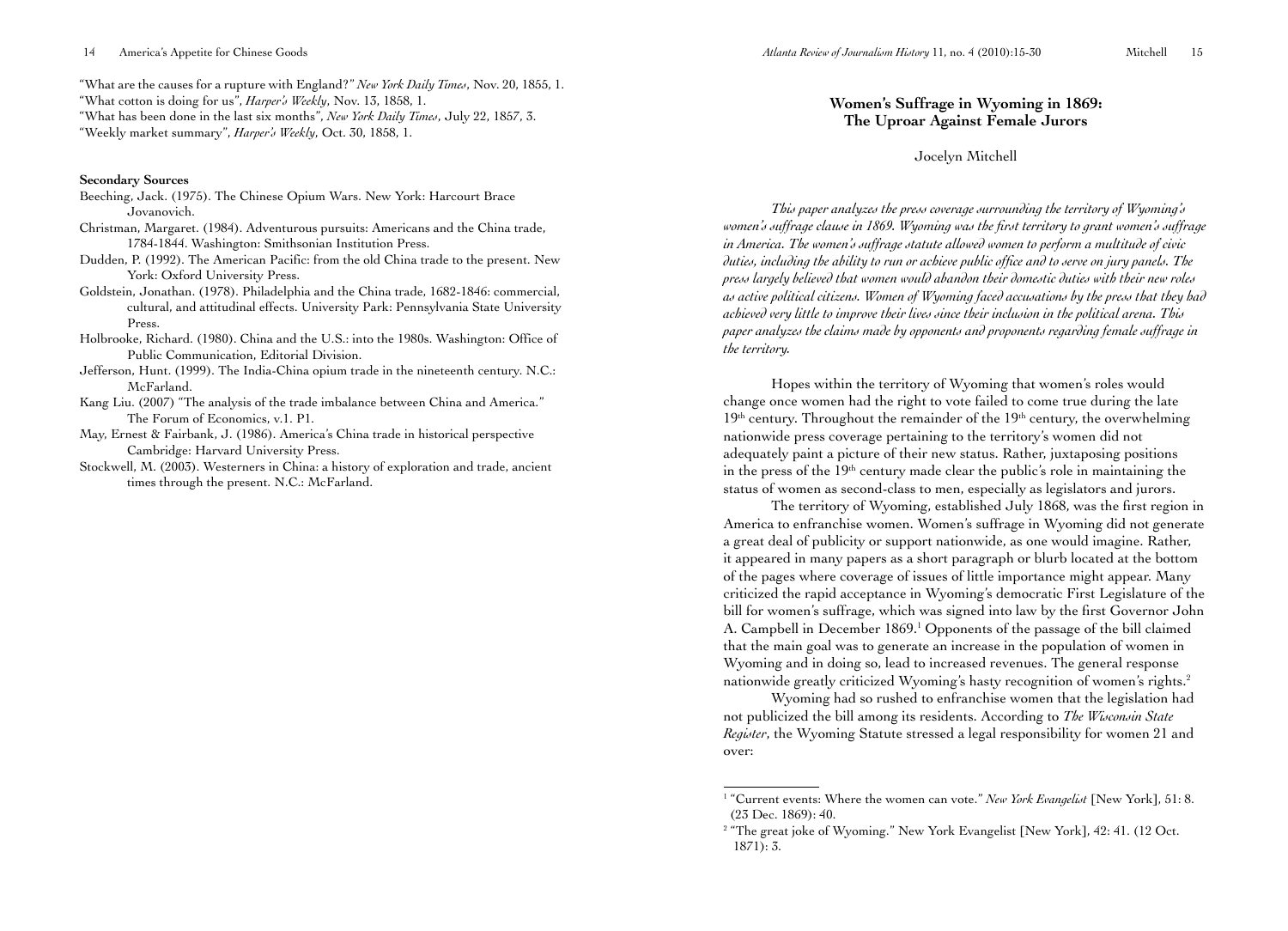"What are the causes for a rupture with England?" *New York Daily Times*, Nov. 20, 1855, 1.
"What cotton is doing for us", *Harper's Weekly*, Nov. 13, 1858, 1.
"What has been done in the last six months", *New York Daily Times*, July 22, 1857, 3.
"Weekly market summary", *Harper's Weekly*, Oct. 30, 1858, 1.

**Secondary Sources**

Beeching, Jack. (1975). The Chinese Opium Wars. New York: Harcourt Brace Jovanovich.

Christman, Margaret. (1984). Adventurous pursuits: Americans and the China trade, 1784-1844. Washington: Smithsonian Institution Press.

Dudden, P. (1992). The American Pacific: from the old China trade to the present. New York: Oxford University Press.

Goldstein, Jonathan. (1978). Philadelphia and the China trade, 1682-1846: commercial, cultural, and attitudinal effects. University Park: Pennsylvania State University Press.

Holbrooke, Richard. (1980). China and the U.S.: into the 1980s. Washington: Office of Public Communication, Editorial Division.

Jefferson, Hunt. (1999). The India-China opium trade in the nineteenth century. N.C.: McFarland.

Kang Liu. (2007) "The analysis of the trade imbalance between China and America." The Forum of Economics, v.1. P1.

May, Ernest & Fairbank, J. (1986). America's China trade in historical perspective Cambridge: Harvard University Press.

Stockwell, M. (2003). Westerners in China: a history of exploration and trade, ancient times through the present. N.C.: McFarland.

## Women's Suffrage in Wyoming in 1869: The Uproar Against Female Jurors

Jocelyn Mitchell

*This paper analyzes the press coverage surrounding the territory of Wyoming's women's suffrage clause in 1869. Wyoming was the first territory to grant women's suffrage in America. The women's suffrage statute allowed women to perform a multitude of civic duties, including the ability to run or achieve public office and to serve on jury panels. The press largely believed that women would abandon their domestic duties with their new roles as active political citizens. Women of Wyoming faced accusations by the press that they had achieved very little to improve their lives since their inclusion in the political arena. This paper analyzes the claims made by opponents and proponents regarding female suffrage in the territory.*

Hopes within the territory of Wyoming that women's roles would change once women had the right to vote failed to come true during the late 19th century. Throughout the remainder of the 19th century, the overwhelming nationwide press coverage pertaining to the territory's women did not adequately paint a picture of their new status. Rather, juxtaposing positions in the press of the 19th century made clear the public's role in maintaining the status of women as second-class to men, especially as legislators and jurors.

The territory of Wyoming, established July 1868, was the first region in America to enfranchise women. Women's suffrage in Wyoming did not generate a great deal of publicity or support nationwide, as one would imagine. Rather, it appeared in many papers as a short paragraph or blurb located at the bottom of the pages where coverage of issues of little importance might appear. Many criticized the rapid acceptance in Wyoming's democratic First Legislature of the bill for women's suffrage, which was signed into law by the first Governor John A. Campbell in December 1869.[1] Opponents of the passage of the bill claimed that the main goal was to generate an increase in the population of women in Wyoming and in doing so, lead to increased revenues. The general response nationwide greatly criticized Wyoming's hasty recognition of women's rights.[2]

Wyoming had so rushed to enfranchise women that the legislation had not publicized the bill among its residents. According to *The Wisconsin State Register*, the Wyoming Statute stressed a legal responsibility for women 21 and over:

---

[1] "Current events: Where the women can vote." *New York Evangelist* [New York], 51: 8. (23 Dec. 1869): 40.

[2] "The great joke of Wyoming." New York Evangelist [New York], 42: 41. (12 Oct. 1871): 3.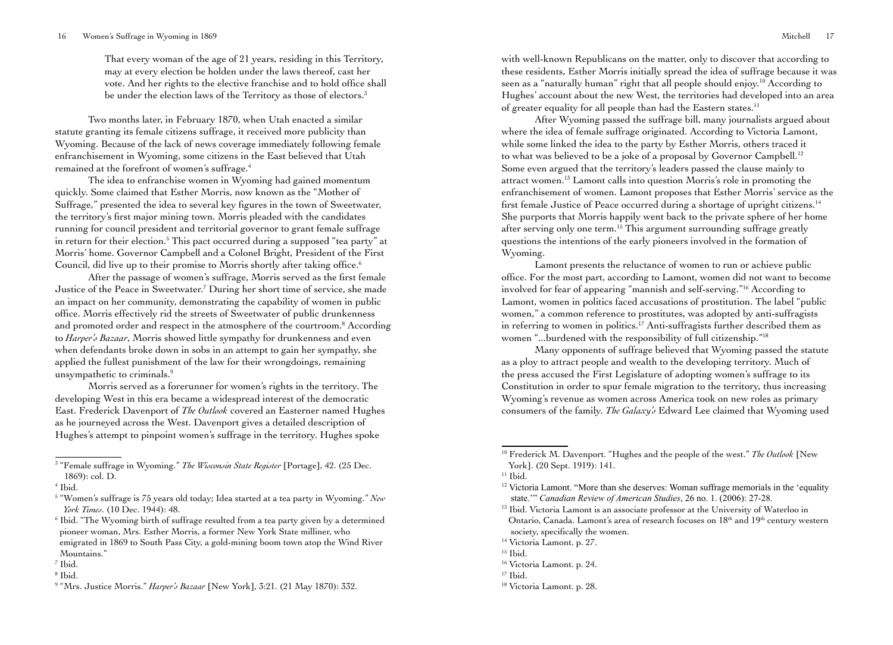> That every woman of the age of 21 years, residing in this Territory, may at every election be holden under the laws thereof, cast her vote. And her rights to the elective franchise and to hold office shall be under the election laws of the Territory as those of electors.[3]

Two months later, in February 1870, when Utah enacted a similar statute granting its female citizens suffrage, it received more publicity than Wyoming. Because of the lack of news coverage immediately following female enfranchisement in Wyoming, some citizens in the East believed that Utah remained at the forefront of women's suffrage.[4]

The idea to enfranchise women in Wyoming had gained momentum quickly. Some claimed that Esther Morris, now known as the "Mother of Suffrage," presented the idea to several key figures in the town of Sweetwater, the territory's first major mining town. Morris pleaded with the candidates running for council president and territorial governor to grant female suffrage in return for their election.[5] This pact occurred during a supposed "tea party" at Morris' home. Governor Campbell and a Colonel Bright, President of the First Council, did live up to their promise to Morris shortly after taking office.[6]

After the passage of women's suffrage, Morris served as the first female Justice of the Peace in Sweetwater.[7] During her short time of service, she made an impact on her community, demonstrating the capability of women in public office. Morris effectively rid the streets of Sweetwater of public drunkenness and promoted order and respect in the atmosphere of the courtroom.[8] According to *Harper's Bazaar*, Morris showed little sympathy for drunkenness and even when defendants broke down in sobs in an attempt to gain her sympathy, she applied the fullest punishment of the law for their wrongdoings, remaining unsympathetic to criminals.[9]

Morris served as a forerunner for women's rights in the territory. The developing West in this era became a widespread interest of the democratic East. Frederick Davenport of *The Outlook* covered an Easterner named Hughes as he journeyed across the West. Davenport gives a detailed description of Hughes's attempt to pinpoint women's suffrage in the territory. Hughes spoke with well-known Republicans on the matter, only to discover that according to these residents, Esther Morris initially spread the idea of suffrage because it was seen as a "naturally human" right that all people should enjoy.[10] According to Hughes' account about the new West, the territories had developed into an area of greater equality for all people than had the Eastern states.[11]

After Wyoming passed the suffrage bill, many journalists argued about where the idea of female suffrage originated. According to Victoria Lamont, while some linked the idea to the party by Esther Morris, others traced it to what was believed to be a joke of a proposal by Governor Campbell.[12] Some even argued that the territory's leaders passed the clause mainly to attract women.[13] Lamont calls into question Morris's role in promoting the enfranchisement of women. Lamont proposes that Esther Morris' service as the first female Justice of Peace occurred during a shortage of upright citizens.[14] She purports that Morris happily went back to the private sphere of her home after serving only one term.[15] This argument surrounding suffrage greatly questions the intentions of the early pioneers involved in the formation of Wyoming.

Lamont presents the reluctance of women to run or achieve public office. For the most part, according to Lamont, women did not want to become involved for fear of appearing "mannish and self-serving."[16] According to Lamont, women in politics faced accusations of prostitution. The label "public women," a common reference to prostitutes, was adopted by anti-suffragists in referring to women in politics.[17] Anti-suffragists further described them as women "...burdened with the responsibility of full citizenship."[18]

Many opponents of suffrage believed that Wyoming passed the statute as a ploy to attract people and wealth to the developing territory. Much of the press accused the First Legislature of adopting women's suffrage to its Constitution in order to spur female migration to the territory, thus increasing Wyoming's revenue as women across America took on new roles as primary consumers of the family. *The Galaxy's* Edward Lee claimed that Wyoming used

---

[3] "Female suffrage in Wyoming." *The Wisconsin State Register* [Portage], 42. (25 Dec. 1869): col. D.

[4] Ibid.

[5] "Women's suffrage is 75 years old today; Idea started at a tea party in Wyoming." *New York Times*. (10 Dec. 1944): 48.

[6] Ibid. "The Wyoming birth of suffrage resulted from a tea party given by a determined pioneer woman, Mrs. Esther Morris, a former New York State milliner, who emigrated in 1869 to South Pass City, a gold-mining boom town atop the Wind River Mountains."

[7] Ibid.

[8] Ibid.

[9] "Mrs. Justice Morris." *Harper's Bazaar* [New York], 3:21. (21 May 1870): 332.

[10] Frederick M. Davenport. "Hughes and the people of the west." *The Outlook* [New York]. (20 Sept. 1919): 141.

[11] Ibid.

[12] Victoria Lamont. "More than she deserves: Woman suffrage memorials in the 'equality state.'" *Canadian Review of American Studies*, 26 no. 1. (2006): 27-28.

[13] Ibid. Victoria Lamont is an associate professor at the University of Waterloo in Ontario, Canada. Lamont's area of research focuses on 18th and 19th century western society, specifically the women.

[14] Victoria Lamont. p. 27.

[15] Ibid.

[16] Victoria Lamont. p. 24.

[17] Ibid.

[18] Victoria Lamont. p. 28.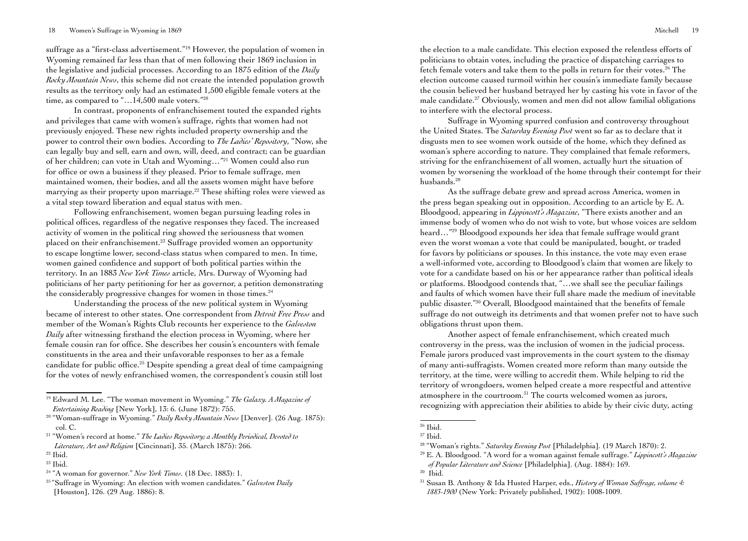suffrage as a "first-class advertisement."[19] However, the population of women in Wyoming remained far less than that of men following their 1869 inclusion in the legislative and judicial processes. According to an 1875 edition of the *Daily Rocky Mountain News*, this scheme did not create the intended population growth results as the territory only had an estimated 1,500 eligible female voters at the time, as compared to "…14,500 male voters."[20]

In contrast, proponents of enfranchisement touted the expanded rights and privileges that came with women's suffrage, rights that women had not previously enjoyed. These new rights included property ownership and the power to control their own bodies. According to *The Ladies' Repository*, "Now, she can legally buy and sell, earn and own, will, deed, and contract; can be guardian of her children; can vote in Utah and Wyoming…"[21] Women could also run for office or own a business if they pleased. Prior to female suffrage, men maintained women, their bodies, and all the assets women might have before marrying as their property upon marriage.[22] These shifting roles were viewed as a vital step toward liberation and equal status with men.

Following enfranchisement, women began pursuing leading roles in political offices, regardless of the negative responses they faced. The increased activity of women in the political ring showed the seriousness that women placed on their enfranchisement.[23] Suffrage provided women an opportunity to escape longtime lower, second-class status when compared to men. In time, women gained confidence and support of both political parties within the territory. In an 1883 *New York Times* article, Mrs. Durway of Wyoming had politicians of her party petitioning for her as governor, a petition demonstrating the considerably progressive changes for women in those times.[24]

Understanding the process of the new political system in Wyoming became of interest to other states. One correspondent from *Detroit Free Press* and member of the Woman's Rights Club recounts her experience to the *Galveston Daily* after witnessing firsthand the election process in Wyoming, where her female cousin ran for office. She describes her cousin's encounters with female constituents in the area and their unfavorable responses to her as a female candidate for public office.[25] Despite spending a great deal of time campaigning for the votes of newly enfranchised women, the correspondent's cousin still lost the election to a male candidate. This election exposed the relentless efforts of politicians to obtain votes, including the practice of dispatching carriages to fetch female voters and take them to the polls in return for their votes.[26] The election outcome caused turmoil within her cousin's immediate family because the cousin believed her husband betrayed her by casting his vote in favor of the male candidate.[27] Obviously, women and men did not allow familial obligations to interfere with the electoral process.

Suffrage in Wyoming spurred confusion and controversy throughout the United States. The *Saturday Evening Post* went so far as to declare that it disgusts men to see women work outside of the home, which they defined as woman's sphere according to nature. They complained that female reformers, striving for the enfranchisement of all women, actually hurt the situation of women by worsening the workload of the home through their contempt for their husbands.[28]

As the suffrage debate grew and spread across America, women in the press began speaking out in opposition. According to an article by E. A. Bloodgood, appearing in *Lippincott's Magazine*, "There exists another and an immense body of women who do not wish to vote, but whose voices are seldom heard…"[29] Bloodgood expounds her idea that female suffrage would grant even the worst woman a vote that could be manipulated, bought, or traded for favors by politicians or spouses. In this instance, the vote may even erase a well-informed vote, according to Bloodgood's claim that women are likely to vote for a candidate based on his or her appearance rather than political ideals or platforms. Bloodgood contends that, "…we shall see the peculiar failings and faults of which women have their full share made the medium of inevitable public disaster."[30] Overall, Bloodgood maintained that the benefits of female suffrage do not outweigh its detriments and that women prefer not to have such obligations thrust upon them.

Another aspect of female enfranchisement, which created much controversy in the press, was the inclusion of women in the judicial process. Female jurors produced vast improvements in the court system to the dismay of many anti-suffragists. Women created more reform than many outside the territory, at the time, were willing to accredit them. While helping to rid the territory of wrongdoers, women helped create a more respectful and attentive atmosphere in the courtroom.[31] The courts welcomed women as jurors, recognizing with appreciation their abilities to abide by their civic duty, acting

---

[19] Edward M. Lee. "The woman movement in Wyoming." *The Galaxy. A Magazine of Entertaining Reading* [New York], 13: 6. (June 1872): 755.

[20] "Woman-suffrage in Wyoming." *Daily Rocky Mountain News* [Denver]. (26 Aug. 1875): col. C.

[21] "Women's record at home." *The Ladies Repository; a Monthly Periodical, Devoted to Literature, Art and Religion* [Cincinnati], 35. (March 1875): 266.

[22] Ibid.

[23] Ibid.

[24] "A woman for governor." *New York Times*. (18 Dec. 1883): 1.

[25] "Suffrage in Wyoming: An election with women candidates." *Galveston Daily* [Houston], 126. (29 Aug. 1886): 8.

[26] Ibid.

[27] Ibid.

[28] "Woman's rights." *Saturday Evening Post* [Philadelphia]. (19 March 1870): 2.

[29] E. A. Bloodgood. "A word for a woman against female suffrage." *Lippincott's Magazine of Popular Literature and Science* [Philadelphia]. (Aug. 1884): 169.

[30] Ibid.

[31] Susan B. Anthony & Ida Husted Harper, eds., *History of Woman Suffrage, volume 4: 1883-1900* (New York: Privately published, 1902): 1008-1009.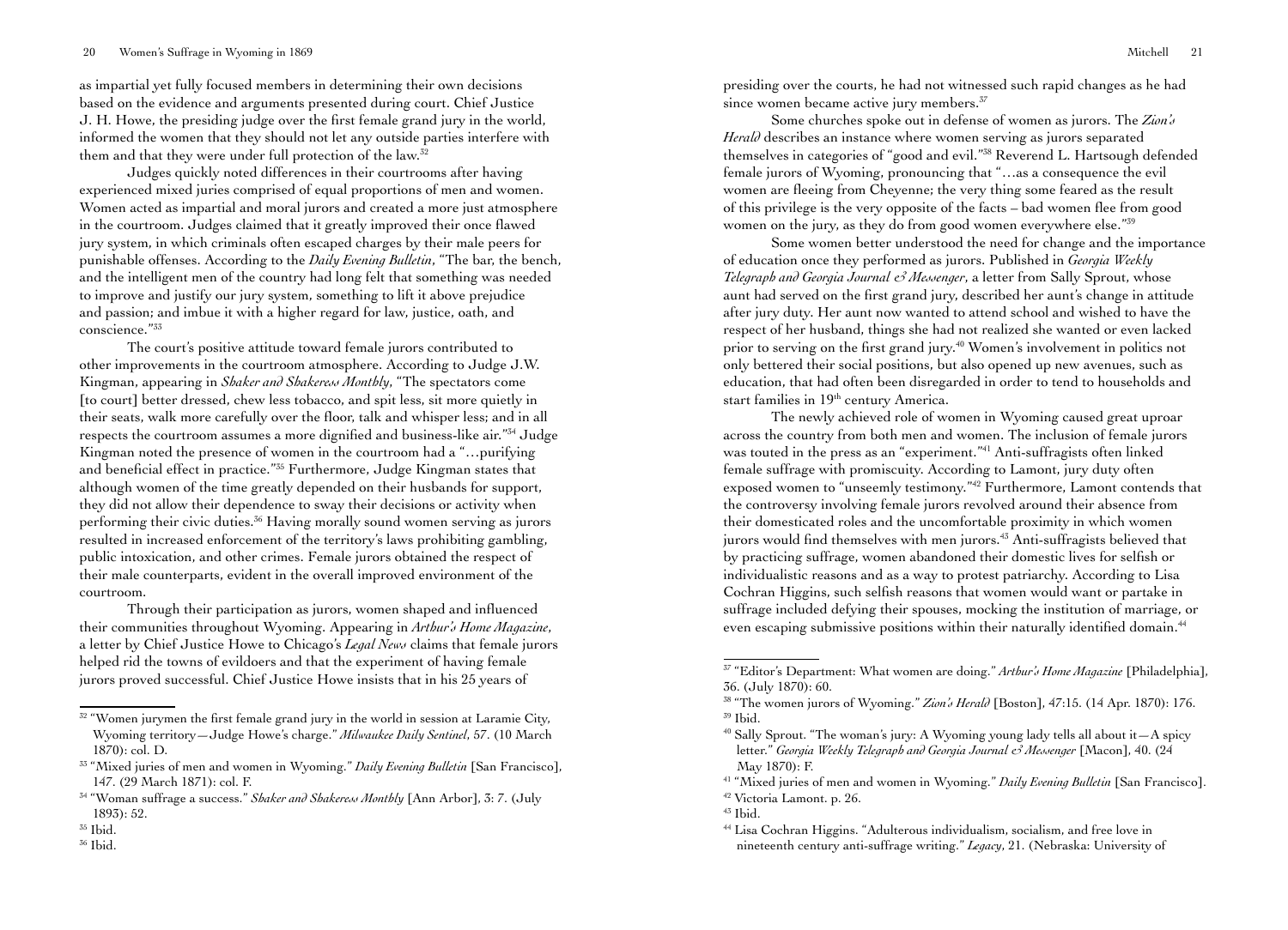as impartial yet fully focused members in determining their own decisions based on the evidence and arguments presented during court. Chief Justice J. H. Howe, the presiding judge over the first female grand jury in the world, informed the women that they should not let any outside parties interfere with them and that they were under full protection of the law.[32]

Judges quickly noted differences in their courtrooms after having experienced mixed juries comprised of equal proportions of men and women. Women acted as impartial and moral jurors and created a more just atmosphere in the courtroom. Judges claimed that it greatly improved their once flawed jury system, in which criminals often escaped charges by their male peers for punishable offenses. According to the *Daily Evening Bulletin*, "The bar, the bench, and the intelligent men of the country had long felt that something was needed to improve and justify our jury system, something to lift it above prejudice and passion; and imbue it with a higher regard for law, justice, oath, and conscience."[33]

The court's positive attitude toward female jurors contributed to other improvements in the courtroom atmosphere. According to Judge J.W. Kingman, appearing in *Shaker and Shakeress Monthly*, "The spectators come [to court] better dressed, chew less tobacco, and spit less, sit more quietly in their seats, walk more carefully over the floor, talk and whisper less; and in all respects the courtroom assumes a more dignified and business-like air."[34] Judge Kingman noted the presence of women in the courtroom had a "…purifying and beneficial effect in practice."[35] Furthermore, Judge Kingman states that although women of the time greatly depended on their husbands for support, they did not allow their dependence to sway their decisions or activity when performing their civic duties.[36] Having morally sound women serving as jurors resulted in increased enforcement of the territory's laws prohibiting gambling, public intoxication, and other crimes. Female jurors obtained the respect of their male counterparts, evident in the overall improved environment of the courtroom.

Through their participation as jurors, women shaped and influenced their communities throughout Wyoming. Appearing in *Arthur's Home Magazine*, a letter by Chief Justice Howe to Chicago's *Legal News* claims that female jurors helped rid the towns of evildoers and that the experiment of having female jurors proved successful. Chief Justice Howe insists that in his 25 years of presiding over the courts, he had not witnessed such rapid changes as he had since women became active jury members.[37]

Some churches spoke out in defense of women as jurors. The *Zion's Herald* describes an instance where women serving as jurors separated themselves in categories of "good and evil."[38] Reverend L. Hartsough defended female jurors of Wyoming, pronouncing that "…as a consequence the evil women are fleeing from Cheyenne; the very thing some feared as the result of this privilege is the very opposite of the facts – bad women flee from good women on the jury, as they do from good women everywhere else."[39]

Some women better understood the need for change and the importance of education once they performed as jurors. Published in *Georgia Weekly Telegraph and Georgia Journal & Messenger*, a letter from Sally Sprout, whose aunt had served on the first grand jury, described her aunt's change in attitude after jury duty. Her aunt now wanted to attend school and wished to have the respect of her husband, things she had not realized she wanted or even lacked prior to serving on the first grand jury.[40] Women's involvement in politics not only bettered their social positions, but also opened up new avenues, such as education, that had often been disregarded in order to tend to households and start families in 19th century America.

The newly achieved role of women in Wyoming caused great uproar across the country from both men and women. The inclusion of female jurors was touted in the press as an "experiment."[41] Anti-suffragists often linked female suffrage with promiscuity. According to Lamont, jury duty often exposed women to "unseemly testimony."[42] Furthermore, Lamont contends that the controversy involving female jurors revolved around their absence from their domesticated roles and the uncomfortable proximity in which women jurors would find themselves with men jurors.[43] Anti-suffragists believed that by practicing suffrage, women abandoned their domestic lives for selfish or individualistic reasons and as a way to protest patriarchy. According to Lisa Cochran Higgins, such selfish reasons that women would want or partake in suffrage included defying their spouses, mocking the institution of marriage, or even escaping submissive positions within their naturally identified domain.[44]

---

[32] "Women jurymen the first female grand jury in the world in session at Laramie City, Wyoming territory—Judge Howe's charge." *Milwaukee Daily Sentinel*, 57. (10 March 1870): col. D.

[33] "Mixed juries of men and women in Wyoming." *Daily Evening Bulletin* [San Francisco], 147. (29 March 1871): col. F.

[34] "Woman suffrage a success." *Shaker and Shakeress Monthly* [Ann Arbor], 3: 7. (July 1893): 52.

[35] Ibid.

[36] Ibid.

[37] "Editor's Department: What women are doing." *Arthur's Home Magazine* [Philadelphia], 36. (July 1870): 60.

[38] "The women jurors of Wyoming." *Zion's Herald* [Boston], 47:15. (14 Apr. 1870): 176.

[39] Ibid.

[40] Sally Sprout. "The woman's jury: A Wyoming young lady tells all about it—A spicy letter." *Georgia Weekly Telegraph and Georgia Journal & Messenger* [Macon], 40. (24 May 1870): F.

[41] "Mixed juries of men and women in Wyoming." *Daily Evening Bulletin* [San Francisco].

[42] Victoria Lamont. p. 26.

[43] Ibid.

[44] Lisa Cochran Higgins. "Adulterous individualism, socialism, and free love in nineteenth century anti-suffrage writing." *Legacy*, 21. (Nebraska: University of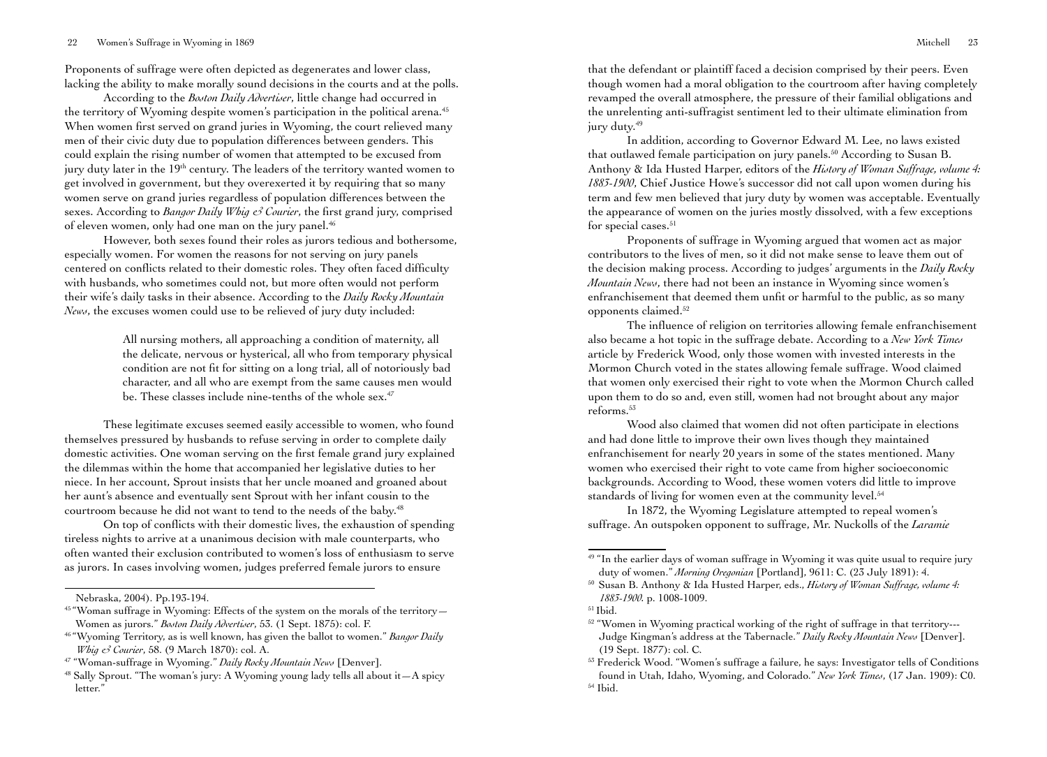Proponents of suffrage were often depicted as degenerates and lower class, lacking the ability to make morally sound decisions in the courts and at the polls.

According to the *Boston Daily Advertiser*, little change had occurred in the territory of Wyoming despite women's participation in the political arena.[45] When women first served on grand juries in Wyoming, the court relieved many men of their civic duty due to population differences between genders. This could explain the rising number of women that attempted to be excused from jury duty later in the 19th century. The leaders of the territory wanted women to get involved in government, but they overexerted it by requiring that so many women serve on grand juries regardless of population differences between the sexes. According to *Bangor Daily Whig & Courier*, the first grand jury, comprised of eleven women, only had one man on the jury panel.[46]

However, both sexes found their roles as jurors tedious and bothersome, especially women. For women the reasons for not serving on jury panels centered on conflicts related to their domestic roles. They often faced difficulty with husbands, who sometimes could not, but more often would not perform their wife's daily tasks in their absence. According to the *Daily Rocky Mountain News*, the excuses women could use to be relieved of jury duty included:

> All nursing mothers, all approaching a condition of maternity, all the delicate, nervous or hysterical, all who from temporary physical condition are not fit for sitting on a long trial, all of notoriously bad character, and all who are exempt from the same causes men would be. These classes include nine-tenths of the whole sex.[47]

These legitimate excuses seemed easily accessible to women, who found themselves pressured by husbands to refuse serving in order to complete daily domestic activities. One woman serving on the first female grand jury explained the dilemmas within the home that accompanied her legislative duties to her niece. In her account, Sprout insists that her uncle moaned and groaned about her aunt's absence and eventually sent Sprout with her infant cousin to the courtroom because he did not want to tend to the needs of the baby.[48]

On top of conflicts with their domestic lives, the exhaustion of spending tireless nights to arrive at a unanimous decision with male counterparts, who often wanted their exclusion contributed to women's loss of enthusiasm to serve as jurors. In cases involving women, judges preferred female jurors to ensure that the defendant or plaintiff faced a decision comprised by their peers. Even though women had a moral obligation to the courtroom after having completely revamped the overall atmosphere, the pressure of their familial obligations and the unrelenting anti-suffragist sentiment led to their ultimate elimination from jury duty.[49]

In addition, according to Governor Edward M. Lee, no laws existed that outlawed female participation on jury panels.[50] According to Susan B. Anthony & Ida Husted Harper, editors of the *History of Woman Suffrage, volume 4: 1883-1900*, Chief Justice Howe's successor did not call upon women during his term and few men believed that jury duty by women was acceptable. Eventually the appearance of women on the juries mostly dissolved, with a few exceptions for special cases.[51]

Proponents of suffrage in Wyoming argued that women act as major contributors to the lives of men, so it did not make sense to leave them out of the decision making process. According to judges' arguments in the *Daily Rocky Mountain News*, there had not been an instance in Wyoming since women's enfranchisement that deemed them unfit or harmful to the public, as so many opponents claimed.[52]

The influence of religion on territories allowing female enfranchisement also became a hot topic in the suffrage debate. According to a *New York Times* article by Frederick Wood, only those women with invested interests in the Mormon Church voted in the states allowing female suffrage. Wood claimed that women only exercised their right to vote when the Mormon Church called upon them to do so and, even still, women had not brought about any major reforms.[53]

Wood also claimed that women did not often participate in elections and had done little to improve their own lives though they maintained enfranchisement for nearly 20 years in some of the states mentioned. Many women who exercised their right to vote came from higher socioeconomic backgrounds. According to Wood, these women voters did little to improve standards of living for women even at the community level.[54]

In 1872, the Wyoming Legislature attempted to repeal women's suffrage. An outspoken opponent to suffrage, Mr. Nuckolls of the *Laramie*

---

Nebraska, 2004). Pp.193-194.

[45] "Woman suffrage in Wyoming: Effects of the system on the morals of the territory—Women as jurors." *Boston Daily Advertiser*, 53. (1 Sept. 1875): col. F.

[46] "Wyoming Territory, as is well known, has given the ballot to women." *Bangor Daily Whig & Courier*, 58. (9 March 1870): col. A.

[47] "Woman-suffrage in Wyoming." *Daily Rocky Mountain News* [Denver].

[48] Sally Sprout. "The woman's jury: A Wyoming young lady tells all about it—A spicy letter."

[49] "In the earlier days of woman suffrage in Wyoming it was quite usual to require jury duty of women." *Morning Oregonian* [Portland], 9611: C. (23 July 1891): 4.

[50] Susan B. Anthony & Ida Husted Harper, eds., *History of Woman Suffrage, volume 4: 1883-1900.* p. 1008-1009.

[51] Ibid.

[52] "Women in Wyoming practical working of the right of suffrage in that territory---Judge Kingman's address at the Tabernacle." *Daily Rocky Mountain News* [Denver]. (19 Sept. 1877): col. C.

[53] Frederick Wood. "Women's suffrage a failure, he says: Investigator tells of Conditions found in Utah, Idaho, Wyoming, and Colorado." *New York Times*, (17 Jan. 1909): C0.

[54] Ibid.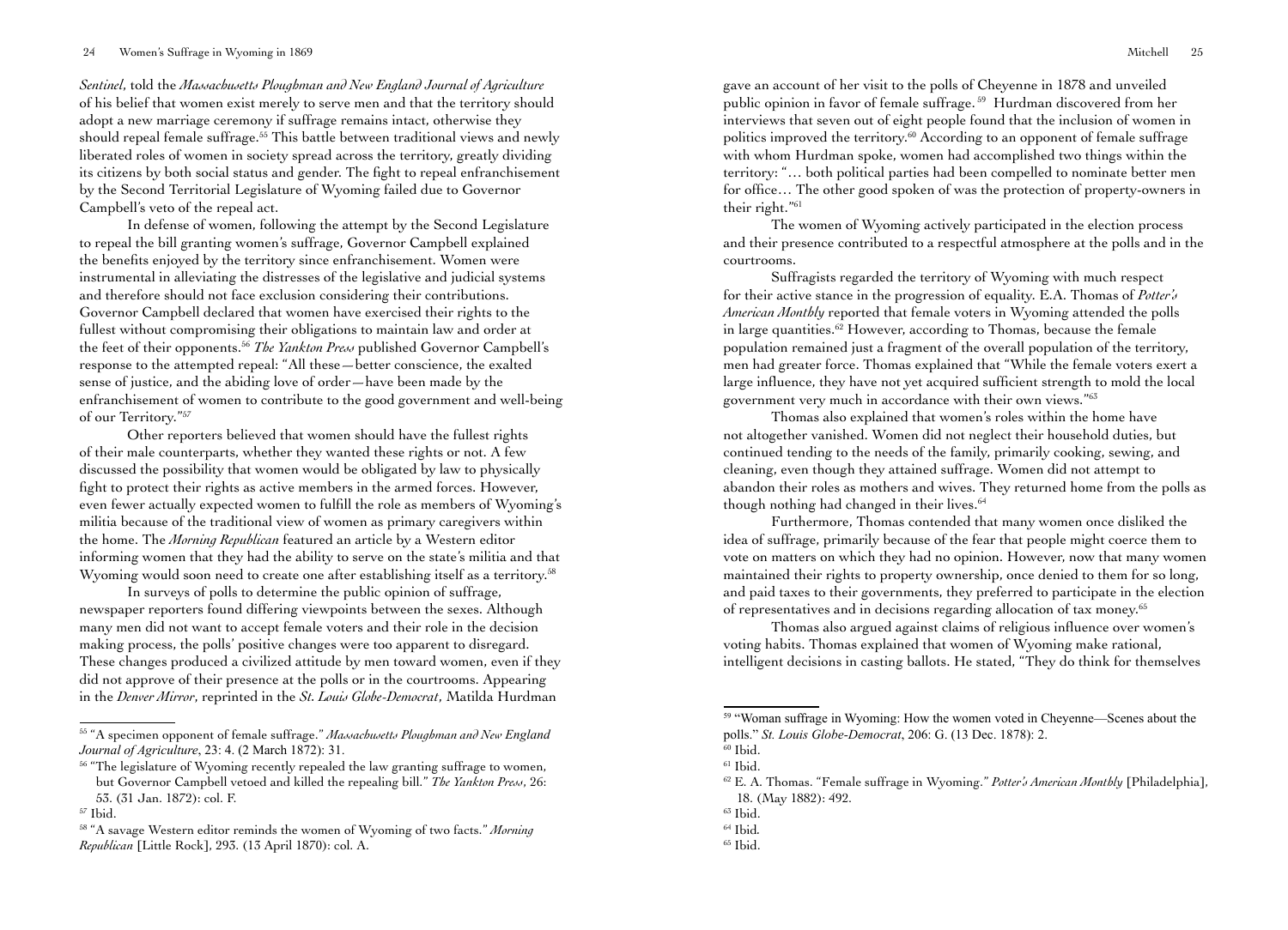*Sentinel*, told the *Massachusetts Ploughman and New England Journal of Agriculture* of his belief that women exist merely to serve men and that the territory should adopt a new marriage ceremony if suffrage remains intact, otherwise they should repeal female suffrage.[55] This battle between traditional views and newly liberated roles of women in society spread across the territory, greatly dividing its citizens by both social status and gender. The fight to repeal enfranchisement by the Second Territorial Legislature of Wyoming failed due to Governor Campbell's veto of the repeal act.

In defense of women, following the attempt by the Second Legislature to repeal the bill granting women's suffrage, Governor Campbell explained the benefits enjoyed by the territory since enfranchisement. Women were instrumental in alleviating the distresses of the legislative and judicial systems and therefore should not face exclusion considering their contributions. Governor Campbell declared that women have exercised their rights to the fullest without compromising their obligations to maintain law and order at the feet of their opponents.[56] *The Yankton Press* published Governor Campbell's response to the attempted repeal: "All these—better conscience, the exalted sense of justice, and the abiding love of order—have been made by the enfranchisement of women to contribute to the good government and well-being of our Territory."[57]

Other reporters believed that women should have the fullest rights of their male counterparts, whether they wanted these rights or not. A few discussed the possibility that women would be obligated by law to physically fight to protect their rights as active members in the armed forces. However, even fewer actually expected women to fulfill the role as members of Wyoming's militia because of the traditional view of women as primary caregivers within the home. The *Morning Republican* featured an article by a Western editor informing women that they had the ability to serve on the state's militia and that Wyoming would soon need to create one after establishing itself as a territory.[58]

In surveys of polls to determine the public opinion of suffrage, newspaper reporters found differing viewpoints between the sexes. Although many men did not want to accept female voters and their role in the decision making process, the polls' positive changes were too apparent to disregard. These changes produced a civilized attitude by men toward women, even if they did not approve of their presence at the polls or in the courtrooms. Appearing in the *Denver Mirror*, reprinted in the *St. Louis Globe-Democrat*, Matilda Hurdman gave an account of her visit to the polls of Cheyenne in 1878 and unveiled public opinion in favor of female suffrage.[59] Hurdman discovered from her interviews that seven out of eight people found that the inclusion of women in politics improved the territory.[60] According to an opponent of female suffrage with whom Hurdman spoke, women had accomplished two things within the territory: "… both political parties had been compelled to nominate better men for office… The other good spoken of was the protection of property-owners in their right."[61]

The women of Wyoming actively participated in the election process and their presence contributed to a respectful atmosphere at the polls and in the courtrooms.

Suffragists regarded the territory of Wyoming with much respect for their active stance in the progression of equality. E.A. Thomas of *Potter's American Monthly* reported that female voters in Wyoming attended the polls in large quantities.[62] However, according to Thomas, because the female population remained just a fragment of the overall population of the territory, men had greater force. Thomas explained that "While the female voters exert a large influence, they have not yet acquired sufficient strength to mold the local government very much in accordance with their own views."[63]

Thomas also explained that women's roles within the home have not altogether vanished. Women did not neglect their household duties, but continued tending to the needs of the family, primarily cooking, sewing, and cleaning, even though they attained suffrage. Women did not attempt to abandon their roles as mothers and wives. They returned home from the polls as though nothing had changed in their lives.[64]

Furthermore, Thomas contended that many women once disliked the idea of suffrage, primarily because of the fear that people might coerce them to vote on matters on which they had no opinion. However, now that many women maintained their rights to property ownership, once denied to them for so long, and paid taxes to their governments, they preferred to participate in the election of representatives and in decisions regarding allocation of tax money.[65]

Thomas also argued against claims of religious influence over women's voting habits. Thomas explained that women of Wyoming make rational, intelligent decisions in casting ballots. He stated, "They do think for themselves

---

[55] "A specimen opponent of female suffrage." *Massachusetts Ploughman and New England Journal of Agriculture*, 23: 4. (2 March 1872): 31.

[56] "The legislature of Wyoming recently repealed the law granting suffrage to women, but Governor Campbell vetoed and killed the repealing bill." *The Yankton Press*, 26: 53. (31 Jan. 1872): col. F.

[57] Ibid.

[58] "A savage Western editor reminds the women of Wyoming of two facts." *Morning Republican* [Little Rock], 293. (13 April 1870): col. A.

[59] "Woman suffrage in Wyoming: How the women voted in Cheyenne—Scenes about the polls." *St. Louis Globe-Democrat*, 206: G. (13 Dec. 1878): 2.

[60] Ibid.

[61] Ibid.

[62] E. A. Thomas. "Female suffrage in Wyoming." *Potter's American Monthly* [Philadelphia], 18. (May 1882): 492.

[63] Ibid.

[64] Ibid.

[65] Ibid.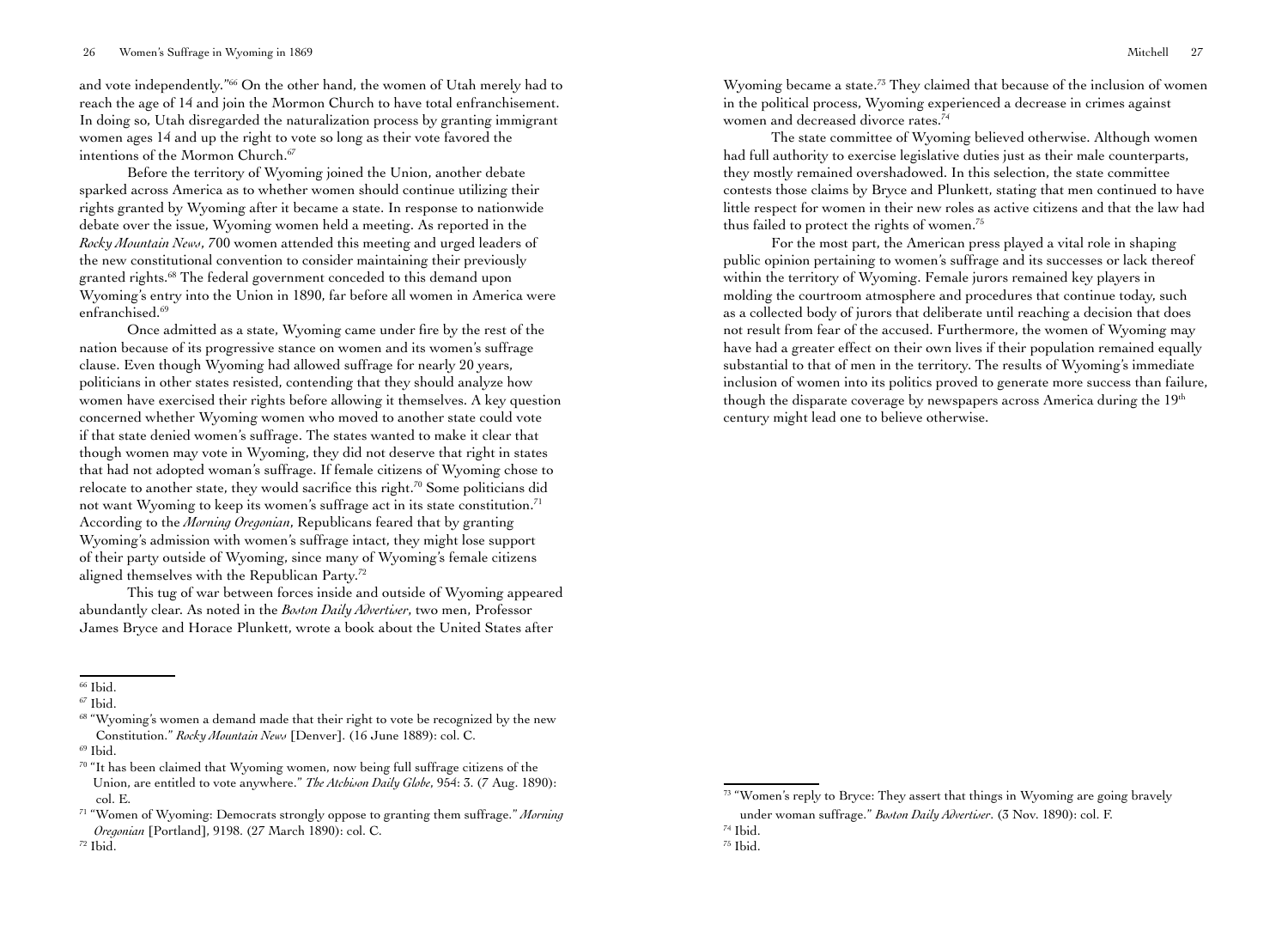and vote independently."[66] On the other hand, the women of Utah merely had to reach the age of 14 and join the Mormon Church to have total enfranchisement. In doing so, Utah disregarded the naturalization process by granting immigrant women ages 14 and up the right to vote so long as their vote favored the intentions of the Mormon Church.[67]

Before the territory of Wyoming joined the Union, another debate sparked across America as to whether women should continue utilizing their rights granted by Wyoming after it became a state. In response to nationwide debate over the issue, Wyoming women held a meeting. As reported in the *Rocky Mountain News*, 700 women attended this meeting and urged leaders of the new constitutional convention to consider maintaining their previously granted rights.[68] The federal government conceded to this demand upon Wyoming's entry into the Union in 1890, far before all women in America were enfranchised.[69]

Once admitted as a state, Wyoming came under fire by the rest of the nation because of its progressive stance on women and its women's suffrage clause. Even though Wyoming had allowed suffrage for nearly 20 years, politicians in other states resisted, contending that they should analyze how women have exercised their rights before allowing it themselves. A key question concerned whether Wyoming women who moved to another state could vote if that state denied women's suffrage. The states wanted to make it clear that though women may vote in Wyoming, they did not deserve that right in states that had not adopted woman's suffrage. If female citizens of Wyoming chose to relocate to another state, they would sacrifice this right.[70] Some politicians did not want Wyoming to keep its women's suffrage act in its state constitution.[71] According to the *Morning Oregonian*, Republicans feared that by granting Wyoming's admission with women's suffrage intact, they might lose support of their party outside of Wyoming, since many of Wyoming's female citizens aligned themselves with the Republican Party.[72]

This tug of war between forces inside and outside of Wyoming appeared abundantly clear. As noted in the *Boston Daily Advertiser*, two men, Professor James Bryce and Horace Plunkett, wrote a book about the United States after Wyoming became a state.[73] They claimed that because of the inclusion of women in the political process, Wyoming experienced a decrease in crimes against women and decreased divorce rates.[74]

The state committee of Wyoming believed otherwise. Although women had full authority to exercise legislative duties just as their male counterparts, they mostly remained overshadowed. In this selection, the state committee contests those claims by Bryce and Plunkett, stating that men continued to have little respect for women in their new roles as active citizens and that the law had thus failed to protect the rights of women.[75]

For the most part, the American press played a vital role in shaping public opinion pertaining to women's suffrage and its successes or lack thereof within the territory of Wyoming. Female jurors remained key players in molding the courtroom atmosphere and procedures that continue today, such as a collected body of jurors that deliberate until reaching a decision that does not result from fear of the accused. Furthermore, the women of Wyoming may have had a greater effect on their own lives if their population remained equally substantial to that of men in the territory. The results of Wyoming's immediate inclusion of women into its politics proved to generate more success than failure, though the disparate coverage by newspapers across America during the 19th century might lead one to believe otherwise.

---

[66] Ibid.

[67] Ibid.

[68] "Wyoming's women a demand made that their right to vote be recognized by the new Constitution." *Rocky Mountain News* [Denver]. (16 June 1889): col. C.

[69] Ibid.

[70] "It has been claimed that Wyoming women, now being full suffrage citizens of the Union, are entitled to vote anywhere." *The Atchison Daily Globe*, 954: 3. (7 Aug. 1890): col. E.

[71] "Women of Wyoming: Democrats strongly oppose to granting them suffrage." *Morning Oregonian* [Portland], 9198. (27 March 1890): col. C.

[72] Ibid.

[73] "Women's reply to Bryce: They assert that things in Wyoming are going bravely under woman suffrage." *Boston Daily Advertiser*. (3 Nov. 1890): col. F.

[74] Ibid.

[75] Ibid.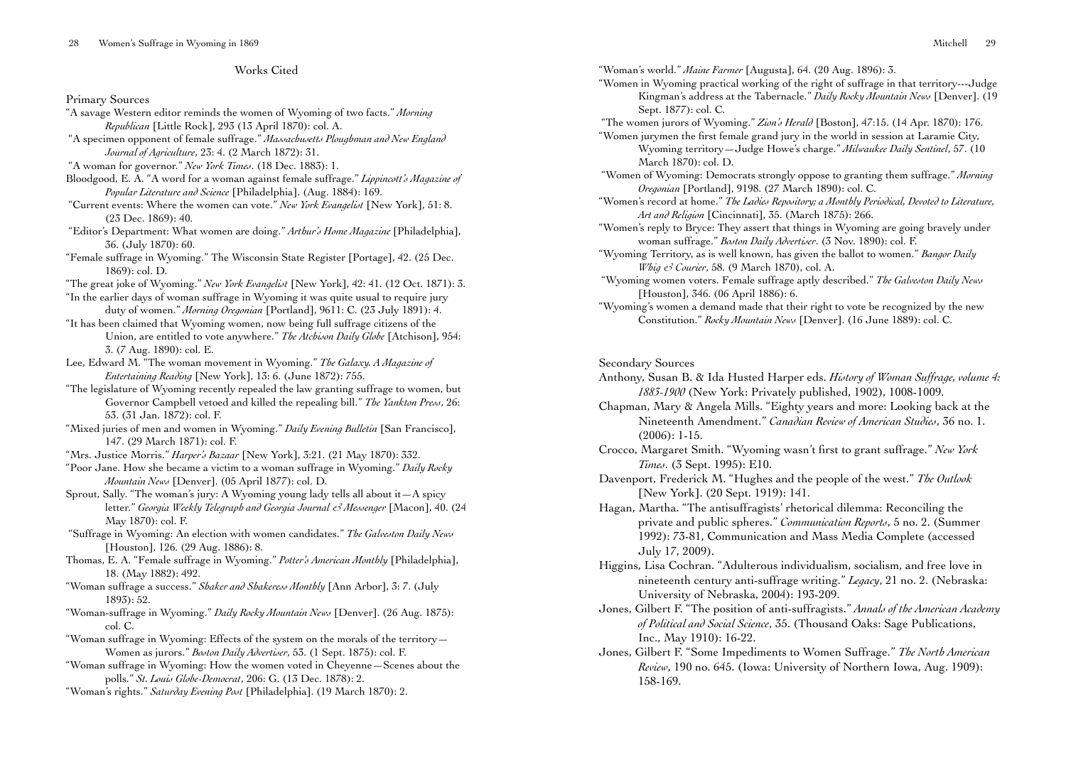## Works Cited

### Primary Sources

"A savage Western editor reminds the women of Wyoming of two facts." *Morning Republican* [Little Rock], 293 (13 April 1870): col. A.

"A specimen opponent of female suffrage." *Massachusetts Ploughman and New England Journal of Agriculture*, 23: 4. (2 March 1872): 31.

"A woman for governor." *New York Times*. (18 Dec. 1883): 1.

Bloodgood, E. A. "A word for a woman against female suffrage." *Lippincott's Magazine of Popular Literature and Science* [Philadelphia]. (Aug. 1884): 169.

"Current events: Where the women can vote." *New York Evangelist* [New York], 51: 8. (23 Dec. 1869): 40.

"Editor's Department: What women are doing." *Arthur's Home Magazine* [Philadelphia], 36. (July 1870): 60.

"Female suffrage in Wyoming." The Wisconsin State Register [Portage], 42. (25 Dec. 1869): col. D.

"The great joke of Wyoming." *New York Evangelist* [New York], 42: 41. (12 Oct. 1871): 3.

"In the earlier days of woman suffrage in Wyoming it was quite usual to require jury duty of women." *Morning Oregonian* [Portland], 9611: C. (23 July 1891): 4.

"It has been claimed that Wyoming women, now being full suffrage citizens of the Union, are entitled to vote anywhere." *The Atchison Daily Globe* [Atchison], 954: 3. (7 Aug. 1890): col. E.

Lee, Edward M. "The woman movement in Wyoming." *The Galaxy. A Magazine of Entertaining Reading* [New York], 13: 6. (June 1872): 755.

"The legislature of Wyoming recently repealed the law granting suffrage to women, but Governor Campbell vetoed and killed the repealing bill." *The Yankton Press*, 26: 53. (31 Jan. 1872): col. F.

"Mixed juries of men and women in Wyoming." *Daily Evening Bulletin* [San Francisco], 147. (29 March 1871): col. F.

"Mrs. Justice Morris." *Harper's Bazaar* [New York], 3:21. (21 May 1870): 332.

"Poor Jane. How she became a victim to a woman suffrage in Wyoming." *Daily Rocky Mountain News* [Denver]. (05 April 1877): col. D.

Sprout, Sally. "The woman's jury: A Wyoming young lady tells all about it—A spicy letter." *Georgia Weekly Telegraph and Georgia Journal & Messenger* [Macon], 40. (24 May 1870): col. F.

"Suffrage in Wyoming: An election with women candidates." *The Galveston Daily News* [Houston], 126. (29 Aug. 1886): 8.

Thomas, E. A. "Female suffrage in Wyoming." *Potter's American Monthly* [Philadelphia], 18. (May 1882): 492.

"Woman suffrage a success." *Shaker and Shakeress Monthly* [Ann Arbor], 3: 7. (July 1893): 52.

"Woman-suffrage in Wyoming." *Daily Rocky Mountain News* [Denver]. (26 Aug. 1875): col. C.

"Woman suffrage in Wyoming: Effects of the system on the morals of the territory—Women as jurors." *Boston Daily Advertiser*, 53. (1 Sept. 1875): col. F.

"Woman suffrage in Wyoming: How the women voted in Cheyenne—Scenes about the polls." *St. Louis Globe-Democrat*, 206: G. (13 Dec. 1878): 2.

"Woman's rights." *Saturday Evening Post* [Philadelphia]. (19 March 1870): 2.

"Woman's world." *Maine Farmer* [Augusta], 64. (20 Aug. 1896): 3.

"Women in Wyoming practical working of the right of suffrage in that territory---Judge Kingman's address at the Tabernacle." *Daily Rocky Mountain News* [Denver]. (19 Sept. 1877): col. C.

"The women jurors of Wyoming." *Zion's Herald* [Boston], 47:15. (14 Apr. 1870): 176.

"Women jurymen the first female grand jury in the world in session at Laramie City, Wyoming territory—Judge Howe's charge." *Milwaukee Daily Sentinel*, 57. (10 March 1870): col. D.

"Women of Wyoming: Democrats strongly oppose to granting them suffrage." *Morning Oregonian* [Portland], 9198. (27 March 1890): col. C.

"Women's record at home." *The Ladies Repository; a Monthly Periodical, Devoted to Literature, Art and Religion* [Cincinnati], 35. (March 1875): 266.

"Women's reply to Bryce: They assert that things in Wyoming are going bravely under woman suffrage." *Boston Daily Advertiser*. (3 Nov. 1890): col. F.

"Wyoming Territory, as is well known, has given the ballot to women." *Bangor Daily Whig & Courier*, 58. (9 March 1870), col. A.

"Wyoming women voters. Female suffrage aptly described." *The Galveston Daily News* [Houston], 346. (06 April 1886): 6.

"Wyoming's women a demand made that their right to vote be recognized by the new Constitution." *Rocky Mountain News* [Denver]. (16 June 1889): col. C.

### Secondary Sources

Anthony, Susan B. & Ida Husted Harper eds. *History of Woman Suffrage, volume 4: 1883-1900* (New York: Privately published, 1902), 1008-1009.

Chapman, Mary & Angela Mills. "Eighty years and more: Looking back at the Nineteenth Amendment." *Canadian Review of American Studies*, 36 no. 1. (2006): 1-15.

Crocco, Margaret Smith. "Wyoming wasn't first to grant suffrage." *New York Times*. (3 Sept. 1995): E10.

Davenport, Frederick M. "Hughes and the people of the west." *The Outlook* [New York]. (20 Sept. 1919): 141.

Hagan, Martha. "The antisuffragists' rhetorical dilemma: Reconciling the private and public spheres." *Communication Reports*, 5 no. 2. (Summer 1992): 73-81, Communication and Mass Media Complete (accessed July 17, 2009).

Higgins, Lisa Cochran. "Adulterous individualism, socialism, and free love in nineteenth century anti-suffrage writing." *Legacy*, 21 no. 2. (Nebraska: University of Nebraska, 2004): 193-209.

Jones, Gilbert F. "The position of anti-suffragists." *Annals of the American Academy of Political and Social Science*, 35. (Thousand Oaks: Sage Publications, Inc., May 1910): 16-22.

Jones, Gilbert F. "Some Impediments to Women Suffrage." *The North American Review*, 190 no. 645. (Iowa: University of Northern Iowa, Aug. 1909): 158-169.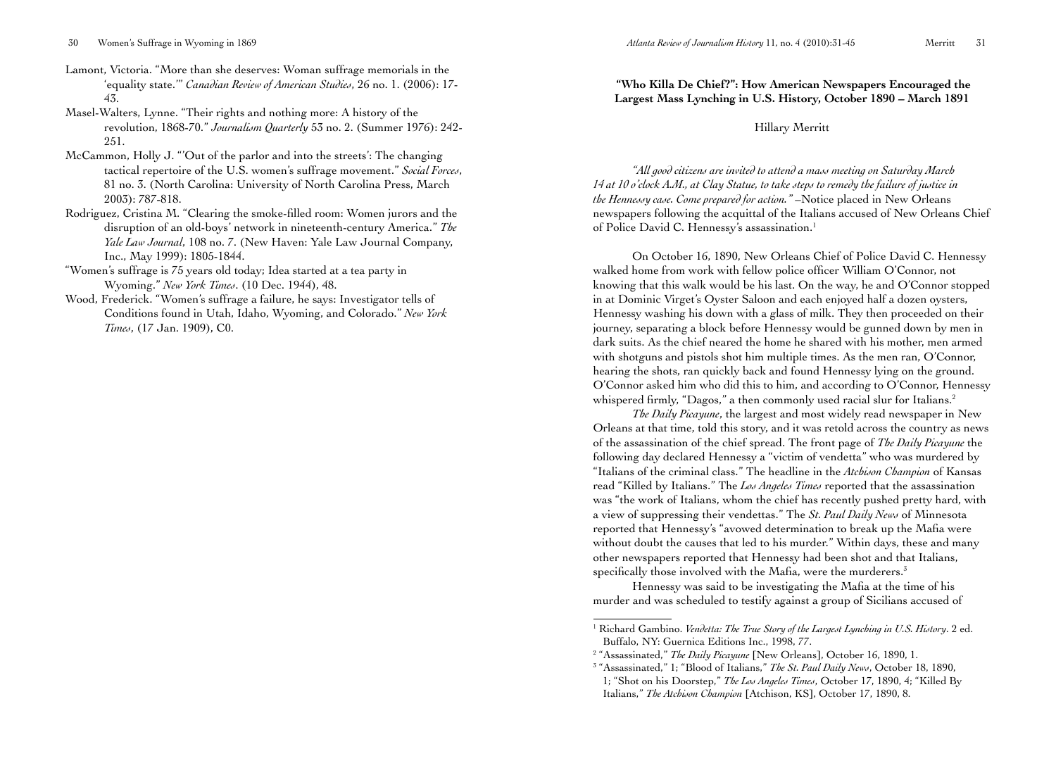Lamont, Victoria. "More than she deserves: Woman suffrage memorials in the 'equality state.'" *Canadian Review of American Studies*, 26 no. 1. (2006): 17-43.

Masel-Walters, Lynne. "Their rights and nothing more: A history of the revolution, 1868-70." *Journalism Quarterly* 53 no. 2. (Summer 1976): 242-251.

McCammon, Holly J. "'Out of the parlor and into the streets': The changing tactical repertoire of the U.S. women's suffrage movement." *Social Forces*, 81 no. 3. (North Carolina: University of North Carolina Press, March 2003): 787-818.

Rodriguez, Cristina M. "Clearing the smoke-filled room: Women jurors and the disruption of an old-boys' network in nineteenth-century America." *The Yale Law Journal*, 108 no. 7. (New Haven: Yale Law Journal Company, Inc., May 1999): 1805-1844.

"Women's suffrage is 75 years old today; Idea started at a tea party in Wyoming." *New York Times*. (10 Dec. 1944), 48.

Wood, Frederick. "Women's suffrage a failure, he says: Investigator tells of Conditions found in Utah, Idaho, Wyoming, and Colorado." *New York Times*, (17 Jan. 1909), C0.

## "Who Killa De Chief?": How American Newspapers Encouraged the Largest Mass Lynching in U.S. History, October 1890 – March 1891

Hillary Merritt

*"All good citizens are invited to attend a mass meeting on Saturday March 14 at 10 o'clock A.M., at Clay Statue, to take steps to remedy the failure of justice in the Hennessy case. Come prepared for action."* –Notice placed in New Orleans newspapers following the acquittal of the Italians accused of New Orleans Chief of Police David C. Hennessy's assassination.[1]

On October 16, 1890, New Orleans Chief of Police David C. Hennessy walked home from work with fellow police officer William O'Connor, not knowing that this walk would be his last. On the way, he and O'Connor stopped in at Dominic Virget's Oyster Saloon and each enjoyed half a dozen oysters, Hennessy washing his down with a glass of milk. They then proceeded on their journey, separating a block before Hennessy would be gunned down by men in dark suits. As the chief neared the home he shared with his mother, men armed with shotguns and pistols shot him multiple times. As the men ran, O'Connor, hearing the shots, ran quickly back and found Hennessy lying on the ground. O'Connor asked him who did this to him, and according to O'Connor, Hennessy whispered firmly, "Dagos," a then commonly used racial slur for Italians.[2]

*The Daily Picayune*, the largest and most widely read newspaper in New Orleans at that time, told this story, and it was retold across the country as news of the assassination of the chief spread. The front page of *The Daily Picayune* the following day declared Hennessy a "victim of vendetta" who was murdered by "Italians of the criminal class." The headline in the *Atchison Champion* of Kansas read "Killed by Italians." The *Los Angeles Times* reported that the assassination was "the work of Italians, whom the chief has recently pushed pretty hard, with a view of suppressing their vendettas." The *St. Paul Daily News* of Minnesota reported that Hennessy's "avowed determination to break up the Mafia were without doubt the causes that led to his murder." Within days, these and many other newspapers reported that Hennessy had been shot and that Italians, specifically those involved with the Mafia, were the murderers.[3]

Hennessy was said to be investigating the Mafia at the time of his murder and was scheduled to testify against a group of Sicilians accused of

---

[1] Richard Gambino. *Vendetta: The True Story of the Largest Lynching in U.S. History*. 2 ed. Buffalo, NY: Guernica Editions Inc., 1998, 77.

[2] "Assassinated," *The Daily Picayune* [New Orleans], October 16, 1890, 1.

[3] "Assassinated," 1; "Blood of Italians," *The St. Paul Daily News*, October 18, 1890, 1; "Shot on his Doorstep," *The Los Angeles Times*, October 17, 1890, 4; "Killed By Italians," *The Atchison Champion* [Atchison, KS], October 17, 1890, 8.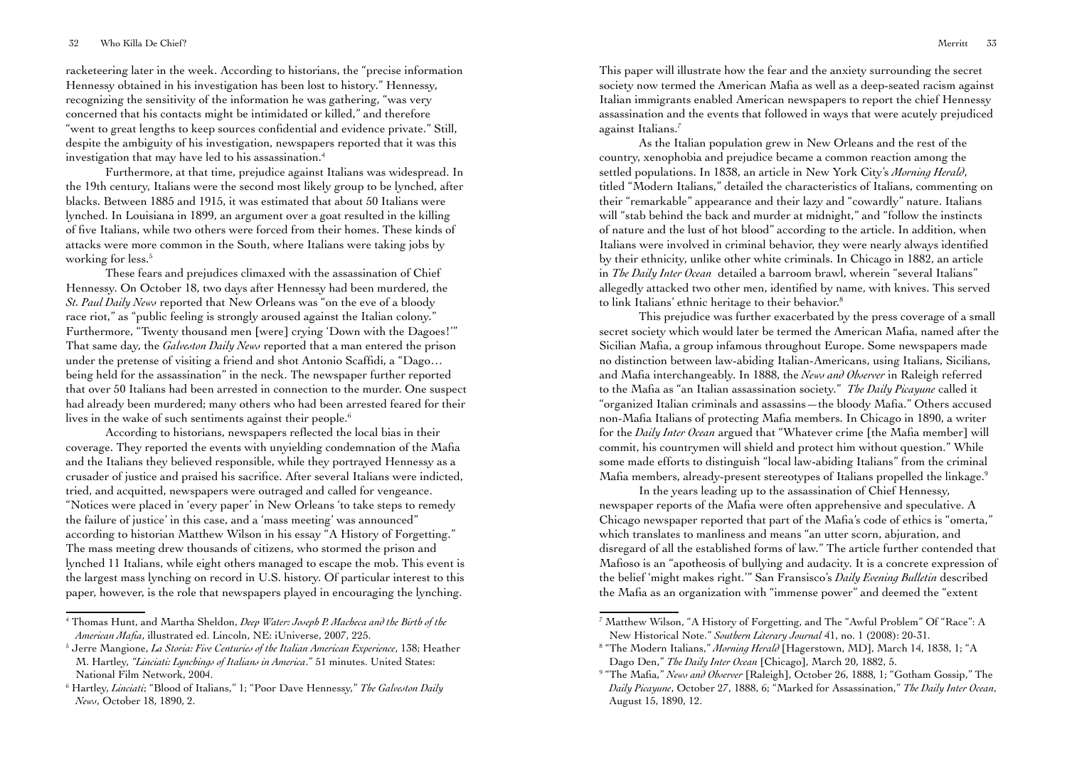racketeering later in the week. According to historians, the "precise information Hennessy obtained in his investigation has been lost to history." Hennessy, recognizing the sensitivity of the information he was gathering, "was very concerned that his contacts might be intimidated or killed," and therefore "went to great lengths to keep sources confidential and evidence private." Still, despite the ambiguity of his investigation, newspapers reported that it was this investigation that may have led to his assassination.[4]

Furthermore, at that time, prejudice against Italians was widespread. In the 19th century, Italians were the second most likely group to be lynched, after blacks. Between 1885 and 1915, it was estimated that about 50 Italians were lynched. In Louisiana in 1899, an argument over a goat resulted in the killing of five Italians, while two others were forced from their homes. These kinds of attacks were more common in the South, where Italians were taking jobs by working for less.[5]

These fears and prejudices climaxed with the assassination of Chief Hennessy. On October 18, two days after Hennessy had been murdered, the *St. Paul Daily News* reported that New Orleans was "on the eve of a bloody race riot," as "public feeling is strongly aroused against the Italian colony." Furthermore, "Twenty thousand men [were] crying 'Down with the Dagoes!'" That same day, the *Galveston Daily News* reported that a man entered the prison under the pretense of visiting a friend and shot Antonio Scaffidi, a "Dago… being held for the assassination" in the neck. The newspaper further reported that over 50 Italians had been arrested in connection to the murder. One suspect had already been murdered; many others who had been arrested feared for their lives in the wake of such sentiments against their people.[6]

According to historians, newspapers reflected the local bias in their coverage. They reported the events with unyielding condemnation of the Mafia and the Italians they believed responsible, while they portrayed Hennessy as a crusader of justice and praised his sacrifice. After several Italians were indicted, tried, and acquitted, newspapers were outraged and called for vengeance. "Notices were placed in 'every paper' in New Orleans 'to take steps to remedy the failure of justice' in this case, and a 'mass meeting' was announced" according to historian Matthew Wilson in his essay "A History of Forgetting." The mass meeting drew thousands of citizens, who stormed the prison and lynched 11 Italians, while eight others managed to escape the mob. This event is the largest mass lynching on record in U.S. history. Of particular interest to this paper, however, is the role that newspapers played in encouraging the lynching.

This paper will illustrate how the fear and the anxiety surrounding the secret society now termed the American Mafia as well as a deep-seated racism against Italian immigrants enabled American newspapers to report the chief Hennessy assassination and the events that followed in ways that were acutely prejudiced against Italians.[7]

As the Italian population grew in New Orleans and the rest of the country, xenophobia and prejudice became a common reaction among the settled populations. In 1838, an article in New York City's *Morning Herald*, titled "Modern Italians," detailed the characteristics of Italians, commenting on their "remarkable" appearance and their lazy and "cowardly" nature. Italians will "stab behind the back and murder at midnight," and "follow the instincts of nature and the lust of hot blood" according to the article. In addition, when Italians were involved in criminal behavior, they were nearly always identified by their ethnicity, unlike other white criminals. In Chicago in 1882, an article in *The Daily Inter Ocean* detailed a barroom brawl, wherein "several Italians" allegedly attacked two other men, identified by name, with knives. This served to link Italians' ethnic heritage to their behavior.[8]

This prejudice was further exacerbated by the press coverage of a small secret society which would later be termed the American Mafia, named after the Sicilian Mafia, a group infamous throughout Europe. Some newspapers made no distinction between law-abiding Italian-Americans, using Italians, Sicilians, and Mafia interchangeably. In 1888, the *News and Observer* in Raleigh referred to the Mafia as "an Italian assassination society." *The Daily Picayune* called it "organized Italian criminals and assassins—the bloody Mafia." Others accused non-Mafia Italians of protecting Mafia members. In Chicago in 1890, a writer for the *Daily Inter Ocean* argued that "Whatever crime [the Mafia member] will commit, his countrymen will shield and protect him without question." While some made efforts to distinguish "local law-abiding Italians" from the criminal Mafia members, already-present stereotypes of Italians propelled the linkage.[9]

In the years leading up to the assassination of Chief Hennessy, newspaper reports of the Mafia were often apprehensive and speculative. A Chicago newspaper reported that part of the Mafia's code of ethics is "omerta," which translates to manliness and means "an utter scorn, abjuration, and disregard of all the established forms of law." The article further contended that Mafioso is an "apotheosis of bullying and audacity. It is a concrete expression of the belief 'might makes right.'" San Fransisco's *Daily Evening Bulletin* described the Mafia as an organization with "immense power" and deemed the "extent

---

[4] Thomas Hunt, and Martha Sheldon, *Deep Water: Joseph P. Macheca and the Birth of the American Mafia*, illustrated ed. Lincoln, NE: iUniverse, 2007, 225.

[5] Jerre Mangione, *La Storia: Five Centuries of the Italian American Experience*, 138; Heather M. Hartley, *"Linciati: Lynchings of Italians in America."* 51 minutes. United States: National Film Network, 2004.

[6] Hartley, *Linciati*; "Blood of Italians," 1; "Poor Dave Hennessy," *The Galveston Daily News*, October 18, 1890, 2.

[7] Matthew Wilson, "A History of Forgetting, and The "Awful Problem" Of "Race": A New Historical Note." *Southern Literary Journal* 41, no. 1 (2008): 20-31.

[8] "The Modern Italians," *Morning Herald* [Hagerstown, MD], March 14, 1838, 1; "A Dago Den," *The Daily Inter Ocean* [Chicago], March 20, 1882, 5.

[9] "The Mafia," *News and Observer* [Raleigh], October 26, 1888, 1; "Gotham Gossip," The *Daily Picayune*, October 27, 1888, 6; "Marked for Assassination," *The Daily Inter Ocean*, August 15, 1890, 12.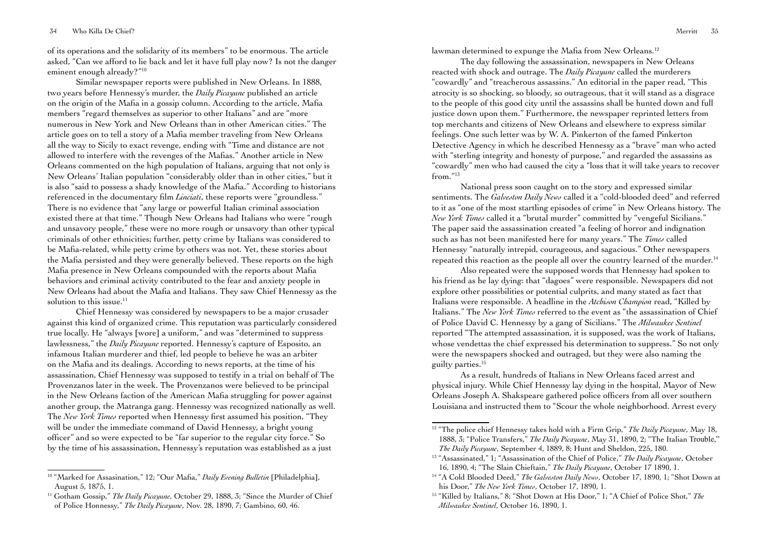of its operations and the solidarity of its members" to be enormous. The article asked, "Can we afford to lie back and let it have full play now? Is not the danger eminent enough already?"[10]

Similar newspaper reports were published in New Orleans. In 1888, two years before Hennessy's murder, the *Daily Picayune* published an article on the origin of the Mafia in a gossip column. According to the article, Mafia members "regard themselves as superior to other Italians" and are "more numerous in New York and New Orleans than in other American cities." The article goes on to tell a story of a Mafia member traveling from New Orleans all the way to Sicily to exact revenge, ending with "Time and distance are not allowed to interfere with the revenges of the Mafias." Another article in New Orleans commented on the high population of Italians, arguing that not only is New Orleans' Italian population "considerably older than in other cities," but it is also "said to possess a shady knowledge of the Mafia." According to historians referenced in the documentary film *Linciati*, these reports were "groundless." There is no evidence that "any large or powerful Italian criminal association existed there at that time." Though New Orleans had Italians who were "rough and unsavory people," these were no more rough or unsavory than other typical criminals of other ethnicities; further, petty crime by Italians was considered to be Mafia-related, while petty crime by others was not. Yet, these stories about the Mafia persisted and they were generally believed. These reports on the high Mafia presence in New Orleans compounded with the reports about Mafia behaviors and criminal activity contributed to the fear and anxiety people in New Orleans had about the Mafia and Italians. They saw Chief Hennessy as the solution to this issue.[11]

Chief Hennessy was considered by newspapers to be a major crusader against this kind of organized crime. This reputation was particularly considered true locally. He "always [wore] a uniform," and was "determined to suppress lawlessness," the *Daily Picayune* reported. Hennessy's capture of Esposito, an infamous Italian murderer and thief, led people to believe he was an arbiter on the Mafia and its dealings. According to news reports, at the time of his assassination, Chief Hennessy was supposed to testify in a trial on behalf of The Provenzanos later in the week. The Provenzanos were believed to be principal in the New Orleans faction of the American Mafia struggling for power against another group, the Matranga gang. Hennessy was recognized nationally as well. The *New York Times* reported when Hennessy first assumed his position, "They will be under the immediate command of David Hennessy, a bright young officer" and so were expected to be "far superior to the regular city force." So by the time of his assassination, Hennessy's reputation was established as a just lawman determined to expunge the Mafia from New Orleans.[12]

The day following the assassination, newspapers in New Orleans reacted with shock and outrage. The *Daily Picayune* called the murderers "cowardly" and "treacherous assassins." An editorial in the paper read, "This atrocity is so shocking, so bloody, so outrageous, that it will stand as a disgrace to the people of this good city until the assassins shall be hunted down and full justice down upon them." Furthermore, the newspaper reprinted letters from top merchants and citizens of New Orleans and elsewhere to express similar feelings. One such letter was by W. A. Pinkerton of the famed Pinkerton Detective Agency in which he described Hennessy as a "brave" man who acted with "sterling integrity and honesty of purpose," and regarded the assassins as "cowardly" men who had caused the city a "loss that it will take years to recover from."[13]

National press soon caught on to the story and expressed similar sentiments. The *Galveston Daily News* called it a "cold-blooded deed" and referred to it as "one of the most startling episodes of crime" in New Orleans history. The *New York Times* called it a "brutal murder" committed by "vengeful Sicilians." The paper said the assassination created "a feeling of horror and indignation such as has not been manifested here for many years." The *Times* called Hennessy "naturally intrepid, courageous, and sagacious." Other newspapers repeated this reaction as the people all over the country learned of the murder.[14]

Also repeated were the supposed words that Hennessy had spoken to his friend as he lay dying: that "dagoes" were responsible. Newspapers did not explore other possibilities or potential culprits, and many stated as fact that Italians were responsible. A headline in the *Atchison Champion* read, "Killed by Italians." The *New York Times* referred to the event as "the assassination of Chief of Police David C. Hennessy by a gang of Sicilians." The *Milwaukee Sentinel* reported "The attempted assassination, it is supposed, was the work of Italians, whose vendettas the chief expressed his determination to suppress." So not only were the newspapers shocked and outraged, but they were also naming the guilty parties.[15]

As a result, hundreds of Italians in New Orleans faced arrest and physical injury. While Chief Hennessy lay dying in the hospital, Mayor of New Orleans Joseph A. Shakspeare gathered police officers from all over southern Louisiana and instructed them to "Scour the whole neighborhood. Arrest every

---

[10] "Marked for Assasination," 12; "Our Mafia," *Daily Evening Bulletin* [Philadelphia], August 5, 1875, 1.

[11] Gotham Gossip," *The Daily Picayune*, October 29, 1888, 3; "Since the Murder of Chief of Police Honnessy," *The Daily Picayune*, Nov. 28, 1890, 7; Gambino, 60, 46.

[12] "The police chief Hennessy takes hold with a Firm Grip," *The Daily Picayune*, May 18, 1888, 3; "Police Transfers," *The Daily Picayune*, May 31, 1890, 2; "The Italian Trouble," *The Daily Picayune*, September 4, 1889, 8; Hunt and Sheldon, 225, 180.

[13] "Assassinated," 1; "Assassination of the Chief of Police," *The Daily Picayune*, October 16, 1890, 4; "The Slain Chieftain," *The Daily Picayune*, October 17 1890, 1.

[14] "A Cold Blooded Deed," *The Galveston Daily News*, October 17, 1890, 1; "Shot Down at his Door," *The New York Times*, October 17, 1890, 1.

[15] "Killed by Italians," 8; "Shot Down at His Door," 1; "A Chief of Police Shot," *The Milwaukee Sentinel*, October 16, 1890, 1.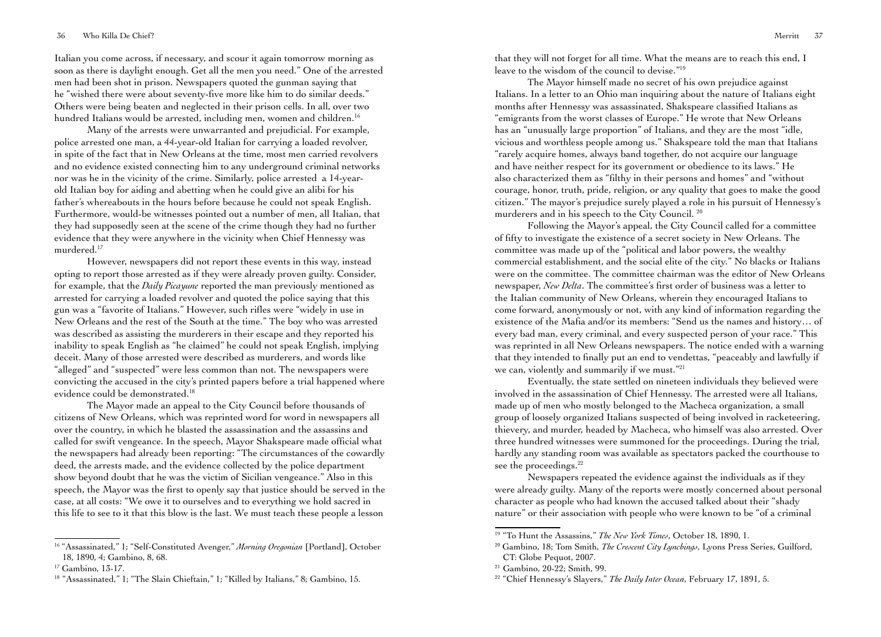Italian you come across, if necessary, and scour it again tomorrow morning as soon as there is daylight enough. Get all the men you need." One of the arrested men had been shot in prison. Newspapers quoted the gunman saying that he "wished there were about seventy-five more like him to do similar deeds." Others were being beaten and neglected in their prison cells. In all, over two hundred Italians would be arrested, including men, women and children.[16]

Many of the arrests were unwarranted and prejudicial. For example, police arrested one man, a 44-year-old Italian for carrying a loaded revolver, in spite of the fact that in New Orleans at the time, most men carried revolvers and no evidence existed connecting him to any underground criminal networks nor was he in the vicinity of the crime. Similarly, police arrested a 14-year-old Italian boy for aiding and abetting when he could give an alibi for his father's whereabouts in the hours before because he could not speak English. Furthermore, would-be witnesses pointed out a number of men, all Italian, that they had supposedly seen at the scene of the crime though they had no further evidence that they were anywhere in the vicinity when Chief Hennessy was murdered.[17]

However, newspapers did not report these events in this way, instead opting to report those arrested as if they were already proven guilty. Consider, for example, that the *Daily Picayune* reported the man previously mentioned as arrested for carrying a loaded revolver and quoted the police saying that this gun was a "favorite of Italians." However, such rifles were "widely in use in New Orleans and the rest of the South at the time." The boy who was arrested was described as assisting the murderers in their escape and they reported his inability to speak English as "he claimed" he could not speak English, implying deceit. Many of those arrested were described as murderers, and words like "alleged" and "suspected" were less common than not. The newspapers were convicting the accused in the city's printed papers before a trial happened where evidence could be demonstrated.[18]

The Mayor made an appeal to the City Council before thousands of citizens of New Orleans, which was reprinted word for word in newspapers all over the country, in which he blasted the assassination and the assassins and called for swift vengeance. In the speech, Mayor Shakspeare made official what the newspapers had already been reporting: "The circumstances of the cowardly deed, the arrests made, and the evidence collected by the police department show beyond doubt that he was the victim of Sicilian vengeance." Also in this speech, the Mayor was the first to openly say that justice should be served in the case, at all costs: "We owe it to ourselves and to everything we hold sacred in this life to see to it that this blow is the last. We must teach these people a lesson that they will not forget for all time. What the means are to reach this end, I leave to the wisdom of the council to devise."[19]

The Mayor himself made no secret of his own prejudice against Italians. In a letter to an Ohio man inquiring about the nature of Italians eight months after Hennessy was assassinated, Shakspeare classified Italians as "emigrants from the worst classes of Europe." He wrote that New Orleans has an "unusually large proportion" of Italians, and they are the most "idle, vicious and worthless people among us." Shakspeare told the man that Italians "rarely acquire homes, always band together, do not acquire our language and have neither respect for its government or obedience to its laws." He also characterized them as "filthy in their persons and homes" and "without courage, honor, truth, pride, religion, or any quality that goes to make the good citizen." The mayor's prejudice surely played a role in his pursuit of Hennessy's murderers and in his speech to the City Council.[20]

Following the Mayor's appeal, the City Council called for a committee of fifty to investigate the existence of a secret society in New Orleans. The committee was made up of the "political and labor powers, the wealthy commercial establishment, and the social elite of the city." No blacks or Italians were on the committee. The committee chairman was the editor of New Orleans newspaper, *New Delta*. The committee's first order of business was a letter to the Italian community of New Orleans, wherein they encouraged Italians to come forward, anonymously or not, with any kind of information regarding the existence of the Mafia and/or its members: "Send us the names and history… of every bad man, every criminal, and every suspected person of your race." This was reprinted in all New Orleans newspapers. The notice ended with a warning that they intended to finally put an end to vendettas, "peaceably and lawfully if we can, violently and summarily if we must."[21]

Eventually, the state settled on nineteen individuals they believed were involved in the assassination of Chief Hennessy. The arrested were all Italians, made up of men who mostly belonged to the Macheca organization, a small group of loosely organized Italians suspected of being involved in racketeering, thievery, and murder, headed by Macheca, who himself was also arrested. Over three hundred witnesses were summoned for the proceedings. During the trial, hardly any standing room was available as spectators packed the courthouse to see the proceedings.[22]

Newspapers repeated the evidence against the individuals as if they were already guilty. Many of the reports were mostly concerned about personal character as people who had known the accused talked about their "shady nature" or their association with people who were known to be "of a criminal

---

[16] "Assassinated," 1; "Self-Constituted Avenger," *Morning Oregonian* [Portland], October 18, 1890, 4; Gambino, 8, 68.

[17] Gambino, 13-17.

[18] "Assassinated," 1; "The Slain Chieftain," 1; "Killed by Italians," 8; Gambino, 15.

[19] "To Hunt the Assassins," *The New York Times*, October 18, 1890, 1.

[20] Gambino, 18; Tom Smith, *The Crescent City Lynchings*, Lyons Press Series, Guilford, CT: Globe Pequot, 2007.

[21] Gambino, 20-22; Smith, 99.

[22] "Chief Hennessy's Slayers," *The Daily Inter Ocean*, February 17, 1891, 5.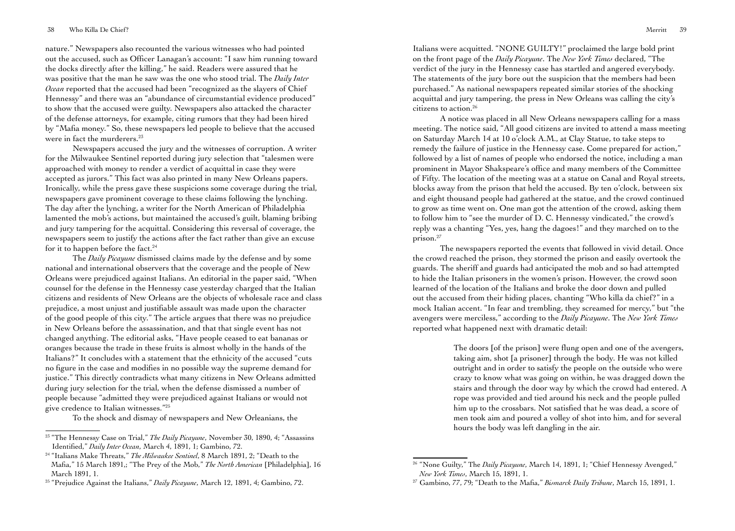nature." Newspapers also recounted the various witnesses who had pointed out the accused, such as Officer Lanagan's account: "I saw him running toward the docks directly after the killing," he said. Readers were assured that he was positive that the man he saw was the one who stood trial. The *Daily Inter Ocean* reported that the accused had been "recognized as the slayers of Chief Hennessy" and there was an "abundance of circumstantial evidence produced" to show that the accused were guilty. Newspapers also attacked the character of the defense attorneys, for example, citing rumors that they had been hired by "Mafia money." So, these newspapers led people to believe that the accused were in fact the murderers.[23]

Newspapers accused the jury and the witnesses of corruption. A writer for the Milwaukee Sentinel reported during jury selection that "talesmen were approached with money to render a verdict of acquittal in case they were accepted as jurors." This fact was also printed in many New Orleans papers. Ironically, while the press gave these suspicions some coverage during the trial, newspapers gave prominent coverage to these claims following the lynching. The day after the lynching, a writer for the North American of Philadelphia lamented the mob's actions, but maintained the accused's guilt, blaming bribing and jury tampering for the acquittal. Considering this reversal of coverage, the newspapers seem to justify the actions after the fact rather than give an excuse for it to happen before the fact.[24]

The *Daily Picayune* dismissed claims made by the defense and by some national and international observers that the coverage and the people of New Orleans were prejudiced against Italians. An editorial in the paper said, "When counsel for the defense in the Hennessy case yesterday charged that the Italian citizens and residents of New Orleans are the objects of wholesale race and class prejudice, a most unjust and justifiable assault was made upon the character of the good people of this city." The article argues that there was no prejudice in New Orleans before the assassination, and that that single event has not changed anything. The editorial asks, "Have people ceased to eat bananas or oranges because the trade in these fruits is almost wholly in the hands of the Italians?" It concludes with a statement that the ethnicity of the accused "cuts no figure in the case and modifies in no possible way the supreme demand for justice." This directly contradicts what many citizens in New Orleans admitted during jury selection for the trial, when the defense dismissed a number of people because "admitted they were prejudiced against Italians or would not give credence to Italian witnesses."[25]

To the shock and dismay of newspapers and New Orleanians, the Italians were acquitted. "NONE GUILTY!" proclaimed the large bold print on the front page of the *Daily Picayune*. The *New York Times* declared, "The verdict of the jury in the Hennessy case has startled and angered everybody. The statements of the jury bore out the suspicion that the members had been purchased." As national newspapers repeated similar stories of the shocking acquittal and jury tampering, the press in New Orleans was calling the city's citizens to action.[26]

A notice was placed in all New Orleans newspapers calling for a mass meeting. The notice said, "All good citizens are invited to attend a mass meeting on Saturday March 14 at 10 o'clock A.M., at Clay Statue, to take steps to remedy the failure of justice in the Hennessy case. Come prepared for action," followed by a list of names of people who endorsed the notice, including a man prominent in Mayor Shakspeare's office and many members of the Committee of Fifty. The location of the meeting was at a statue on Canal and Royal streets, blocks away from the prison that held the accused. By ten o'clock, between six and eight thousand people had gathered at the statue, and the crowd continued to grow as time went on. One man got the attention of the crowd, asking them to follow him to "see the murder of D. C. Hennessy vindicated," the crowd's reply was a chanting "Yes, yes, hang the dagoes!" and they marched on to the prison.[27]

The newspapers reported the events that followed in vivid detail. Once the crowd reached the prison, they stormed the prison and easily overtook the guards. The sheriff and guards had anticipated the mob and so had attempted to hide the Italian prisoners in the women's prison. However, the crowd soon learned of the location of the Italians and broke the door down and pulled out the accused from their hiding places, chanting "Who killa da chief?" in a mock Italian accent. "In fear and trembling, they screamed for mercy," but "the avengers were merciless," according to the *Daily Picayune*. The *New York Times* reported what happened next with dramatic detail:

> The doors [of the prison] were flung open and one of the avengers, taking aim, shot [a prisoner] through the body. He was not killed outright and in order to satisfy the people on the outside who were crazy to know what was going on within, he was dragged down the stairs and through the door way by which the crowd had entered. A rope was provided and tied around his neck and the people pulled him up to the crossbars. Not satisfied that he was dead, a score of men took aim and poured a volley of shot into him, and for several hours the body was left dangling in the air.

---

[23] "The Hennessy Case on Trial," *The Daily Picayune*, November 30, 1890, 4; "Assassins Identified," *Daily Inter Ocean*, March 4, 1891, 1; Gambino, 72.

[24] "Italians Make Threats," *The Milwaukee Sentinel*, 8 March 1891, 2; "Death to the Mafia," 15 March 1891,; "The Prey of the Mob," *The North American* [Philadelphia], 16 March 1891, 1.

[25] "Prejudice Against the Italians," *Daily Picayune*, March 12, 1891, 4; Gambino, 72.

[26] "None Guilty," The *Daily Picayune*, March 14, 1891, 1; "Chief Hennessy Avenged," *New York Times*, March 15, 1891, 1.

[27] Gambino, 77, 79; "Death to the Mafia," *Bismarck Daily Tribune*, March 15, 1891, 1.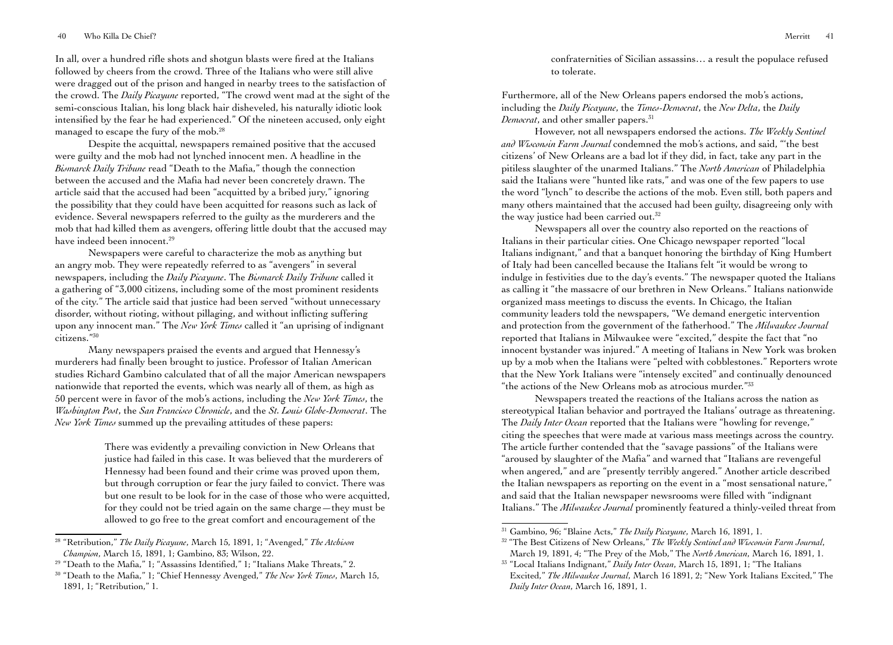In all, over a hundred rifle shots and shotgun blasts were fired at the Italians followed by cheers from the crowd. Three of the Italians who were still alive were dragged out of the prison and hanged in nearby trees to the satisfaction of the crowd. The *Daily Picayune* reported, "The crowd went mad at the sight of the semi-conscious Italian, his long black hair disheveled, his naturally idiotic look intensified by the fear he had experienced." Of the nineteen accused, only eight managed to escape the fury of the mob.[28]

Despite the acquittal, newspapers remained positive that the accused were guilty and the mob had not lynched innocent men. A headline in the *Bismarck Daily Tribune* read "Death to the Mafia," though the connection between the accused and the Mafia had never been concretely drawn. The article said that the accused had been "acquitted by a bribed jury," ignoring the possibility that they could have been acquitted for reasons such as lack of evidence. Several newspapers referred to the guilty as the murderers and the mob that had killed them as avengers, offering little doubt that the accused may have indeed been innocent.[29]

Newspapers were careful to characterize the mob as anything but an angry mob. They were repeatedly referred to as "avengers" in several newspapers, including the *Daily Picayune*. The *Bismarck Daily Tribune* called it a gathering of "3,000 citizens, including some of the most prominent residents of the city." The article said that justice had been served "without unnecessary disorder, without rioting, without pillaging, and without inflicting suffering upon any innocent man." The *New York Times* called it "an uprising of indignant citizens."[30]

Many newspapers praised the events and argued that Hennessy's murderers had finally been brought to justice. Professor of Italian American studies Richard Gambino calculated that of all the major American newspapers nationwide that reported the events, which was nearly all of them, as high as 50 percent were in favor of the mob's actions, including the *New York Times*, the *Washington Post*, the *San Francisco Chronicle*, and the *St. Louis Globe-Democrat*. The *New York Times* summed up the prevailing attitudes of these papers:

> There was evidently a prevailing conviction in New Orleans that justice had failed in this case. It was believed that the murderers of Hennessy had been found and their crime was proved upon them, but through corruption or fear the jury failed to convict. There was but one result to be look for in the case of those who were acquitted, for they could not be tried again on the same charge—they must be allowed to go free to the great comfort and encouragement of the confraternities of Sicilian assassins… a result the populace refused to tolerate.

Furthermore, all of the New Orleans papers endorsed the mob's actions, including the *Daily Picayune*, the *Times-Democrat*, the *New Delta*, the *Daily Democrat*, and other smaller papers.[31]

However, not all newspapers endorsed the actions. *The Weekly Sentinel and Wisconsin Farm Journal* condemned the mob's actions, and said, "'the best citizens' of New Orleans are a bad lot if they did, in fact, take any part in the pitiless slaughter of the unarmed Italians." The *North American* of Philadelphia said the Italians were "hunted like rats," and was one of the few papers to use the word "lynch" to describe the actions of the mob. Even still, both papers and many others maintained that the accused had been guilty, disagreeing only with the way justice had been carried out.[32]

Newspapers all over the country also reported on the reactions of Italians in their particular cities. One Chicago newspaper reported "local Italians indignant," and that a banquet honoring the birthday of King Humbert of Italy had been cancelled because the Italians felt "it would be wrong to indulge in festivities due to the day's events." The newspaper quoted the Italians as calling it "the massacre of our brethren in New Orleans." Italians nationwide organized mass meetings to discuss the events. In Chicago, the Italian community leaders told the newspapers, "We demand energetic intervention and protection from the government of the fatherhood." The *Milwaukee Journal* reported that Italians in Milwaukee were "excited," despite the fact that "no innocent bystander was injured." A meeting of Italians in New York was broken up by a mob when the Italians were "pelted with cobblestones." Reporters wrote that the New York Italians were "intensely excited" and continually denounced "the actions of the New Orleans mob as atrocious murder."[33]

Newspapers treated the reactions of the Italians across the nation as stereotypical Italian behavior and portrayed the Italians' outrage as threatening. The *Daily Inter Ocean* reported that the Italians were "howling for revenge," citing the speeches that were made at various mass meetings across the country. The article further contended that the "savage passions" of the Italians were "aroused by slaughter of the Mafia" and warned that "Italians are revengeful when angered," and are "presently terribly angered." Another article described the Italian newspapers as reporting on the event in a "most sensational nature," and said that the Italian newspaper newsrooms were filled with "indignant Italians." The *Milwaukee Journal* prominently featured a thinly-veiled threat from

---

[28] "Retribution," *The Daily Picayune*, March 15, 1891, 1; "Avenged," *The Atchison Champion*, March 15, 1891, 1; Gambino, 83; Wilson, 22.

[29] "Death to the Mafia," 1; "Assassins Identified," 1; "Italians Make Threats," 2.

[30] "Death to the Mafia," 1; "Chief Hennessy Avenged," *The New York Times*, March 15, 1891, 1; "Retribution," 1.

[31] Gambino, 96; "Blaine Acts," *The Daily Picayune*, March 16, 1891, 1.

[32] "The Best Citizens of New Orleans," *The Weekly Sentinel and Wisconsin Farm Journal*, March 19, 1891, 4; "The Prey of the Mob," The *North American*, March 16, 1891, 1.

[33] "Local Italians Indignant," *Daily Inter Ocean*, March 15, 1891, 1; "The Italians Excited," *The Milwaukee Journal*, March 16 1891, 2; "New York Italians Excited," The *Daily Inter Ocean*, March 16, 1891, 1.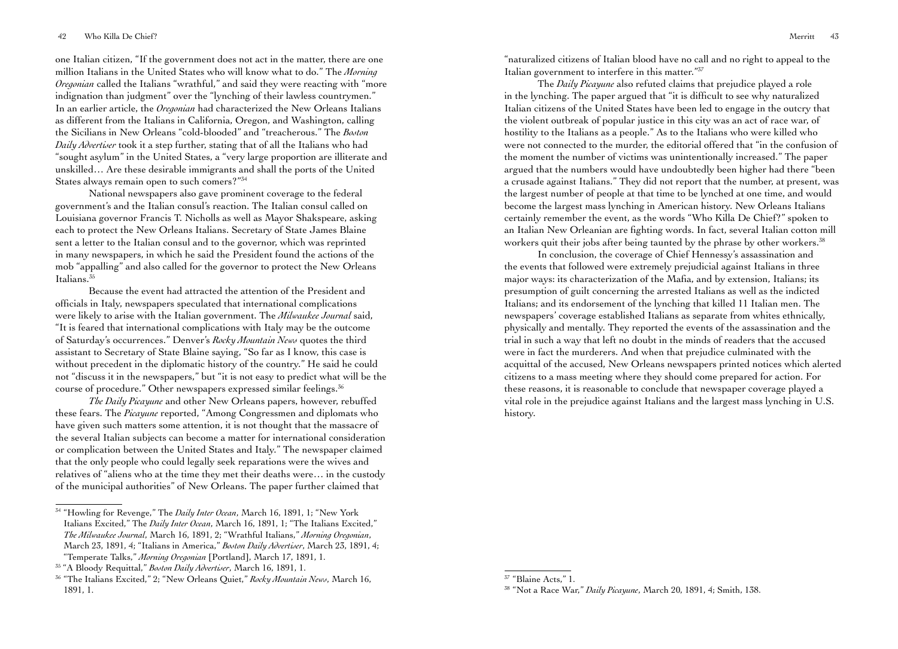one Italian citizen, "If the government does not act in the matter, there are one million Italians in the United States who will know what to do." The *Morning Oregonian* called the Italians "wrathful," and said they were reacting with "more indignation than judgment" over the "lynching of their lawless countrymen." In an earlier article, the *Oregonian* had characterized the New Orleans Italians as different from the Italians in California, Oregon, and Washington, calling the Sicilians in New Orleans "cold-blooded" and "treacherous." The *Boston Daily Advertiser* took it a step further, stating that of all the Italians who had "sought asylum" in the United States, a "very large proportion are illiterate and unskilled… Are these desirable immigrants and shall the ports of the United States always remain open to such comers?"[34]

National newspapers also gave prominent coverage to the federal government's and the Italian consul's reaction. The Italian consul called on Louisiana governor Francis T. Nicholls as well as Mayor Shakspeare, asking each to protect the New Orleans Italians. Secretary of State James Blaine sent a letter to the Italian consul and to the governor, which was reprinted in many newspapers, in which he said the President found the actions of the mob "appalling" and also called for the governor to protect the New Orleans Italians.[35]

Because the event had attracted the attention of the President and officials in Italy, newspapers speculated that international complications were likely to arise with the Italian government. The *Milwaukee Journal* said, "It is feared that international complications with Italy may be the outcome of Saturday's occurrences." Denver's *Rocky Mountain News* quotes the third assistant to Secretary of State Blaine saying, "So far as I know, this case is without precedent in the diplomatic history of the country." He said he could not "discuss it in the newspapers," but "it is not easy to predict what will be the course of procedure." Other newspapers expressed similar feelings.[36]

*The Daily Picayune* and other New Orleans papers, however, rebuffed these fears. The *Picayune* reported, "Among Congressmen and diplomats who have given such matters some attention, it is not thought that the massacre of the several Italian subjects can become a matter for international consideration or complication between the United States and Italy." The newspaper claimed that the only people who could legally seek reparations were the wives and relatives of "aliens who at the time they met their deaths were… in the custody of the municipal authorities" of New Orleans. The paper further claimed that "naturalized citizens of Italian blood have no call and no right to appeal to the Italian government to interfere in this matter."[37]

The *Daily Picayune* also refuted claims that prejudice played a role in the lynching. The paper argued that "it is difficult to see why naturalized Italian citizens of the United States have been led to engage in the outcry that the violent outbreak of popular justice in this city was an act of race war, of hostility to the Italians as a people." As to the Italians who were killed who were not connected to the murder, the editorial offered that "in the confusion of the moment the number of victims was unintentionally increased." The paper argued that the numbers would have undoubtedly been higher had there "been a crusade against Italians." They did not report that the number, at present, was the largest number of people at that time to be lynched at one time, and would become the largest mass lynching in American history. New Orleans Italians certainly remember the event, as the words "Who Killa De Chief?" spoken to an Italian New Orleanian are fighting words. In fact, several Italian cotton mill workers quit their jobs after being taunted by the phrase by other workers.[38]

In conclusion, the coverage of Chief Hennessy's assassination and the events that followed were extremely prejudicial against Italians in three major ways: its characterization of the Mafia, and by extension, Italians; its presumption of guilt concerning the arrested Italians as well as the indicted Italians; and its endorsement of the lynching that killed 11 Italian men. The newspapers' coverage established Italians as separate from whites ethnically, physically and mentally. They reported the events of the assassination and the trial in such a way that left no doubt in the minds of readers that the accused were in fact the murderers. And when that prejudice culminated with the acquittal of the accused, New Orleans newspapers printed notices which alerted citizens to a mass meeting where they should come prepared for action. For these reasons, it is reasonable to conclude that newspaper coverage played a vital role in the prejudice against Italians and the largest mass lynching in U.S. history.

---

[34] "Howling for Revenge," The *Daily Inter Ocean*, March 16, 1891, 1; "New York Italians Excited," The *Daily Inter Ocean*, March 16, 1891, 1; "The Italians Excited," *The Milwaukee Journal*, March 16, 1891, 2; "Wrathful Italians," *Morning Oregonian*, March 23, 1891, 4; "Italians in America," *Boston Daily Advertiser*, March 23, 1891, 4; "Temperate Talks," *Morning Oregonian* [Portland], March 17, 1891, 1.

[35] "A Bloody Requittal," *Boston Daily Advertiser*, March 16, 1891, 1.

[36] "The Italians Excited," 2; "New Orleans Quiet," *Rocky Mountain News*, March 16, 1891, 1.

[37] "Blaine Acts," 1.

[38] "Not a Race War," *Daily Picayune*, March 20, 1891, 4; Smith, 138.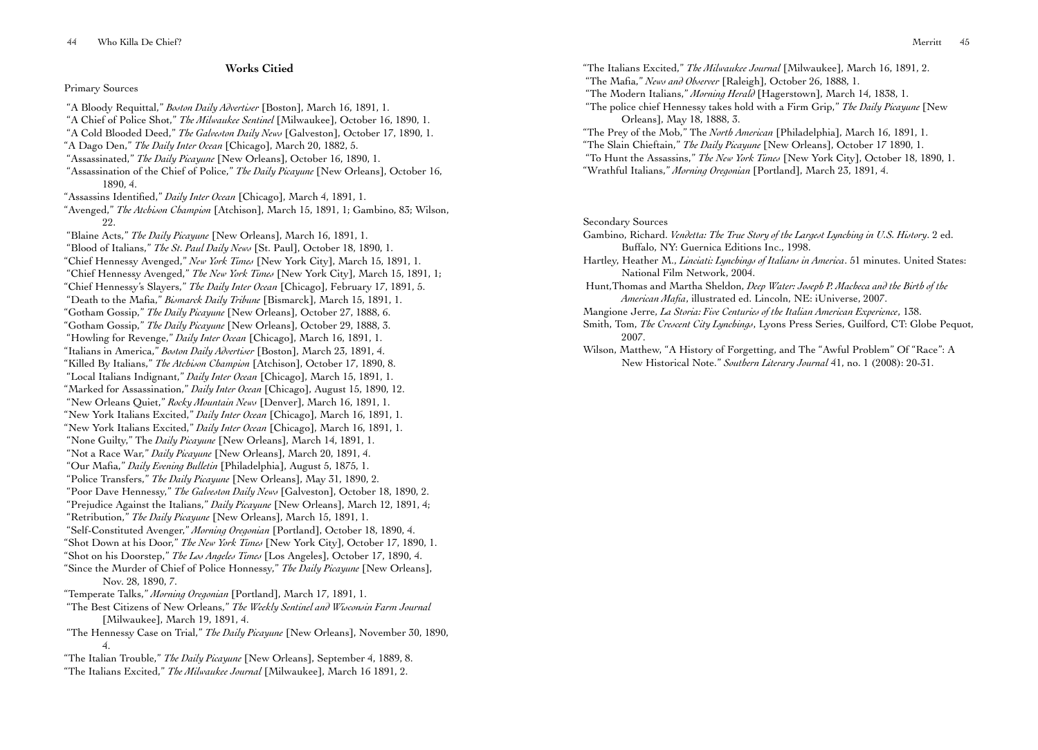## Works Citied

Primary Sources

"A Bloody Requittal," *Boston Daily Advertiser* [Boston], March 16, 1891, 1.
"A Chief of Police Shot," *The Milwaukee Sentinel* [Milwaukee], October 16, 1890, 1.
"A Cold Blooded Deed," *The Galveston Daily News* [Galveston], October 17, 1890, 1.
"A Dago Den," *The Daily Inter Ocean* [Chicago], March 20, 1882, 5.
"Assassinated," *The Daily Picayune* [New Orleans], October 16, 1890, 1.
"Assassination of the Chief of Police," *The Daily Picayune* [New Orleans], October 16, 1890, 4.
"Assassins Identified," *Daily Inter Ocean* [Chicago], March 4, 1891, 1.
"Avenged," *The Atchison Champion* [Atchison], March 15, 1891, 1; Gambino, 83; Wilson, 22.
"Blaine Acts," *The Daily Picayune* [New Orleans], March 16, 1891, 1.
"Blood of Italians," *The St. Paul Daily News* [St. Paul], October 18, 1890, 1.
"Chief Hennessy Avenged," *New York Times* [New York City], March 15, 1891, 1.
"Chief Hennessy Avenged," *The New York Times* [New York City], March 15, 1891, 1;
"Chief Hennessy's Slayers," *The Daily Inter Ocean* [Chicago], February 17, 1891, 5.
"Death to the Mafia," *Bismarck Daily Tribune* [Bismarck], March 15, 1891, 1.
"Gotham Gossip," *The Daily Picayune* [New Orleans], October 27, 1888, 6.
"Gotham Gossip," *The Daily Picayune* [New Orleans], October 29, 1888, 3.
"Howling for Revenge," *Daily Inter Ocean* [Chicago], March 16, 1891, 1.
"Italians in America," *Boston Daily Advertiser* [Boston], March 23, 1891, 4.
"Killed By Italians," *The Atchison Champion* [Atchison], October 17, 1890, 8.
"Local Italians Indignant," *Daily Inter Ocean* [Chicago], March 15, 1891, 1.
"Marked for Assassination," *Daily Inter Ocean* [Chicago], August 15, 1890, 12.
"New Orleans Quiet," *Rocky Mountain News* [Denver], March 16, 1891, 1.
"New York Italians Excited," *Daily Inter Ocean* [Chicago], March 16, 1891, 1.
"New York Italians Excited," *Daily Inter Ocean* [Chicago], March 16, 1891, 1.
"None Guilty," The *Daily Picayune* [New Orleans], March 14, 1891, 1.
"Not a Race War," *Daily Picayune* [New Orleans], March 20, 1891, 4.
"Our Mafia," *Daily Evening Bulletin* [Philadelphia], August 5, 1875, 1.
"Police Transfers," *The Daily Picayune* [New Orleans], May 31, 1890, 2.
"Poor Dave Hennessy," *The Galveston Daily News* [Galveston], October 18, 1890, 2.
"Prejudice Against the Italians," *Daily Picayune* [New Orleans], March 12, 1891, 4;
"Retribution," *The Daily Picayune* [New Orleans], March 15, 1891, 1.
"Self-Constituted Avenger," *Morning Oregonian* [Portland], October 18, 1890, 4.
"Shot Down at his Door," *The New York Times* [New York City], October 17, 1890, 1.
"Shot on his Doorstep," *The Los Angeles Times* [Los Angeles], October 17, 1890, 4.
"Since the Murder of Chief of Police Honnessy," *The Daily Picayune* [New Orleans], Nov. 28, 1890, 7.
"Temperate Talks," *Morning Oregonian* [Portland], March 17, 1891, 1.
"The Best Citizens of New Orleans," *The Weekly Sentinel and Wisconsin Farm Journal* [Milwaukee], March 19, 1891, 4.
"The Hennessy Case on Trial," *The Daily Picayune* [New Orleans], November 30, 1890, 4.
"The Italian Trouble," *The Daily Picayune* [New Orleans], September 4, 1889, 8.
"The Italians Excited," *The Milwaukee Journal* [Milwaukee], March 16 1891, 2.
"The Italians Excited," *The Milwaukee Journal* [Milwaukee], March 16, 1891, 2.
"The Mafia," *News and Observer* [Raleigh], October 26, 1888, 1.
"The Modern Italians," *Morning Herald* [Hagerstown], March 14, 1838, 1.
"The police chief Hennessy takes hold with a Firm Grip," *The Daily Picayune* [New Orleans], May 18, 1888, 3.
"The Prey of the Mob," The *North American* [Philadelphia], March 16, 1891, 1.
"The Slain Chieftain," *The Daily Picayune* [New Orleans], October 17 1890, 1.
"To Hunt the Assassins," *The New York Times* [New York City], October 18, 1890, 1.
"Wrathful Italians," *Morning Oregonian* [Portland], March 23, 1891, 4.

Secondary Sources

Gambino, Richard. *Vendetta: The True Story of the Largest Lynching in U.S. History*. 2 ed. Buffalo, NY: Guernica Editions Inc., 1998.
Hartley, Heather M., *Linciati: Lynchings of Italians in America*. 51 minutes. United States: National Film Network, 2004.
Hunt,Thomas and Martha Sheldon, *Deep Water: Joseph P. Macheca and the Birth of the American Mafia*, illustrated ed. Lincoln, NE: iUniverse, 2007.
Mangione Jerre, *La Storia: Five Centuries of the Italian American Experience*, 138.
Smith, Tom, *The Crescent City Lynchings*, Lyons Press Series, Guilford, CT: Globe Pequot, 2007.
Wilson, Matthew, "A History of Forgetting, and The "Awful Problem" Of "Race": A New Historical Note." *Southern Literary Journal* 41, no. 1 (2008): 20-31.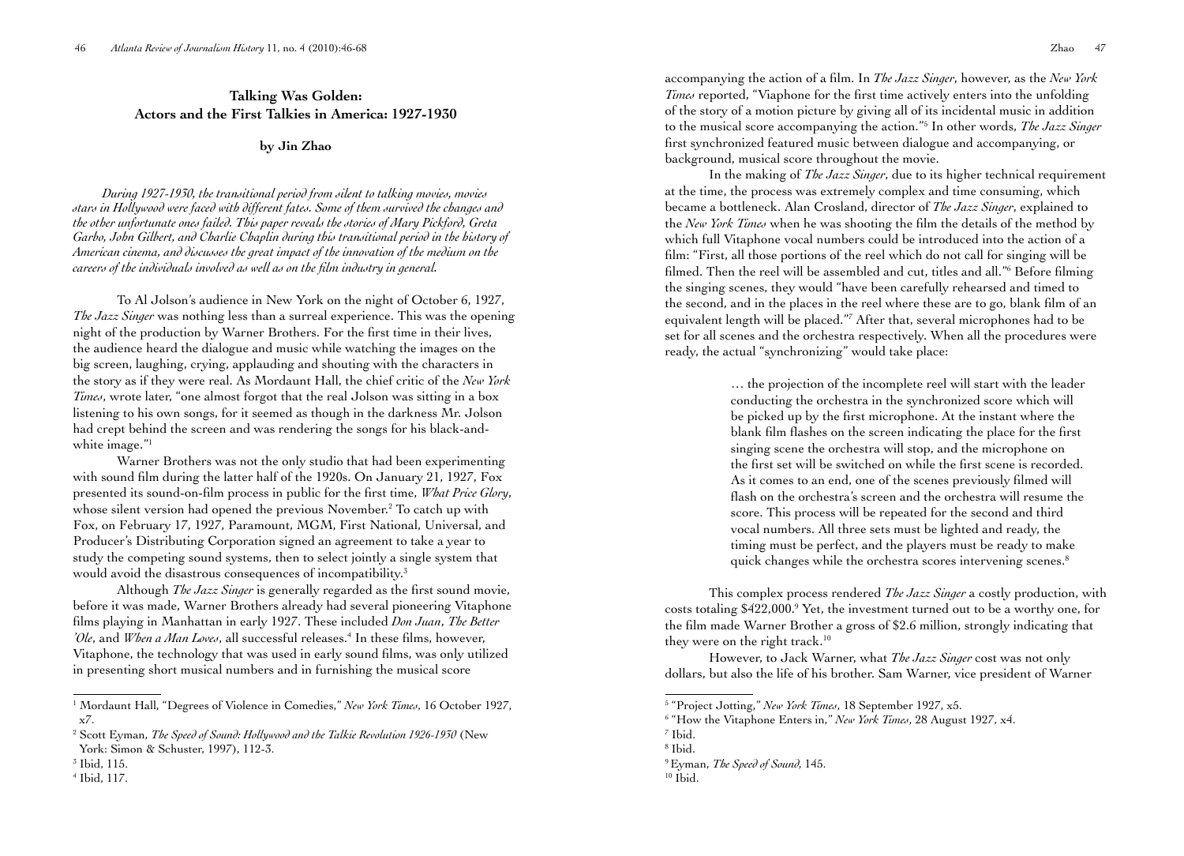## Talking Was Golden: Actors and the First Talkies in America: 1927-1930

**by Jin Zhao**

*During 1927-1930, the transitional period from silent to talking movies, movies stars in Hollywood were faced with different fates. Some of them survived the changes and the other unfortunate ones failed. This paper reveals the stories of Mary Pickford, Greta Garbo, John Gilbert, and Charlie Chaplin during this transitional period in the history of American cinema, and discusses the great impact of the innovation of the medium on the careers of the individuals involved as well as on the film industry in general.*

To Al Jolson's audience in New York on the night of October 6, 1927, *The Jazz Singer* was nothing less than a surreal experience. This was the opening night of the production by Warner Brothers. For the first time in their lives, the audience heard the dialogue and music while watching the images on the big screen, laughing, crying, applauding and shouting with the characters in the story as if they were real. As Mordaunt Hall, the chief critic of the *New York Times*, wrote later, "one almost forgot that the real Jolson was sitting in a box listening to his own songs, for it seemed as though in the darkness Mr. Jolson had crept behind the screen and was rendering the songs for his black-and-white image."[1]

Warner Brothers was not the only studio that had been experimenting with sound film during the latter half of the 1920s. On January 21, 1927, Fox presented its sound-on-film process in public for the first time, *What Price Glory*, whose silent version had opened the previous November.[2] To catch up with Fox, on February 17, 1927, Paramount, MGM, First National, Universal, and Producer's Distributing Corporation signed an agreement to take a year to study the competing sound systems, then to select jointly a single system that would avoid the disastrous consequences of incompatibility.[3]

Although *The Jazz Singer* is generally regarded as the first sound movie, before it was made, Warner Brothers already had several pioneering Vitaphone films playing in Manhattan in early 1927. These included *Don Juan*, *The Better 'Ole*, and *When a Man Loves*, all successful releases.[4] In these films, however, Vitaphone, the technology that was used in early sound films, was only utilized in presenting short musical numbers and in furnishing the musical score accompanying the action of a film. In *The Jazz Singer*, however, as the *New York Times* reported, "Viaphone for the first time actively enters into the unfolding of the story of a motion picture by giving all of its incidental music in addition to the musical score accompanying the action."[5] In other words, *The Jazz Singer* first synchronized featured music between dialogue and accompanying, or background, musical score throughout the movie.

In the making of *The Jazz Singer*, due to its higher technical requirement at the time, the process was extremely complex and time consuming, which became a bottleneck. Alan Crosland, director of *The Jazz Singer*, explained to the *New York Times* when he was shooting the film the details of the method by which full Vitaphone vocal numbers could be introduced into the action of a film: "First, all those portions of the reel which do not call for singing will be filmed. Then the reel will be assembled and cut, titles and all."[6] Before filming the singing scenes, they would "have been carefully rehearsed and timed to the second, and in the places in the reel where these are to go, blank film of an equivalent length will be placed."[7] After that, several microphones had to be set for all scenes and the orchestra respectively. When all the procedures were ready, the actual "synchronizing" would take place:

> … the projection of the incomplete reel will start with the leader conducting the orchestra in the synchronized score which will be picked up by the first microphone. At the instant where the blank film flashes on the screen indicating the place for the first singing scene the orchestra will stop, and the microphone on the first set will be switched on while the first scene is recorded. As it comes to an end, one of the scenes previously filmed will flash on the orchestra's screen and the orchestra will resume the score. This process will be repeated for the second and third vocal numbers. All three sets must be lighted and ready, the timing must be perfect, and the players must be ready to make quick changes while the orchestra scores intervening scenes.[8]

This complex process rendered *The Jazz Singer* a costly production, with costs totaling $422,000.[9] Yet, the investment turned out to be a worthy one, for the film made Warner Brother a gross of $2.6 million, strongly indicating that they were on the right track.[10]

However, to Jack Warner, what *The Jazz Singer* cost was not only dollars, but also the life of his brother. Sam Warner, vice president of Warner

---

[1] Mordaunt Hall, "Degrees of Violence in Comedies," *New York Times*, 16 October 1927, x7.

[2] Scott Eyman, *The Speed of Sound: Hollywood and the Talkie Revolution 1926-1930* (New York: Simon & Schuster, 1997), 112-3.

[3] Ibid, 115.

[4] Ibid, 117.

[5] "Project Jotting," *New York Times*, 18 September 1927, x5.

[6] "How the Vitaphone Enters in," *New York Times*, 28 August 1927, x4.

[7] Ibid.

[8] Ibid.

[9] Eyman, *The Speed of Sound*, 145.

[10] Ibid.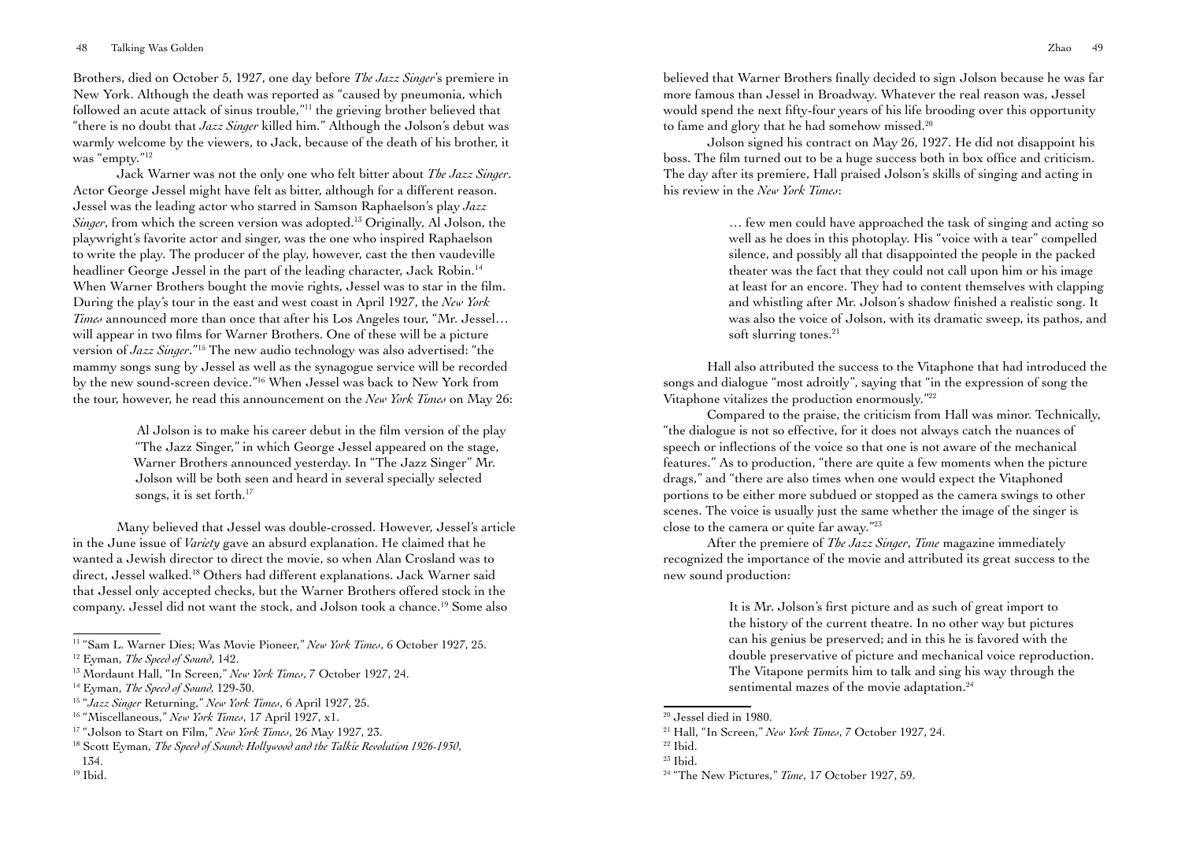Brothers, died on October 5, 1927, one day before *The Jazz Singer*'s premiere in New York. Although the death was reported as "caused by pneumonia, which followed an acute attack of sinus trouble,"[11] the grieving brother believed that "there is no doubt that *Jazz Singer* killed him." Although the Jolson's debut was warmly welcome by the viewers, to Jack, because of the death of his brother, it was "empty."[12]

Jack Warner was not the only one who felt bitter about *The Jazz Singer*. Actor George Jessel might have felt as bitter, although for a different reason. Jessel was the leading actor who starred in Samson Raphaelson's play *Jazz Singer*, from which the screen version was adopted.[13] Originally, Al Jolson, the playwright's favorite actor and singer, was the one who inspired Raphaelson to write the play. The producer of the play, however, cast the then vaudeville headliner George Jessel in the part of the leading character, Jack Robin.[14] When Warner Brothers bought the movie rights, Jessel was to star in the film. During the play's tour in the east and west coast in April 1927, the *New York Times* announced more than once that after his Los Angeles tour, "Mr. Jessel… will appear in two films for Warner Brothers. One of these will be a picture version of *Jazz Singer*."[15] The new audio technology was also advertised: "the mammy songs sung by Jessel as well as the synagogue service will be recorded by the new sound-screen device."[16] When Jessel was back to New York from the tour, however, he read this announcement on the *New York Times* on May 26:

> Al Jolson is to make his career debut in the film version of the play "The Jazz Singer," in which George Jessel appeared on the stage, Warner Brothers announced yesterday. In "The Jazz Singer" Mr. Jolson will be both seen and heard in several specially selected songs, it is set forth.[17]

Many believed that Jessel was double-crossed. However, Jessel's article in the June issue of *Variety* gave an absurd explanation. He claimed that he wanted a Jewish director to direct the movie, so when Alan Crosland was to direct, Jessel walked.[18] Others had different explanations. Jack Warner said that Jessel only accepted checks, but the Warner Brothers offered stock in the company. Jessel did not want the stock, and Jolson took a chance.[19] Some also believed that Warner Brothers finally decided to sign Jolson because he was far more famous than Jessel in Broadway. Whatever the real reason was, Jessel would spend the next fifty-four years of his life brooding over this opportunity to fame and glory that he had somehow missed.[20]

Jolson signed his contract on May 26, 1927. He did not disappoint his boss. The film turned out to be a huge success both in box office and criticism. The day after its premiere, Hall praised Jolson's skills of singing and acting in his review in the *New York Times*:

> … few men could have approached the task of singing and acting so well as he does in this photoplay. His "voice with a tear" compelled silence, and possibly all that disappointed the people in the packed theater was the fact that they could not call upon him or his image at least for an encore. They had to content themselves with clapping and whistling after Mr. Jolson's shadow finished a realistic song. It was also the voice of Jolson, with its dramatic sweep, its pathos, and soft slurring tones.[21]

Hall also attributed the success to the Vitaphone that had introduced the songs and dialogue "most adroitly", saying that "in the expression of song the Vitaphone vitalizes the production enormously."[22]

Compared to the praise, the criticism from Hall was minor. Technically, "the dialogue is not so effective, for it does not always catch the nuances of speech or inflections of the voice so that one is not aware of the mechanical features." As to production, "there are quite a few moments when the picture drags," and "there are also times when one would expect the Vitaphoned portions to be either more subdued or stopped as the camera swings to other scenes. The voice is usually just the same whether the image of the singer is close to the camera or quite far away."[23]

After the premiere of *The Jazz Singer*, *Time* magazine immediately recognized the importance of the movie and attributed its great success to the new sound production:

> It is Mr. Jolson's first picture and as such of great import to the history of the current theatre. In no other way but pictures can his genius be preserved; and in this he is favored with the double preservative of picture and mechanical voice reproduction. The Vitapone permits him to talk and sing his way through the sentimental mazes of the movie adaptation.[24]

---

[11] "Sam L. Warner Dies; Was Movie Pioneer," *New York Times*, 6 October 1927, 25.

[12] Eyman, *The Speed of Sound*, 142.

[13] Mordaunt Hall, "In Screen," *New York Times*, 7 October 1927, 24.

[14] Eyman, *The Speed of Sound*, 129-30.

[15] "*Jazz Singer* Returning," *New York Times*, 6 April 1927, 25.

[16] "Miscellaneous," *New York Times*, 17 April 1927, x1.

[17] "Jolson to Start on Film," *New York Times*, 26 May 1927, 23.

[18] Scott Eyman, *The Speed of Sound: Hollywood and the Talkie Revolution 1926-1930*, 134.

[19] Ibid.

[20] Jessel died in 1980.

[21] Hall, "In Screen," *New York Times*, 7 October 1927, 24.

[22] Ibid.

[23] Ibid.

[24] "The New Pictures," *Time*, 17 October 1927, 59.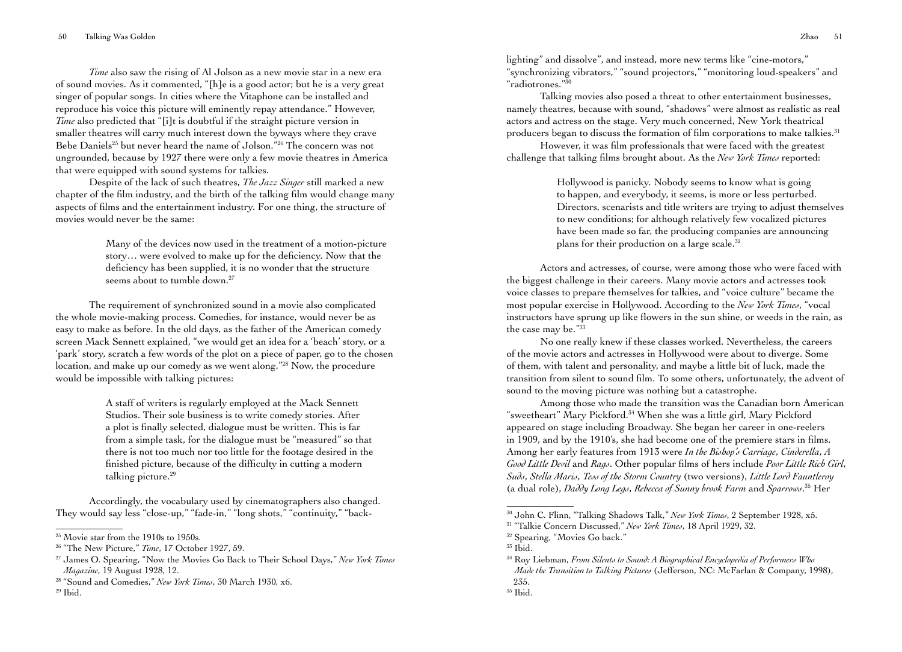*Time* also saw the rising of Al Jolson as a new movie star in a new era of sound movies. As it commented, "[h]e is a good actor; but he is a very great singer of popular songs. In cities where the Vitaphone can be installed and reproduce his voice this picture will eminently repay attendance." However, *Time* also predicted that "[i]t is doubtful if the straight picture version in smaller theatres will carry much interest down the byways where they crave Bebe Daniels[25] but never heard the name of Jolson."[26] The concern was not ungrounded, because by 1927 there were only a few movie theatres in America that were equipped with sound systems for talkies.

Despite of the lack of such theatres, *The Jazz Singer* still marked a new chapter of the film industry, and the birth of the talking film would change many aspects of films and the entertainment industry. For one thing, the structure of movies would never be the same:

> Many of the devices now used in the treatment of a motion-picture story… were evolved to make up for the deficiency. Now that the deficiency has been supplied, it is no wonder that the structure seems about to tumble down.[27]

The requirement of synchronized sound in a movie also complicated the whole movie-making process. Comedies, for instance, would never be as easy to make as before. In the old days, as the father of the American comedy screen Mack Sennett explained, "we would get an idea for a 'beach' story, or a 'park' story, scratch a few words of the plot on a piece of paper, go to the chosen location, and make up our comedy as we went along."[28] Now, the procedure would be impossible with talking pictures:

> A staff of writers is regularly employed at the Mack Sennett Studios. Their sole business is to write comedy stories. After a plot is finally selected, dialogue must be written. This is far from a simple task, for the dialogue must be "measured" so that there is not too much nor too little for the footage desired in the finished picture, because of the difficulty in cutting a modern talking picture.[29]

Accordingly, the vocabulary used by cinematographers also changed. They would say less "close-up," "fade-in," "long shots," "continuity," "back-lighting" and dissolve", and instead, more new terms like "cine-motors," "synchronizing vibrators," "sound projectors," "monitoring loud-speakers" and "radiotrones."[30]

Talking movies also posed a threat to other entertainment businesses, namely theatres, because with sound, "shadows" were almost as realistic as real actors and actress on the stage. Very much concerned, New York theatrical producers began to discuss the formation of film corporations to make talkies.[31]

However, it was film professionals that were faced with the greatest challenge that talking films brought about. As the *New York Times* reported:

> Hollywood is panicky. Nobody seems to know what is going to happen, and everybody, it seems, is more or less perturbed. Directors, scenarists and title writers are trying to adjust themselves to new conditions; for although relatively few vocalized pictures have been made so far, the producing companies are announcing plans for their production on a large scale.[32]

Actors and actresses, of course, were among those who were faced with the biggest challenge in their careers. Many movie actors and actresses took voice classes to prepare themselves for talkies, and "voice culture" became the most popular exercise in Hollywood. According to the *New York Times*, "vocal instructors have sprung up like flowers in the sun shine, or weeds in the rain, as the case may be."[33]

No one really knew if these classes worked. Nevertheless, the careers of the movie actors and actresses in Hollywood were about to diverge. Some of them, with talent and personality, and maybe a little bit of luck, made the transition from silent to sound film. To some others, unfortunately, the advent of sound to the moving picture was nothing but a catastrophe.

Among those who made the transition was the Canadian born American "sweetheart" Mary Pickford.[34] When she was a little girl, Mary Pickford appeared on stage including Broadway. She began her career in one-reelers in 1909, and by the 1910's, she had become one of the premiere stars in films. Among her early features from 1913 were *In the Bishop's Carriage*, *Cinderella*, *A Good Little Devil* and *Rags*. Other popular films of hers include *Poor Little Rich Girl*, *Suds*, *Stella Maris*, *Tess of the Storm Country* (two versions), *Little Lord Fauntleroy* (a dual role), *Daddy Long Legs*, *Rebecca of Sunny brook Farm* and *Sparrows*.[35] Her

---

[25] Movie star from the 1910s to 1950s.

[26] "The New Picture," *Time*, 17 October 1927, 59.

[27] James O. Spearing, "Now the Movies Go Back to Their School Days," *New York Times Magazine*, 19 August 1928, 12.

[28] "Sound and Comedies," *New York Times*, 30 March 1930, x6.

[29] Ibid.

[30] John C. Flinn, "Talking Shadows Talk," *New York Times*, 2 September 1928, x5.

[31] "Talkie Concern Discussed," *New York Times*, 18 April 1929, 32.

[32] Spearing, "Movies Go back."

[33] Ibid.

[34] Roy Liebman, *From Silents to Sound: A Biographical Encyclopedia of Performers Who Made the Transition to Talking Pictures* (Jefferson, NC: McFarlan & Company, 1998), 235.

[35] Ibid.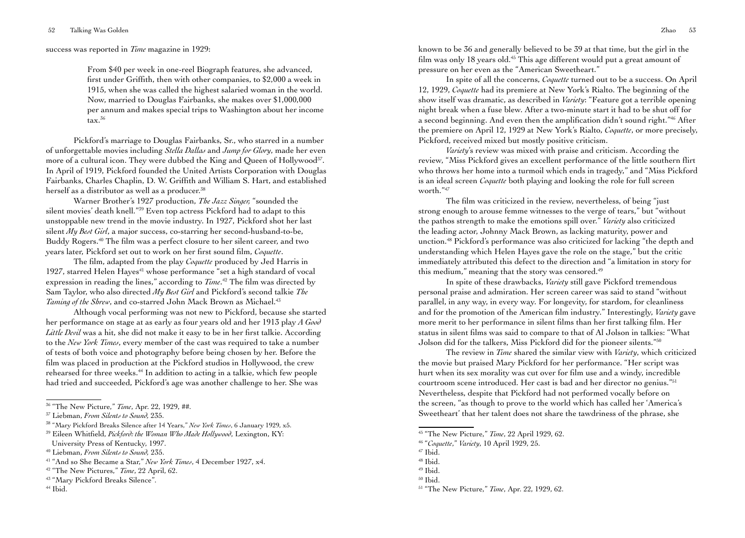success was reported in *Time* magazine in 1929:

> From $40 per week in one-reel Biograph features, she advanced, first under Griffith, then with other companies, to $2,000 a week in 1915, when she was called the highest salaried woman in the world. Now, married to Douglas Fairbanks, she makes over $1,000,000 per annum and makes special trips to Washington about her income tax.[36]

Pickford's marriage to Douglas Fairbanks, Sr., who starred in a number of unforgettable movies including *Stella Dallas* and *Jump for Glory*, made her even more of a cultural icon. They were dubbed the King and Queen of Hollywood[37]. In April of 1919, Pickford founded the United Artists Corporation with Douglas Fairbanks, Charles Chaplin, D. W. Griffith and William S. Hart, and established herself as a distributor as well as a producer.[38]

Warner Brother's 1927 production, *The Jazz Singer,* "sounded the silent movies' death knell."[39] Even top actress Pickford had to adapt to this unstoppable new trend in the movie industry. In 1927, Pickford shot her last silent *My Best Girl*, a major success, co-starring her second-husband-to-be, Buddy Rogers.[40] The film was a perfect closure to her silent career, and two years later, Pickford set out to work on her first sound film, *Coquette*.

The film, adapted from the play *Coquette* produced by Jed Harris in 1927, starred Helen Hayes[41] whose performance "set a high standard of vocal expression in reading the lines," according to *Time*.[42] The film was directed by Sam Taylor, who also directed *My Best Girl* and Pickford's second talkie *The Taming of the Shrew*, and co-starred John Mack Brown as Michael.[43]

Although vocal performing was not new to Pickford, because she started her performance on stage at as early as four years old and her 1913 play *A Good Little Devil* was a hit, she did not make it easy to be in her first talkie. According to the *New York Times*, every member of the cast was required to take a number of tests of both voice and photography before being chosen by her. Before the film was placed in production at the Pickford studios in Hollywood, the crew rehearsed for three weeks.[44] In addition to acting in a talkie, which few people had tried and succeeded, Pickford's age was another challenge to her. She was known to be 36 and generally believed to be 39 at that time, but the girl in the film was only 18 years old.[45] This age different would put a great amount of pressure on her even as the "American Sweetheart."

In spite of all the concerns, *Coquette* turned out to be a success. On April 12, 1929, *Coquette* had its premiere at New York's Rialto. The beginning of the show itself was dramatic, as described in *Variety*: "Feature got a terrible opening night break when a fuse blew. After a two-minute start it had to be shut off for a second beginning. And even then the amplification didn't sound right."[46] After the premiere on April 12, 1929 at New York's Rialto, *Coquette*, or more precisely, Pickford, received mixed but mostly positive criticism.

*Variety*'s review was mixed with praise and criticism. According the review, "Miss Pickford gives an excellent performance of the little southern flirt who throws her home into a turmoil which ends in tragedy," and "Miss Pickford is an ideal screen *Coquette* both playing and looking the role for full screen worth."[47]

The film was criticized in the review, nevertheless, of being "just strong enough to arouse femme witnesses to the verge of tears," but "without the pathos strength to make the emotions spill over." *Variety* also criticized the leading actor, Johnny Mack Brown, as lacking maturity, power and unction.[48] Pickford's performance was also criticized for lacking "the depth and understanding which Helen Hayes gave the role on the stage," but the critic immediately attributed this defect to the direction and "a limitation in story for this medium," meaning that the story was censored.[49]

In spite of these drawbacks, *Variety* still gave Pickford tremendous personal praise and admiration. Her screen career was said to stand "without parallel, in any way, in every way. For longevity, for stardom, for cleanliness and for the promotion of the American film industry." Interestingly, *Variety* gave more merit to her performance in silent films than her first talking film. Her status in silent films was said to compare to that of Al Jolson in talkies: "What Jolson did for the talkers, Miss Pickford did for the pioneer silents."[50]

The review in *Time* shared the similar view with *Variety*, which criticized the movie but praised Mary Pickford for her performance. "Her script was hurt when its sex morality was cut over for film use and a windy, incredible courtroom scene introduced. Her cast is bad and her director no genius."[51] Nevertheless, despite that Pickford had not performed vocally before on the screen, "as though to prove to the world which has called her 'America's Sweetheart' that her talent does not share the tawdriness of the phrase, she

---

[36] "The New Picture," *Time*, Apr. 22, 1929, ##.

[37] Liebman, *From Silents to Sound*, 235.

[38] "Mary Pickford Breaks Silence after 14 Years," *New York Times*, 6 January 1929, x5.

[39] Eileen Whitfield, *Pickford: the Woman Who Made Hollywood*, Lexington, KY: University Press of Kentucky, 1997.

[40] Liebman, *From Silents to Sound*, 235.

[41] "And so She Became a Star," *New York Times*, 4 December 1927, x4.

[42] "The New Pictures," *Time*, 22 April, 62.

[43] "Mary Pickford Breaks Silence".

[44] Ibid.

[45] "The New Picture," *Time*, 22 April 1929, 62.

[46] "*Coquette*," *Variety*, 10 April 1929, 25.

[47] Ibid.

[48] Ibid.

[49] Ibid.

[50] Ibid.

[51] "The New Picture," *Time*, Apr. 22, 1929, 62.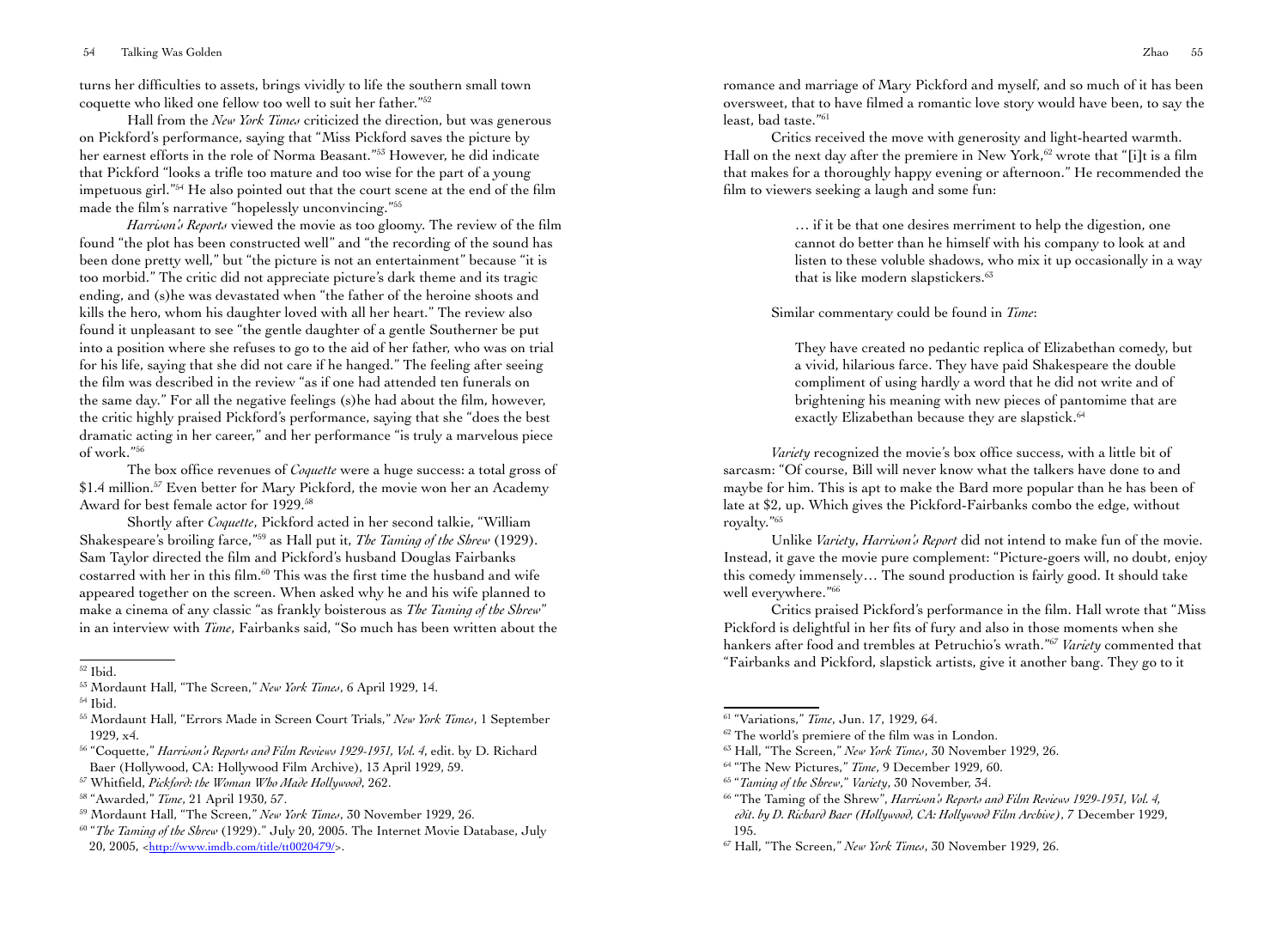turns her difficulties to assets, brings vividly to life the southern small town coquette who liked one fellow too well to suit her father."[52]

Hall from the *New York Times* criticized the direction, but was generous on Pickford's performance, saying that "Miss Pickford saves the picture by her earnest efforts in the role of Norma Beasant."[53] However, he did indicate that Pickford "looks a trifle too mature and too wise for the part of a young impetuous girl."[54] He also pointed out that the court scene at the end of the film made the film's narrative "hopelessly unconvincing."[55]

*Harrison's Reports* viewed the movie as too gloomy. The review of the film found "the plot has been constructed well" and "the recording of the sound has been done pretty well," but "the picture is not an entertainment" because "it is too morbid." The critic did not appreciate picture's dark theme and its tragic ending, and (s)he was devastated when "the father of the heroine shoots and kills the hero, whom his daughter loved with all her heart." The review also found it unpleasant to see "the gentle daughter of a gentle Southerner be put into a position where she refuses to go to the aid of her father, who was on trial for his life, saying that she did not care if he hanged." The feeling after seeing the film was described in the review "as if one had attended ten funerals on the same day." For all the negative feelings (s)he had about the film, however, the critic highly praised Pickford's performance, saying that she "does the best dramatic acting in her career," and her performance "is truly a marvelous piece of work."[56]

The box office revenues of *Coquette* were a huge success: a total gross of $1.4 million.[57] Even better for Mary Pickford, the movie won her an Academy Award for best female actor for 1929.[58]

Shortly after *Coquette*, Pickford acted in her second talkie, "William Shakespeare's broiling farce,"[59] as Hall put it, *The Taming of the Shrew* (1929). Sam Taylor directed the film and Pickford's husband Douglas Fairbanks costarred with her in this film.[60] This was the first time the husband and wife appeared together on the screen. When asked why he and his wife planned to make a cinema of any classic "as frankly boisterous as *The Taming of the Shrew*" in an interview with *Time*, Fairbanks said, "So much has been written about the romance and marriage of Mary Pickford and myself, and so much of it has been oversweet, that to have filmed a romantic love story would have been, to say the least, bad taste."[61]

Critics received the move with generosity and light-hearted warmth. Hall on the next day after the premiere in New York,[62] wrote that "[i]t is a film that makes for a thoroughly happy evening or afternoon." He recommended the film to viewers seeking a laugh and some fun:

> … if it be that one desires merriment to help the digestion, one cannot do better than he himself with his company to look at and listen to these voluble shadows, who mix it up occasionally in a way that is like modern slapstickers.[63]

Similar commentary could be found in *Time*:

> They have created no pedantic replica of Elizabethan comedy, but a vivid, hilarious farce. They have paid Shakespeare the double compliment of using hardly a word that he did not write and of brightening his meaning with new pieces of pantomime that are exactly Elizabethan because they are slapstick.[64]

*Variety* recognized the movie's box office success, with a little bit of sarcasm: "Of course, Bill will never know what the talkers have done to and maybe for him. This is apt to make the Bard more popular than he has been of late at $2, up. Which gives the Pickford-Fairbanks combo the edge, without royalty."[65]

Unlike *Variety*, *Harrison's Report* did not intend to make fun of the movie. Instead, it gave the movie pure complement: "Picture-goers will, no doubt, enjoy this comedy immensely… The sound production is fairly good. It should take well everywhere."[66]

Critics praised Pickford's performance in the film. Hall wrote that "Miss Pickford is delightful in her fits of fury and also in those moments when she hankers after food and trembles at Petruchio's wrath."[67] *Variety* commented that "Fairbanks and Pickford, slapstick artists, give it another bang. They go to it

---

[52] Ibid.

[53] Mordaunt Hall, "The Screen," *New York Times*, 6 April 1929, 14.

[54] Ibid.

[55] Mordaunt Hall, "Errors Made in Screen Court Trials," *New York Times*, 1 September 1929, x4.

[56] "Coquette," *Harrison's Reports and Film Reviews 1929-1931, Vol. 4*, edit. by D. Richard Baer (Hollywood, CA: Hollywood Film Archive), 13 April 1929, 59.

[57] Whitfield, *Pickford: the Woman Who Made Hollywood*, 262.

[58] "Awarded," *Time*, 21 April 1930, 57.

[59] Mordaunt Hall, "The Screen," *New York Times*, 30 November 1929, 26.

[60] "*The Taming of the Shrew* (1929)." July 20, 2005. The Internet Movie Database, July 20, 2005, <http://www.imdb.com/title/tt0020479/>.

[61] "Variations," *Time*, Jun. 17, 1929, 64.

[62] The world's premiere of the film was in London.

[63] Hall, "The Screen," *New York Times*, 30 November 1929, 26.

[64] "The New Pictures," *Time*, 9 December 1929, 60.

[65] "*Taming of the Shrew*," *Variety*, 30 November, 34.

[66] "The Taming of the Shrew", *Harrison's Reports and Film Reviews 1929-1931, Vol. 4, edit. by D. Richard Baer (Hollywood, CA: Hollywood Film Archive)*, 7 December 1929, 195.

[67] Hall, "The Screen," *New York Times*, 30 November 1929, 26.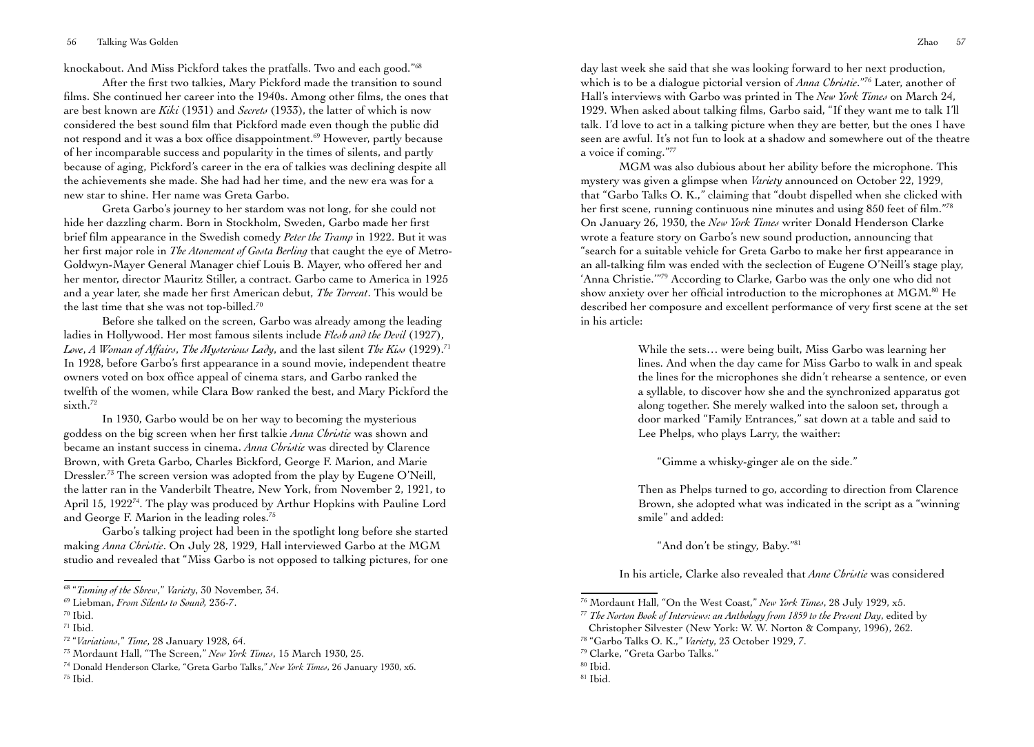knockabout. And Miss Pickford takes the pratfalls. Two and each good."[68]

After the first two talkies, Mary Pickford made the transition to sound films. She continued her career into the 1940s. Among other films, the ones that are best known are *Kiki* (1931) and *Secrets* (1933), the latter of which is now considered the best sound film that Pickford made even though the public did not respond and it was a box office disappointment.[69] However, partly because of her incomparable success and popularity in the times of silents, and partly because of aging, Pickford's career in the era of talkies was declining despite all the achievements she made. She had had her time, and the new era was for a new star to shine. Her name was Greta Garbo.

Greta Garbo's journey to her stardom was not long, for she could not hide her dazzling charm. Born in Stockholm, Sweden, Garbo made her first brief film appearance in the Swedish comedy *Peter the Tramp* in 1922. But it was her first major role in *The Atonement of Gosta Berling* that caught the eye of Metro-Goldwyn-Mayer General Manager chief Louis B. Mayer, who offered her and her mentor, director Mauritz Stiller, a contract. Garbo came to America in 1925 and a year later, she made her first American debut, *The Torrent*. This would be the last time that she was not top-billed.[70]

Before she talked on the screen, Garbo was already among the leading ladies in Hollywood. Her most famous silents include *Flesh and the Devil* (1927), *Love*, *A Woman of Affairs*, *The Mysterious Lady*, and the last silent *The Kiss* (1929).[71] In 1928, before Garbo's first appearance in a sound movie, independent theatre owners voted on box office appeal of cinema stars, and Garbo ranked the twelfth of the women, while Clara Bow ranked the best, and Mary Pickford the sixth.[72]

In 1930, Garbo would be on her way to becoming the mysterious goddess on the big screen when her first talkie *Anna Christie* was shown and became an instant success in cinema. *Anna Christie* was directed by Clarence Brown, with Greta Garbo, Charles Bickford, George F. Marion, and Marie Dressler.[73] The screen version was adopted from the play by Eugene O'Neill, the latter ran in the Vanderbilt Theatre, New York, from November 2, 1921, to April 15, 1922[74]. The play was produced by Arthur Hopkins with Pauline Lord and George F. Marion in the leading roles.[75]

Garbo's talking project had been in the spotlight long before she started making *Anna Christie*. On July 28, 1929, Hall interviewed Garbo at the MGM studio and revealed that "Miss Garbo is not opposed to talking pictures, for one day last week she said that she was looking forward to her next production, which is to be a dialogue pictorial version of *Anna Christie*."[76] Later, another of Hall's interviews with Garbo was printed in The *New York Times* on March 24, 1929. When asked about talking films, Garbo said, "If they want me to talk I'll talk. I'd love to act in a talking picture when they are better, but the ones I have seen are awful. It's not fun to look at a shadow and somewhere out of the theatre a voice if coming."[77]

MGM was also dubious about her ability before the microphone. This mystery was given a glimpse when *Variety* announced on October 22, 1929, that "Garbo Talks O. K.," claiming that "doubt dispelled when she clicked with her first scene, running continuous nine minutes and using 850 feet of film."[78] On January 26, 1930, the *New York Times* writer Donald Henderson Clarke wrote a feature story on Garbo's new sound production, announcing that "search for a suitable vehicle for Greta Garbo to make her first appearance in an all-talking film was ended with the seclection of Eugene O'Neill's stage play, 'Anna Christie.'"[79] According to Clarke, Garbo was the only one who did not show anxiety over her official introduction to the microphones at MGM.[80] He described her composure and excellent performance of very first scene at the set in his article:

> While the sets… were being built, Miss Garbo was learning her lines. And when the day came for Miss Garbo to walk in and speak the lines for the microphones she didn't rehearse a sentence, or even a syllable, to discover how she and the synchronized apparatus got along together. She merely walked into the saloon set, through a door marked "Family Entrances," sat down at a table and said to Lee Phelps, who plays Larry, the waither:
>
> "Gimme a whisky-ginger ale on the side."
>
> Then as Phelps turned to go, according to direction from Clarence Brown, she adopted what was indicated in the script as a "winning smile" and added:
>
> "And don't be stingy, Baby."[81]

In his article, Clarke also revealed that *Anne Christie* was considered

---

[68] "*Taming of the Shrew*," *Variety*, 30 November, 34.

[69] Liebman, *From Silents to Sound*, 236-7.

[70] Ibid.

[71] Ibid.

[72] "*Variations*," *Time*, 28 January 1928, 64.

[73] Mordaunt Hall, "The Screen," *New York Times*, 15 March 1930, 25.

[74] Donald Henderson Clarke, "Greta Garbo Talks," *New York Times*, 26 January 1930, x6.

[75] Ibid.

[76] Mordaunt Hall, "On the West Coast," *New York Times*, 28 July 1929, x5.

[77] *The Norton Book of Interviews: an Anthology from 1859 to the Present Day*, edited by Christopher Silvester (New York: W. W. Norton & Company, 1996), 262.

[78] "Garbo Talks O. K.," *Variety*, 23 October 1929, 7.

[79] Clarke, "Greta Garbo Talks."

[80] Ibid.

[81] Ibid.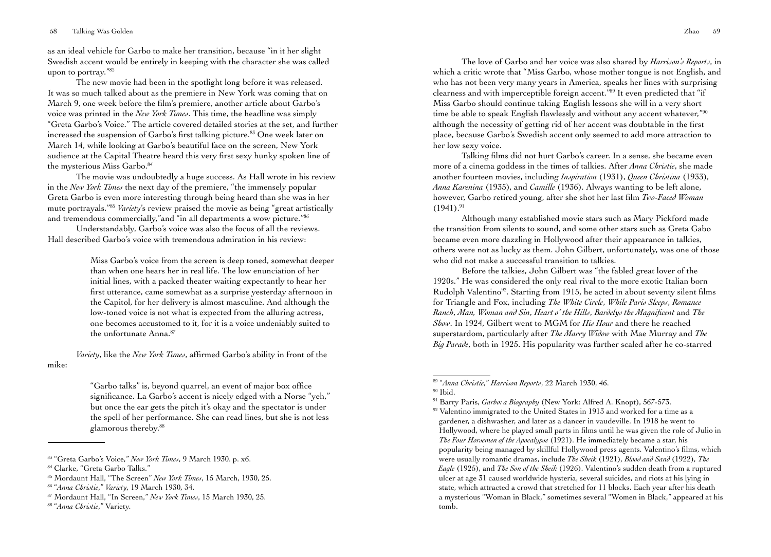as an ideal vehicle for Garbo to make her transition, because "in it her slight Swedish accent would be entirely in keeping with the character she was called upon to portray."[82]

The new movie had been in the spotlight long before it was released. It was so much talked about as the premiere in New York was coming that on March 9, one week before the film's premiere, another article about Garbo's voice was printed in the *New York Times*. This time, the headline was simply "Greta Garbo's Voice." The article covered detailed stories at the set, and further increased the suspension of Garbo's first talking picture.[83] One week later on March 14, while looking at Garbo's beautiful face on the screen, New York audience at the Capital Theatre heard this very first sexy hunky spoken line of the mysterious Miss Garbo.[84]

The movie was undoubtedly a huge success. As Hall wrote in his review in the *New York Times* the next day of the premiere, "the immensely popular Greta Garbo is even more interesting through being heard than she was in her mute portrayals."[85] *Variety*'s review praised the movie as being "great artistically and tremendous commercially,"and "in all departments a wow picture."[86]

Understandably, Garbo's voice was also the focus of all the reviews. Hall described Garbo's voice with tremendous admiration in his review:

> Miss Garbo's voice from the screen is deep toned, somewhat deeper than when one hears her in real life. The low enunciation of her initial lines, with a packed theater waiting expectantly to hear her first utterance, came somewhat as a surprise yesterday afternoon in the Capitol, for her delivery is almost masculine. And although the low-toned voice is not what is expected from the alluring actress, one becomes accustomed to it, for it is a voice undeniably suited to the unfortunate Anna.[87]

*Variety*, like the *New York Times*, affirmed Garbo's ability in front of the mike:

> "Garbo talks" is, beyond quarrel, an event of major box office significance. La Garbo's accent is nicely edged with a Norse "yeh," but once the ear gets the pitch it's okay and the spectator is under the spell of her performance. She can read lines, but she is not less glamorous thereby.[88]

The love of Garbo and her voice was also shared by *Harrison's Reports*, in which a critic wrote that "Miss Garbo, whose mother tongue is not English, and who has not been very many years in America, speaks her lines with surprising clearness and with imperceptible foreign accent."[89] It even predicted that "if Miss Garbo should continue taking English lessons she will in a very short time be able to speak English flawlessly and without any accent whatever,"[90] although the necessity of getting rid of her accent was doubtable in the first place, because Garbo's Swedish accent only seemed to add more attraction to her low sexy voice.

Talking films did not hurt Garbo's career. In a sense, she became even more of a cinema goddess in the times of talkies. After *Anna Christie*, she made another fourteen movies, including *Inspiration* (1931), *Queen Christina* (1933), *Anna Karenina* (1935), and *Camille* (1936). Always wanting to be left alone, however, Garbo retired young, after she shot her last film *Two-Faced Woman* (1941).[91]

Although many established movie stars such as Mary Pickford made the transition from silents to sound, and some other stars such as Greta Gabo became even more dazzling in Hollywood after their appearance in talkies, others were not as lucky as them. John Gilbert, unfortunately, was one of those who did not make a successful transition to talkies.

Before the talkies, John Gilbert was "the fabled great lover of the 1920s." He was considered the only real rival to the more exotic Italian born Rudolph Valentino[92]. Starting from 1915, he acted in about seventy silent films for Triangle and Fox, including *The White Circle*, *While Paris Sleeps*, *Romance Ranch*, *Man, Woman and Sin*, *Heart o' the Hills*, *Bardelys the Magnificent* and *The Show*. In 1924, Gilbert went to MGM for *His Hour* and there he reached superstardom, particularly after *The Marry Widow* with Mae Murray and *The Big Parade*, both in 1925. His popularity was further scaled after he co-starred

---

[83] "Greta Garbo's Voice," *New York Times*, 9 March 1930. p. x6.

[84] Clarke, "Greta Garbo Talks."

[85] Mordaunt Hall, "The Screen" *New York Times*, 15 March, 1930, 25.

[86] "*Anna Christie*," *Variety*, 19 March 1930, 34.

[87] Mordaunt Hall, "In Screen," *New York Times*, 15 March 1930, 25.

[88] "*Anna Christie*," Variety.

[89] "*Anna Christie*," *Harrison Reports*, 22 March 1930, 46.

[90] Ibid.

[91] Barry Paris, *Garbo: a Biography* (New York: Alfred A. Knopt), 567-573.

[92] Valentino immigrated to the United States in 1913 and worked for a time as a gardener, a dishwasher, and later as a dancer in vaudeville. In 1918 he went to Hollywood, where he played small parts in films until he was given the role of Julio in *The Four Horsemen of the Apocalypse* (1921). He immediately became a star, his popularity being managed by skillful Hollywood press agents. Valentino's films, which were usually romantic dramas, include *The Sheik* (1921), *Blood and Sand* (1922), *The Eagle* (1925), and *The Son of the Sheik* (1926). Valentino's sudden death from a ruptured ulcer at age 31 caused worldwide hysteria, several suicides, and riots at his lying in state, which attracted a crowd that stretched for 11 blocks. Each year after his death a mysterious "Woman in Black," sometimes several "Women in Black," appeared at his tomb.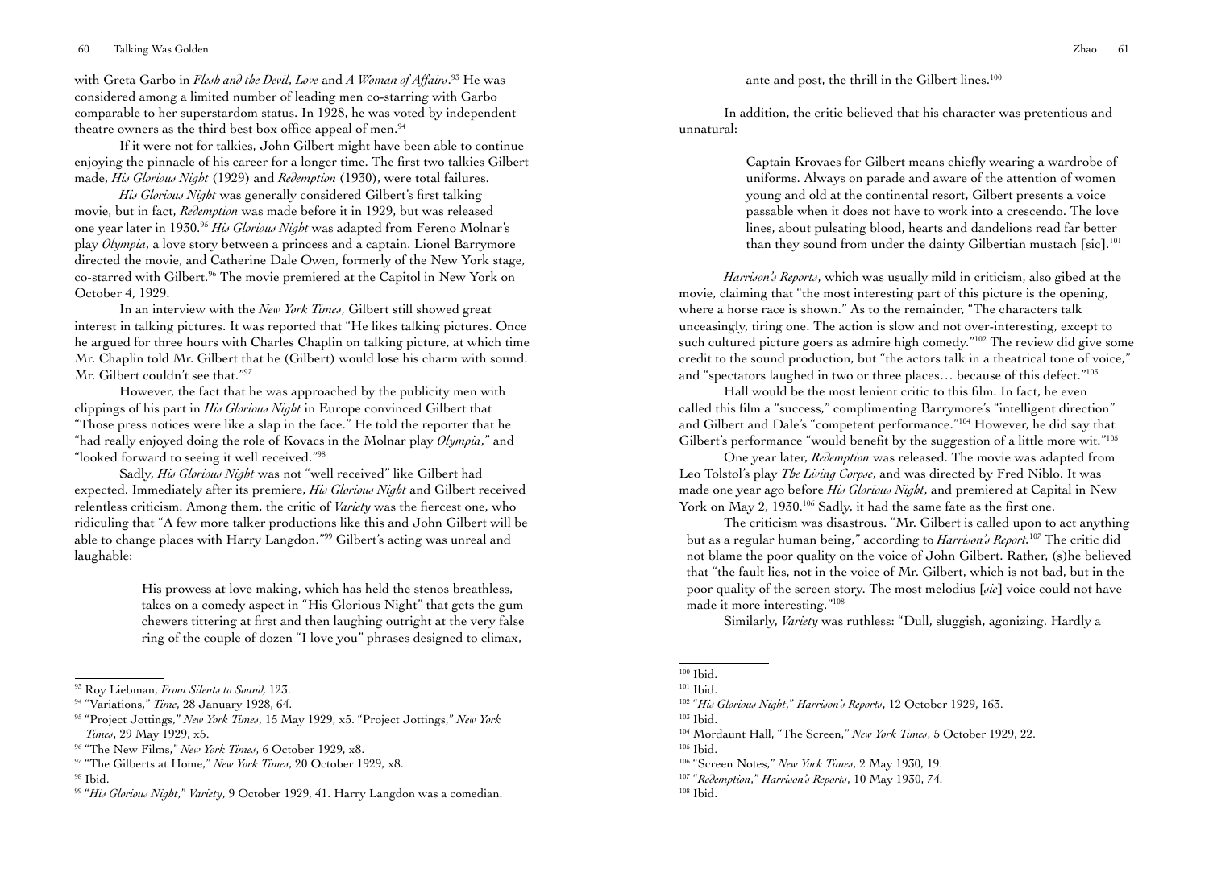with Greta Garbo in *Flesh and the Devil*, *Love* and *A Woman of Affairs*.[93] He was considered among a limited number of leading men co-starring with Garbo comparable to her superstardom status. In 1928, he was voted by independent theatre owners as the third best box office appeal of men.[94]

If it were not for talkies, John Gilbert might have been able to continue enjoying the pinnacle of his career for a longer time. The first two talkies Gilbert made, *His Glorious Night* (1929) and *Redemption* (1930), were total failures.

*His Glorious Night* was generally considered Gilbert's first talking movie, but in fact, *Redemption* was made before it in 1929, but was released one year later in 1930.[95] *His Glorious Night* was adapted from Fereno Molnar's play *Olympia*, a love story between a princess and a captain. Lionel Barrymore directed the movie, and Catherine Dale Owen, formerly of the New York stage, co-starred with Gilbert.[96] The movie premiered at the Capitol in New York on October 4, 1929.

In an interview with the *New York Times*, Gilbert still showed great interest in talking pictures. It was reported that "He likes talking pictures. Once he argued for three hours with Charles Chaplin on talking picture, at which time Mr. Chaplin told Mr. Gilbert that he (Gilbert) would lose his charm with sound. Mr. Gilbert couldn't see that."[97]

However, the fact that he was approached by the publicity men with clippings of his part in *His Glorious Night* in Europe convinced Gilbert that "Those press notices were like a slap in the face." He told the reporter that he "had really enjoyed doing the role of Kovacs in the Molnar play *Olympia*," and "looked forward to seeing it well received."[98]

Sadly, *His Glorious Night* was not "well received" like Gilbert had expected. Immediately after its premiere, *His Glorious Night* and Gilbert received relentless criticism. Among them, the critic of *Variety* was the fiercest one, who ridiculing that "A few more talker productions like this and John Gilbert will be able to change places with Harry Langdon."[99] Gilbert's acting was unreal and laughable:

> His prowess at love making, which has held the stenos breathless, takes on a comedy aspect in "His Glorious Night" that gets the gum chewers tittering at first and then laughing outright at the very false ring of the couple of dozen "I love you" phrases designed to climax, ante and post, the thrill in the Gilbert lines.[100]

In addition, the critic believed that his character was pretentious and unnatural:

> Captain Krovaes for Gilbert means chiefly wearing a wardrobe of uniforms. Always on parade and aware of the attention of women young and old at the continental resort, Gilbert presents a voice passable when it does not have to work into a crescendo. The love lines, about pulsating blood, hearts and dandelions read far better than they sound from under the dainty Gilbertian mustach [sic].[101]

*Harrison's Reports*, which was usually mild in criticism, also gibed at the movie, claiming that "the most interesting part of this picture is the opening, where a horse race is shown." As to the remainder, "The characters talk unceasingly, tiring one. The action is slow and not over-interesting, except to such cultured picture goers as admire high comedy."[102] The review did give some credit to the sound production, but "the actors talk in a theatrical tone of voice," and "spectators laughed in two or three places… because of this defect."[103]

Hall would be the most lenient critic to this film. In fact, he even called this film a "success," complimenting Barrymore's "intelligent direction" and Gilbert and Dale's "competent performance."[104] However, he did say that Gilbert's performance "would benefit by the suggestion of a little more wit."[105]

One year later, *Redemption* was released. The movie was adapted from Leo Tolstol's play *The Living Corpse*, and was directed by Fred Niblo. It was made one year ago before *His Glorious Night*, and premiered at Capital in New York on May 2, 1930.[106] Sadly, it had the same fate as the first one.

The criticism was disastrous. "Mr. Gilbert is called upon to act anything but as a regular human being," according to *Harrison's Report*.[107] The critic did not blame the poor quality on the voice of John Gilbert. Rather, (s)he believed that "the fault lies, not in the voice of Mr. Gilbert, which is not bad, but in the poor quality of the screen story. The most melodius [*sic*] voice could not have made it more interesting."[108]

Similarly, *Variety* was ruthless: "Dull, sluggish, agonizing. Hardly a

---

[93] Roy Liebman, *From Silents to Sound*, 123.

[94] "Variations," *Time*, 28 January 1928, 64.

[95] "Project Jottings," *New York Times*, 15 May 1929, x5. "Project Jottings," *New York Times*, 29 May 1929, x5.

[96] "The New Films," *New York Times*, 6 October 1929, x8.

[97] "The Gilberts at Home," *New York Times*, 20 October 1929, x8.

[98] Ibid.

[99] "*His Glorious Night*," *Variety*, 9 October 1929, 41. Harry Langdon was a comedian.

[100] Ibid.

[101] Ibid.

[102] "*His Glorious Night*," *Harrison's Reports*, 12 October 1929, 163.

[103] Ibid.

[104] Mordaunt Hall, "The Screen," *New York Times*, 5 October 1929, 22.

[105] Ibid.

[106] "Screen Notes," *New York Times*, 2 May 1930, 19.

[107] "*Redemption*," *Harrison's Reports*, 10 May 1930, 74.

[108] Ibid.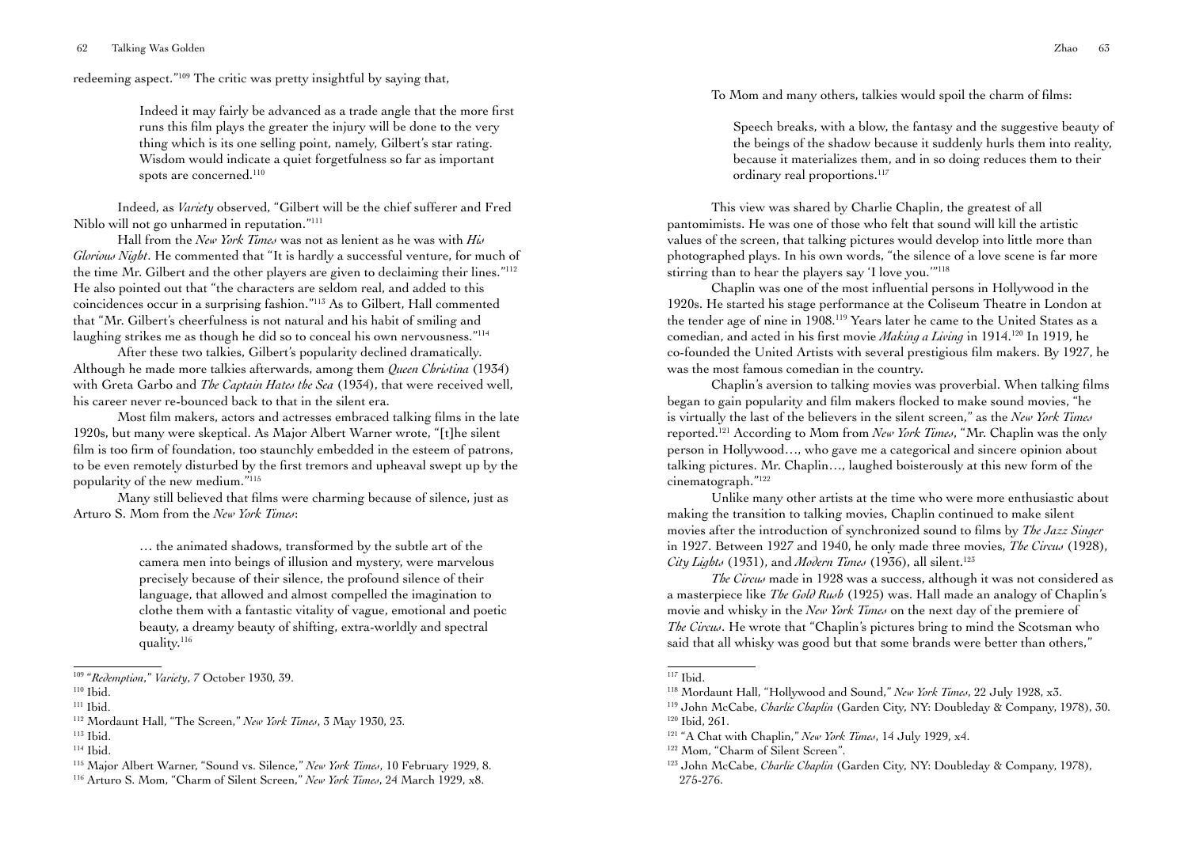redeeming aspect."[109] The critic was pretty insightful by saying that,

> Indeed it may fairly be advanced as a trade angle that the more first runs this film plays the greater the injury will be done to the very thing which is its one selling point, namely, Gilbert's star rating. Wisdom would indicate a quiet forgetfulness so far as important spots are concerned.[110]

Indeed, as *Variety* observed, "Gilbert will be the chief sufferer and Fred Niblo will not go unharmed in reputation."[111]

Hall from the *New York Times* was not as lenient as he was with *His Glorious Night*. He commented that "It is hardly a successful venture, for much of the time Mr. Gilbert and the other players are given to declaiming their lines."[112] He also pointed out that "the characters are seldom real, and added to this coincidences occur in a surprising fashion."[113] As to Gilbert, Hall commented that "Mr. Gilbert's cheerfulness is not natural and his habit of smiling and laughing strikes me as though he did so to conceal his own nervousness."[114]

After these two talkies, Gilbert's popularity declined dramatically. Although he made more talkies afterwards, among them *Queen Christina* (1934) with Greta Garbo and *The Captain Hates the Sea* (1934), that were received well, his career never re-bounced back to that in the silent era.

Most film makers, actors and actresses embraced talking films in the late 1920s, but many were skeptical. As Major Albert Warner wrote, "[t]he silent film is too firm of foundation, too staunchly embedded in the esteem of patrons, to be even remotely disturbed by the first tremors and upheaval swept up by the popularity of the new medium."[115]

Many still believed that films were charming because of silence, just as Arturo S. Mom from the *New York Times*:

> … the animated shadows, transformed by the subtle art of the camera men into beings of illusion and mystery, were marvelous precisely because of their silence, the profound silence of their language, that allowed and almost compelled the imagination to clothe them with a fantastic vitality of vague, emotional and poetic beauty, a dreamy beauty of shifting, extra-worldly and spectral quality.[116]

To Mom and many others, talkies would spoil the charm of films:

> Speech breaks, with a blow, the fantasy and the suggestive beauty of the beings of the shadow because it suddenly hurls them into reality, because it materializes them, and in so doing reduces them to their ordinary real proportions.[117]

This view was shared by Charlie Chaplin, the greatest of all pantomimists. He was one of those who felt that sound will kill the artistic values of the screen, that talking pictures would develop into little more than photographed plays. In his own words, "the silence of a love scene is far more stirring than to hear the players say 'I love you.'"[118]

Chaplin was one of the most influential persons in Hollywood in the 1920s. He started his stage performance at the Coliseum Theatre in London at the tender age of nine in 1908.[119] Years later he came to the United States as a comedian, and acted in his first movie *Making a Living* in 1914.[120] In 1919, he co-founded the United Artists with several prestigious film makers. By 1927, he was the most famous comedian in the country.

Chaplin's aversion to talking movies was proverbial. When talking films began to gain popularity and film makers flocked to make sound movies, "he is virtually the last of the believers in the silent screen," as the *New York Times* reported.[121] According to Mom from *New York Times*, "Mr. Chaplin was the only person in Hollywood…, who gave me a categorical and sincere opinion about talking pictures. Mr. Chaplin…, laughed boisterously at this new form of the cinematograph."[122]

Unlike many other artists at the time who were more enthusiastic about making the transition to talking movies, Chaplin continued to make silent movies after the introduction of synchronized sound to films by *The Jazz Singer* in 1927. Between 1927 and 1940, he only made three movies, *The Circus* (1928), *City Lights* (1931), and *Modern Times* (1936), all silent.[123]

*The Circus* made in 1928 was a success, although it was not considered as a masterpiece like *The Gold Rush* (1925) was. Hall made an analogy of Chaplin's movie and whisky in the *New York Times* on the next day of the premiere of *The Circus*. He wrote that "Chaplin's pictures bring to mind the Scotsman who said that all whisky was good but that some brands were better than others,"

---

[109] "*Redemption*," *Variety*, 7 October 1930, 39.

[110] Ibid.

[111] Ibid.

[112] Mordaunt Hall, "The Screen," *New York Times*, 3 May 1930, 23.

[113] Ibid.

[114] Ibid.

[115] Major Albert Warner, "Sound vs. Silence," *New York Times*, 10 February 1929, 8.

[116] Arturo S. Mom, "Charm of Silent Screen," *New York Times*, 24 March 1929, x8.

[117] Ibid.

[118] Mordaunt Hall, "Hollywood and Sound," *New York Times*, 22 July 1928, x3.

[119] John McCabe, *Charlie Chaplin* (Garden City, NY: Doubleday & Company, 1978), 30.

[120] Ibid, 261.

[121] "A Chat with Chaplin," *New York Times*, 14 July 1929, x4.

[122] Mom, "Charm of Silent Screen".

[123] John McCabe, *Charlie Chaplin* (Garden City, NY: Doubleday & Company, 1978), 275-276.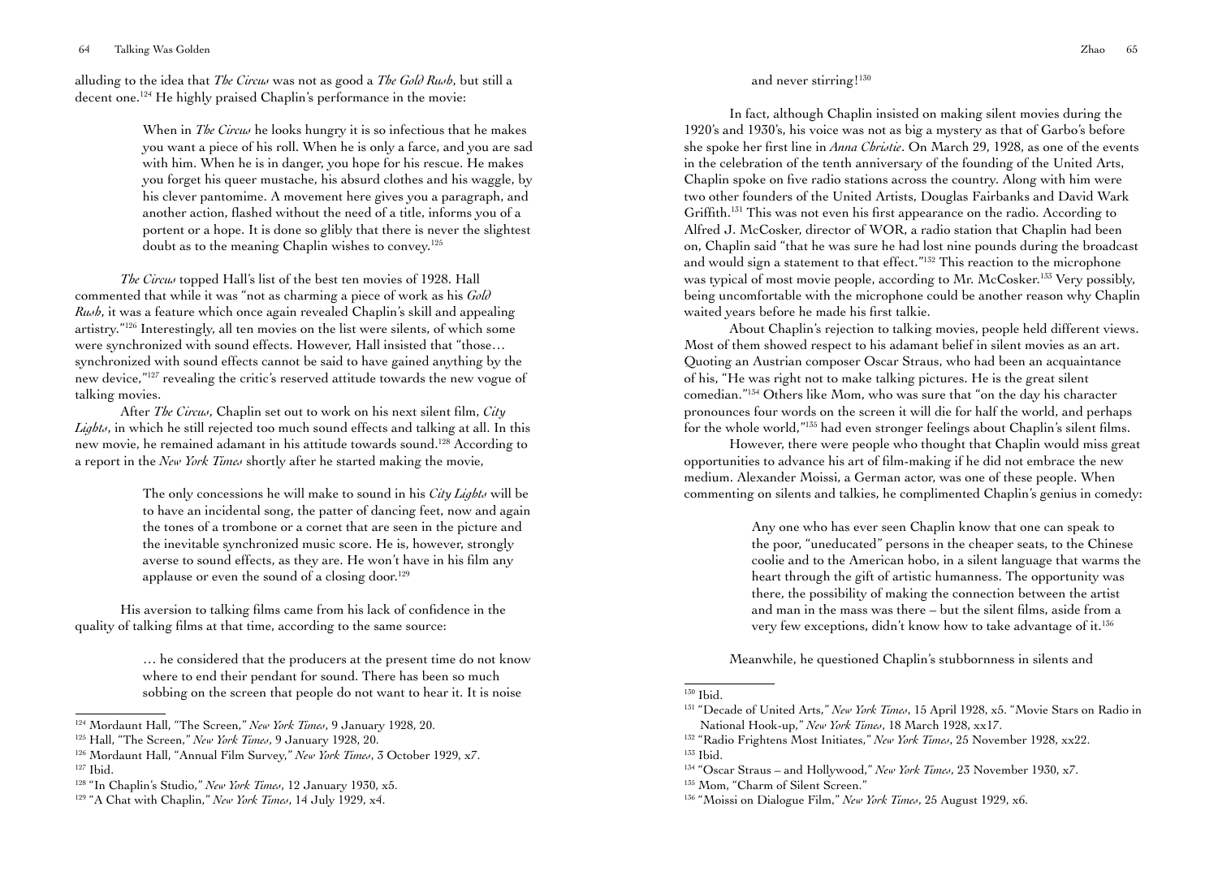alluding to the idea that *The Circus* was not as good a *The Gold Rush*, but still a decent one.[124] He highly praised Chaplin's performance in the movie:

> When in *The Circus* he looks hungry it is so infectious that he makes you want a piece of his roll. When he is only a farce, and you are sad with him. When he is in danger, you hope for his rescue. He makes you forget his queer mustache, his absurd clothes and his waggle, by his clever pantomime. A movement here gives you a paragraph, and another action, flashed without the need of a title, informs you of a portent or a hope. It is done so glibly that there is never the slightest doubt as to the meaning Chaplin wishes to convey.[125]

*The Circus* topped Hall's list of the best ten movies of 1928. Hall commented that while it was "not as charming a piece of work as his *Gold Rush*, it was a feature which once again revealed Chaplin's skill and appealing artistry."[126] Interestingly, all ten movies on the list were silents, of which some were synchronized with sound effects. However, Hall insisted that "those… synchronized with sound effects cannot be said to have gained anything by the new device,"[127] revealing the critic's reserved attitude towards the new vogue of talking movies.

After *The Circus*, Chaplin set out to work on his next silent film, *City Lights*, in which he still rejected too much sound effects and talking at all. In this new movie, he remained adamant in his attitude towards sound.[128] According to a report in the *New York Times* shortly after he started making the movie,

> The only concessions he will make to sound in his *City Lights* will be to have an incidental song, the patter of dancing feet, now and again the tones of a trombone or a cornet that are seen in the picture and the inevitable synchronized music score. He is, however, strongly averse to sound effects, as they are. He won't have in his film any applause or even the sound of a closing door.[129]

His aversion to talking films came from his lack of confidence in the quality of talking films at that time, according to the same source:

> … he considered that the producers at the present time do not know where to end their pendant for sound. There has been so much sobbing on the screen that people do not want to hear it. It is noise and never stirring![130]

In fact, although Chaplin insisted on making silent movies during the 1920's and 1930's, his voice was not as big a mystery as that of Garbo's before she spoke her first line in *Anna Christie*. On March 29, 1928, as one of the events in the celebration of the tenth anniversary of the founding of the United Arts, Chaplin spoke on five radio stations across the country. Along with him were two other founders of the United Artists, Douglas Fairbanks and David Wark Griffith.[131] This was not even his first appearance on the radio. According to Alfred J. McCosker, director of WOR, a radio station that Chaplin had been on, Chaplin said "that he was sure he had lost nine pounds during the broadcast and would sign a statement to that effect."[132] This reaction to the microphone was typical of most movie people, according to Mr. McCosker.[133] Very possibly, being uncomfortable with the microphone could be another reason why Chaplin waited years before he made his first talkie.

About Chaplin's rejection to talking movies, people held different views. Most of them showed respect to his adamant belief in silent movies as an art. Quoting an Austrian composer Oscar Straus, who had been an acquaintance of his, "He was right not to make talking pictures. He is the great silent comedian."[134] Others like Mom, who was sure that "on the day his character pronounces four words on the screen it will die for half the world, and perhaps for the whole world,"[135] had even stronger feelings about Chaplin's silent films.

However, there were people who thought that Chaplin would miss great opportunities to advance his art of film-making if he did not embrace the new medium. Alexander Moissi, a German actor, was one of these people. When commenting on silents and talkies, he complimented Chaplin's genius in comedy:

> Any one who has ever seen Chaplin know that one can speak to the poor, "uneducated" persons in the cheaper seats, to the Chinese coolie and to the American hobo, in a silent language that warms the heart through the gift of artistic humanness. The opportunity was there, the possibility of making the connection between the artist and man in the mass was there – but the silent films, aside from a very few exceptions, didn't know how to take advantage of it.[136]

Meanwhile, he questioned Chaplin's stubbornness in silents and

---

[124] Mordaunt Hall, "The Screen," *New York Times*, 9 January 1928, 20.

[125] Hall, "The Screen," *New York Times*, 9 January 1928, 20.

[126] Mordaunt Hall, "Annual Film Survey," *New York Times*, 3 October 1929, x7.

[127] Ibid.

[128] "In Chaplin's Studio," *New York Times*, 12 January 1930, x5.

[129] "A Chat with Chaplin," *New York Times*, 14 July 1929, x4.

[130] Ibid.

[131] "Decade of United Arts," *New York Times*, 15 April 1928, x5. "Movie Stars on Radio in National Hook-up," *New York Times*, 18 March 1928, xx17.

[132] "Radio Frightens Most Initiates," *New York Times*, 25 November 1928, xx22.

[133] Ibid.

[134] "Oscar Straus – and Hollywood," *New York Times*, 23 November 1930, x7.

[135] Mom, "Charm of Silent Screen."

[136] "Moissi on Dialogue Film," *New York Times*, 25 August 1929, x6.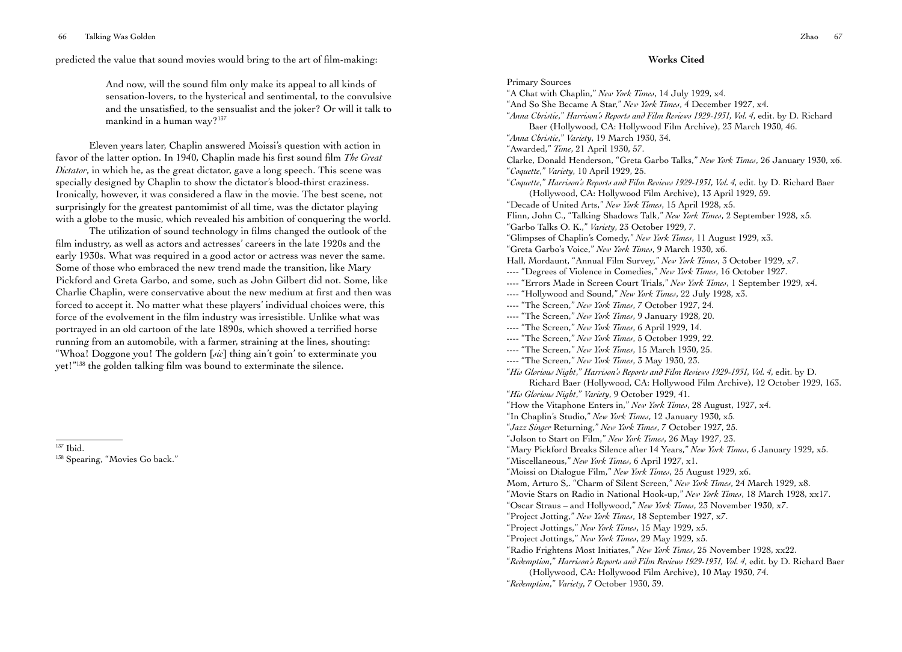predicted the value that sound movies would bring to the art of film-making:

> And now, will the sound film only make its appeal to all kinds of sensation-lovers, to the hysterical and sentimental, to the convulsive and the unsatisfied, to the sensualist and the joker? Or will it talk to mankind in a human way?[137]

Eleven years later, Chaplin answered Moissi's question with action in favor of the latter option. In 1940, Chaplin made his first sound film *The Great Dictator*, in which he, as the great dictator, gave a long speech. This scene was specially designed by Chaplin to show the dictator's blood-thirst craziness. Ironically, however, it was considered a flaw in the movie. The best scene, not surprisingly for the greatest pantomimist of all time, was the dictator playing with a globe to the music, which revealed his ambition of conquering the world.

The utilization of sound technology in films changed the outlook of the film industry, as well as actors and actresses' careers in the late 1920s and the early 1930s. What was required in a good actor or actress was never the same. Some of those who embraced the new trend made the transition, like Mary Pickford and Greta Garbo, and some, such as John Gilbert did not. Some, like Charlie Chaplin, were conservative about the new medium at first and then was forced to accept it. No matter what these players' individual choices were, this force of the evolvement in the film industry was irresistible. Unlike what was portrayed in an old cartoon of the late 1890s, which showed a terrified horse running from an automobile, with a farmer, straining at the lines, shouting: "Whoa! Doggone you! The goldern [*sic*] thing ain't goin' to exterminate you yet!"[138] the golden talking film was bound to exterminate the silence.

---

[137] Ibid.

[138] Spearing, "Movies Go back."

## Works Cited

Primary Sources

"A Chat with Chaplin," *New York Times*, 14 July 1929, x4.

"And So She Became A Star," *New York Times*, 4 December 1927, x4.

"*Anna Christie*," *Harrison's Reports and Film Reviews 1929-1931, Vol. 4*, edit. by D. Richard Baer (Hollywood, CA: Hollywood Film Archive), 23 March 1930, 46.

"*Anna Christie*," *Variety*, 19 March 1930, 34.

"Awarded," *Time*, 21 April 1930, 57.

Clarke, Donald Henderson, "Greta Garbo Talks," *New York Times*, 26 January 1930, x6.

"*Coquette*," *Variety*, 10 April 1929, 25.

"*Coquette*," *Harrison's Reports and Film Reviews 1929-1931, Vol. 4*, edit. by D. Richard Baer (Hollywood, CA: Hollywood Film Archive), 13 April 1929, 59.

"Decade of United Arts," *New York Times*, 15 April 1928, x5.

Flinn, John C., "Talking Shadows Talk," *New York Times*, 2 September 1928, x5.

"Garbo Talks O. K.," *Variety*, 23 October 1929, 7.

"Glimpses of Chaplin's Comedy," *New York Times*, 11 August 1929, x3.

"Greta Garbo's Voice," *New York Times*, 9 March 1930, x6.

Hall, Mordaunt, "Annual Film Survey," *New York Times*, 3 October 1929, x7.

---- "Degrees of Violence in Comedies," *New York Times*, 16 October 1927.

---- "Errors Made in Screen Court Trials," *New York Times*, 1 September 1929, x4.

---- "Hollywood and Sound," *New York Times*, 22 July 1928, x3.

---- "The Screen," *New York Times*, 7 October 1927, 24.

---- "The Screen," *New York Times*, 9 January 1928, 20.

---- "The Screen," *New York Times*, 6 April 1929, 14.

---- "The Screen," *New York Times*, 5 October 1929, 22.

---- "The Screen," *New York Times*, 15 March 1930, 25.

---- "The Screen," *New York Times*, 3 May 1930, 23.

"*His Glorious Night*," *Harrison's Reports and Film Reviews 1929-1931, Vol. 4*, edit. by D. Richard Baer (Hollywood, CA: Hollywood Film Archive), 12 October 1929, 163.

"*His Glorious Night*," *Variety*, 9 October 1929, 41.

"How the Vitaphone Enters in," *New York Times*, 28 August, 1927, x4.

"In Chaplin's Studio," *New York Times*, 12 January 1930, x5.

"*Jazz Singer* Returning," *New York Times*, 7 October 1927, 25.

"Jolson to Start on Film," *New York Times*, 26 May 1927, 23.

"Mary Pickford Breaks Silence after 14 Years," *New York Times*, 6 January 1929, x5.

"Miscellaneous," *New York Times*, 6 April 1927, x1.

"Moissi on Dialogue Film," *New York Times*, 25 August 1929, x6.

Mom, Arturo S,. "Charm of Silent Screen," *New York Times*, 24 March 1929, x8.

"Movie Stars on Radio in National Hook-up," *New York Times*, 18 March 1928, xx17.

"Oscar Straus – and Hollywood," *New York Times*, 23 November 1930, x7.

"Project Jotting," *New York Times*, 18 September 1927, x7.

"Project Jottings," *New York Times*, 15 May 1929, x5.

"Project Jottings," *New York Times*, 29 May 1929, x5.

"Radio Frightens Most Initiates," *New York Times*, 25 November 1928, xx22.

"*Redemption*," *Harrison's Reports and Film Reviews 1929-1931, Vol. 4*, edit. by D. Richard Baer (Hollywood, CA: Hollywood Film Archive), 10 May 1930, 74.

"*Redemption*," *Variety*, 7 October 1930, 39.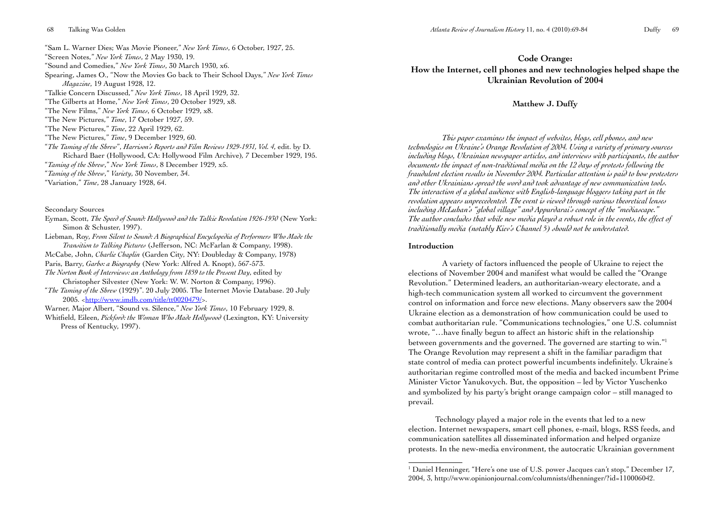"Sam L. Warner Dies; Was Movie Pioneer," *New York Times*, 6 October, 1927, 25.

"Screen Notes," *New York Times*, 2 May 1930, 19.

"Sound and Comedies," *New York Times*, 30 March 1930, x6.

Spearing, James O., "Now the Movies Go back to Their School Days," *New York Times Magazine*, 19 August 1928, 12.

"Talkie Concern Discussed," *New York Times*, 18 April 1929, 32.

"The Gilberts at Home," *New York Times*, 20 October 1929, x8.

"The New Films," *New York Times*, 6 October 1929, x8.

"The New Pictures," *Time*, 17 October 1927, 59.

"The New Pictures," *Time*, 22 April 1929, 62.

"The New Pictures," *Time*, 9 December 1929, 60.

"*The Taming of the Shrew*", *Harrison's Reports and Film Reviews 1929-1931, Vol. 4*, edit. by D. Richard Baer (Hollywood, CA: Hollywood Film Archive), 7 December 1929, 195.

"*Taming of the Shrew*," *New York Times*, 8 December 1929, x5.

"*Taming of the Shrew*," *Variety*, 30 November, 34.

"Variation," *Time*, 28 January 1928, 64.

Secondary Sources

Eyman, Scott, *The Speed of Sound: Hollywood and the Talkie Revolution 1926-1930* (New York: Simon & Schuster, 1997).

Liebman, Roy, *From Silent to Sound: A Biographical Encyclopedia of Performers Who Made the Transition to Talking Pictures* (Jefferson, NC: McFarlan & Company, 1998).

McCabe, John, *Charlie Chaplin* (Garden City, NY: Doubleday & Company, 1978)

Paris, Barry, *Garbo: a Biography* (New York: Alfred A. Knopt), 567-573.

*The Norton Book of Interviews: an Anthology from 1859 to the Present Day*, edited by Christopher Silvester (New York: W. W. Norton & Company, 1996).

"*The Taming of the Shrew* (1929)". 20 July 2005. The Internet Movie Database. 20 July 2005. <http://www.imdb.com/title/tt0020479/>.

Warner, Major Albert, "Sound vs. Silence," *New York Times*, 10 February 1929, 8.

Whitfield, Eileen, *Pickford: the Woman Who Made Hollywood* (Lexington, KY: University Press of Kentucky, 1997).

## Code Orange: How the Internet, cell phones and new technologies helped shape the Ukrainian Revolution of 2004

**Matthew J. Duffy**

*This paper examines the impact of websites, blogs, cell phones, and new technologies on Ukraine's Orange Revolution of 2004. Using a variety of primary sources including blogs, Ukrainian newspaper articles, and interviews with participants, the author documents the impact of non-traditional media on the 12 days of protests following the fraudulent election results in November 2004. Particular attention is paid to how protesters and other Ukrainians spread the word and took advantage of new communication tools. The interaction of a global audience with English-language bloggers taking part in the revolution appears unprecedented. The event is viewed through various theoretical lenses including McLuhan's "global village" and Appurdarai's concept of the "mediascape." The author concludes that while new media played a robust role in the events, the effect of traditionally media (notably Kiev's Channel 5) should not be understated.*

### Introduction

A variety of factors influenced the people of Ukraine to reject the elections of November 2004 and manifest what would be called the "Orange Revolution." Determined leaders, an authoritarian-weary electorate, and a high-tech communication system all worked to circumvent the government control on information and force new elections. Many observers saw the 2004 Ukraine election as a demonstration of how communication could be used to combat authoritarian rule. "Communications technologies," one U.S. columnist wrote, "…have finally begun to affect an historic shift in the relationship between governments and the governed. The governed are starting to win."[1] The Orange Revolution may represent a shift in the familiar paradigm that state control of media can protect powerful incumbents indefinitely. Ukraine's authoritarian regime controlled most of the media and backed incumbent Prime Minister Victor Yanukovych. But, the opposition – led by Victor Yuschenko and symbolized by his party's bright orange campaign color – still managed to prevail.

Technology played a major role in the events that led to a new election. Internet newspapers, smart cell phones, e-mail, blogs, RSS feeds, and communication satellites all disseminated information and helped organize protests. In the new-media environment, the autocratic Ukrainian government

[1] Daniel Henninger, "Here's one use of U.S. power Jacques can't stop," December 17, 2004, 3, http://www.opinionjournal.com/columnists/dhenninger/?id=110006042.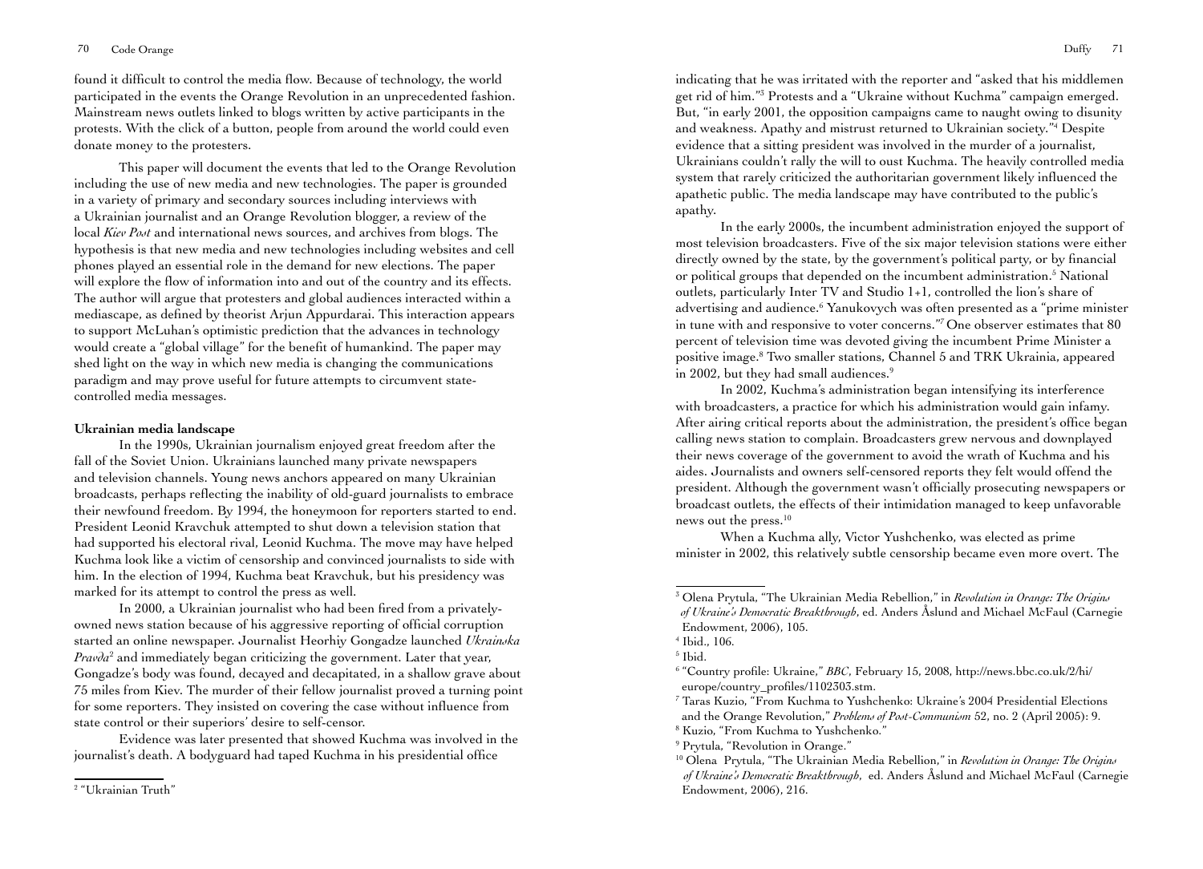found it difficult to control the media flow. Because of technology, the world participated in the events the Orange Revolution in an unprecedented fashion. Mainstream news outlets linked to blogs written by active participants in the protests. With the click of a button, people from around the world could even donate money to the protesters.

This paper will document the events that led to the Orange Revolution including the use of new media and new technologies. The paper is grounded in a variety of primary and secondary sources including interviews with a Ukrainian journalist and an Orange Revolution blogger, a review of the local *Kiev Post* and international news sources, and archives from blogs. The hypothesis is that new media and new technologies including websites and cell phones played an essential role in the demand for new elections. The paper will explore the flow of information into and out of the country and its effects. The author will argue that protesters and global audiences interacted within a mediascape, as defined by theorist Arjun Appurdarai. This interaction appears to support McLuhan's optimistic prediction that the advances in technology would create a "global village" for the benefit of humankind. The paper may shed light on the way in which new media is changing the communications paradigm and may prove useful for future attempts to circumvent state-controlled media messages.

**Ukrainian media landscape**

In the 1990s, Ukrainian journalism enjoyed great freedom after the fall of the Soviet Union. Ukrainians launched many private newspapers and television channels. Young news anchors appeared on many Ukrainian broadcasts, perhaps reflecting the inability of old-guard journalists to embrace their newfound freedom. By 1994, the honeymoon for reporters started to end. President Leonid Kravchuk attempted to shut down a television station that had supported his electoral rival, Leonid Kuchma. The move may have helped Kuchma look like a victim of censorship and convinced journalists to side with him. In the election of 1994, Kuchma beat Kravchuk, but his presidency was marked for its attempt to control the press as well.

In 2000, a Ukrainian journalist who had been fired from a privately-owned news station because of his aggressive reporting of official corruption started an online newspaper. Journalist Heorhiy Gongadze launched *Ukrainska Pravda*[2] and immediately began criticizing the government. Later that year, Gongadze's body was found, decayed and decapitated, in a shallow grave about 75 miles from Kiev. The murder of their fellow journalist proved a turning point for some reporters. They insisted on covering the case without influence from state control or their superiors' desire to self-censor.

Evidence was later presented that showed Kuchma was involved in the journalist's death. A bodyguard had taped Kuchma in his presidential office indicating that he was irritated with the reporter and "asked that his middlemen get rid of him."[3] Protests and a "Ukraine without Kuchma" campaign emerged. But, "in early 2001, the opposition campaigns came to naught owing to disunity and weakness. Apathy and mistrust returned to Ukrainian society."[4] Despite evidence that a sitting president was involved in the murder of a journalist, Ukrainians couldn't rally the will to oust Kuchma. The heavily controlled media system that rarely criticized the authoritarian government likely influenced the apathetic public. The media landscape may have contributed to the public's apathy.

In the early 2000s, the incumbent administration enjoyed the support of most television broadcasters. Five of the six major television stations were either directly owned by the state, by the government's political party, or by financial or political groups that depended on the incumbent administration.[5] National outlets, particularly Inter TV and Studio 1+1, controlled the lion's share of advertising and audience.[6] Yanukovych was often presented as a "prime minister in tune with and responsive to voter concerns."[7] One observer estimates that 80 percent of television time was devoted giving the incumbent Prime Minister a positive image.[8] Two smaller stations, Channel 5 and TRK Ukrainia, appeared in 2002, but they had small audiences.[9]

In 2002, Kuchma's administration began intensifying its interference with broadcasters, a practice for which his administration would gain infamy. After airing critical reports about the administration, the president's office began calling news station to complain. Broadcasters grew nervous and downplayed their news coverage of the government to avoid the wrath of Kuchma and his aides. Journalists and owners self-censored reports they felt would offend the president. Although the government wasn't officially prosecuting newspapers or broadcast outlets, the effects of their intimidation managed to keep unfavorable news out the press.[10]

When a Kuchma ally, Victor Yushchenko, was elected as prime minister in 2002, this relatively subtle censorship became even more overt. The

---

[2] "Ukrainian Truth"

[3] Olena Prytula, "The Ukrainian Media Rebellion," in *Revolution in Orange: The Origins of Ukraine's Democratic Breakthrough*, ed. Anders Åslund and Michael McFaul (Carnegie Endowment, 2006), 105.

[4] Ibid., 106.

[5] Ibid.

[6] "Country profile: Ukraine," *BBC*, February 15, 2008, http://news.bbc.co.uk/2/hi/europe/country_profiles/1102303.stm.

[7] Taras Kuzio, "From Kuchma to Yushchenko: Ukraine's 2004 Presidential Elections and the Orange Revolution," *Problems of Post-Communism* 52, no. 2 (April 2005): 9.

[8] Kuzio, "From Kuchma to Yushchenko."

[9] Prytula, "Revolution in Orange."

[10] Olena Prytula, "The Ukrainian Media Rebellion," in *Revolution in Orange: The Origins of Ukraine's Democratic Breakthrough*, ed. Anders Åslund and Michael McFaul (Carnegie Endowment, 2006), 216.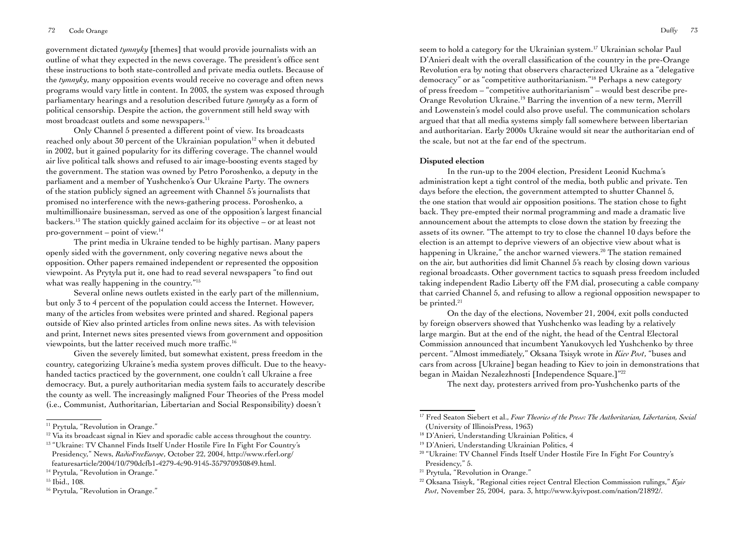government dictated *tymnyky* [themes] that would provide journalists with an outline of what they expected in the news coverage. The president's office sent these instructions to both state-controlled and private media outlets. Because of the *tymnyky*, many opposition events would receive no coverage and often news programs would vary little in content. In 2003, the system was exposed through parliamentary hearings and a resolution described future *tymnyky* as a form of political censorship. Despite the action, the government still held sway with most broadcast outlets and some newspapers.[11]

Only Channel 5 presented a different point of view. Its broadcasts reached only about 30 percent of the Ukrainian population[12] when it debuted in 2002, but it gained popularity for its differing coverage. The channel would air live political talk shows and refused to air image-boosting events staged by the government. The station was owned by Petro Poroshenko, a deputy in the parliament and a member of Yushchenko's Our Ukraine Party. The owners of the station publicly signed an agreement with Channel 5's journalists that promised no interference with the news-gathering process. Poroshenko, a multimillionaire businessman, served as one of the opposition's largest financial backers.[13] The station quickly gained acclaim for its objective – or at least not pro-government – point of view.[14]

The print media in Ukraine tended to be highly partisan. Many papers openly sided with the government, only covering negative news about the opposition. Other papers remained independent or represented the opposition viewpoint. As Prytyla put it, one had to read several newspapers "to find out what was really happening in the country."[15]

Several online news outlets existed in the early part of the millennium, but only 3 to 4 percent of the population could access the Internet. However, many of the articles from websites were printed and shared. Regional papers outside of Kiev also printed articles from online news sites. As with television and print, Internet news sites presented views from government and opposition viewpoints, but the latter received much more traffic.[16]

Given the severely limited, but somewhat existent, press freedom in the country, categorizing Ukraine's media system proves difficult. Due to the heavy-handed tactics practiced by the government, one couldn't call Ukraine a free democracy. But, a purely authoritarian media system fails to accurately describe the county as well. The increasingly maligned Four Theories of the Press model (i.e., Communist, Authoritarian, Libertarian and Social Responsibility) doesn't seem to hold a category for the Ukrainian system.[17] Ukrainian scholar Paul D'Anieri dealt with the overall classification of the country in the pre-Orange Revolution era by noting that observers characterized Ukraine as a "delegative democracy" or as "competitive authoritarianism."[18] Perhaps a new category of press freedom – "competitive authoritarianism" – would best describe pre-Orange Revolution Ukraine.[19] Barring the invention of a new term, Merrill and Lowenstein's model could also prove useful. The communication scholars argued that that all media systems simply fall somewhere between libertarian and authoritarian. Early 2000s Ukraine would sit near the authoritarian end of the scale, but not at the far end of the spectrum.

**Disputed election**

In the run-up to the 2004 election, President Leonid Kuchma's administration kept a tight control of the media, both public and private. Ten days before the election, the government attempted to shutter Channel 5, the one station that would air opposition positions. The station chose to fight back. They pre-empted their normal programming and made a dramatic live announcement about the attempts to close down the station by freezing the assets of its owner. "The attempt to try to close the channel 10 days before the election is an attempt to deprive viewers of an objective view about what is happening in Ukraine," the anchor warned viewers.[20] The station remained on the air, but authorities did limit Channel 5's reach by closing down various regional broadcasts. Other government tactics to squash press freedom included taking independent Radio Liberty off the FM dial, prosecuting a cable company that carried Channel 5, and refusing to allow a regional opposition newspaper to be printed.[21]

On the day of the elections, November 21, 2004, exit polls conducted by foreign observers showed that Yushchenko was leading by a relatively large margin. But at the end of the night, the head of the Central Electoral Commission announced that incumbent Yanukovych led Yushchenko by three percent. "Almost immediately," Oksana Tsisyk wrote in *Kiev Post*, "buses and cars from across [Ukraine] began heading to Kiev to join in demonstrations that began in Maidan Nezalezhnosti [Independence Square.]"[22]

The next day, protesters arrived from pro-Yushchenko parts of the

---

[11] Prytula, "Revolution in Orange."

[12] Via its broadcast signal in Kiev and sporadic cable access throughout the country.

[13] "Ukraine: TV Channel Finds Itself Under Hostile Fire In Fight For Country's Presidency," News, *RadioFreeEurope*, October 22, 2004, http://www.rferl.org/featuresarticle/2004/10/790dcfb1-4279-4c90-9145-357970930849.html.

[14] Prytula, "Revolution in Orange."

[15] Ibid., 108.

[16] Prytula, "Revolution in Orange."

[17] Fred Seaton Siebert et al., *Four Theories of the Press: The Authoritarian, Libertarian, Social* (University of IllinoisPress, 1963)

[18] D'Anieri, Understanding Ukrainian Politics, 4

[19] D'Anieri, Understanding Ukrainian Politics, 4

[20] "Ukraine: TV Channel Finds Itself Under Hostile Fire In Fight For Country's Presidency," 5.

[21] Prytula, "Revolution in Orange."

[22] Oksana Tsisyk, "Regional cities reject Central Election Commission rulings," *Kyiv Post*, November 25, 2004, para. 3, http://www.kyivpost.com/nation/21892/.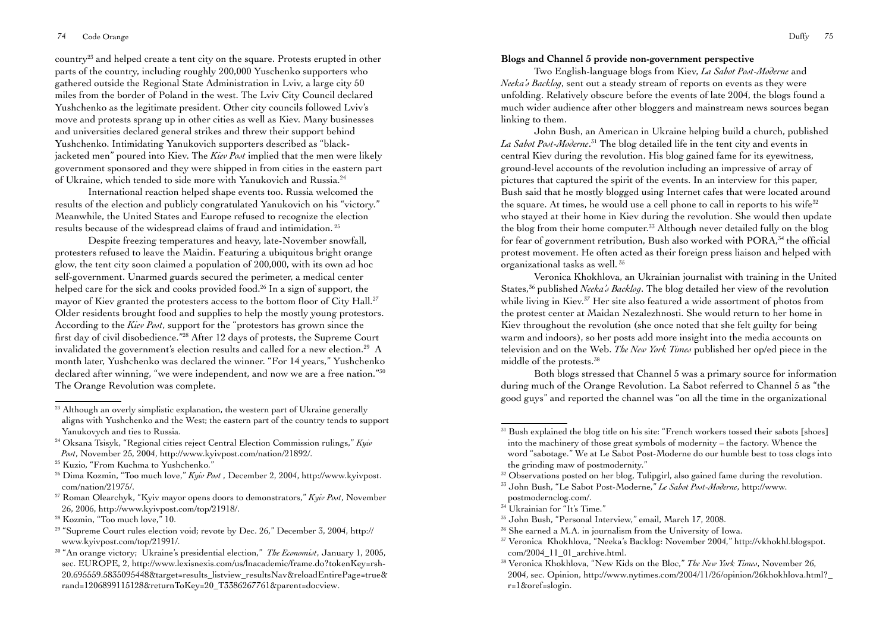country[23] and helped create a tent city on the square. Protests erupted in other parts of the country, including roughly 200,000 Yuschenko supporters who gathered outside the Regional State Administration in Lviv, a large city 50 miles from the border of Poland in the west. The Lviv City Council declared Yushchenko as the legitimate president. Other city councils followed Lviv's move and protests sprang up in other cities as well as Kiev. Many businesses and universities declared general strikes and threw their support behind Yushchenko. Intimidating Yanukovich supporters described as "black-jacketed men" poured into Kiev. The *Kiev Post* implied that the men were likely government sponsored and they were shipped in from cities in the eastern part of Ukraine, which tended to side more with Yanukovich and Russia.[24]

International reaction helped shape events too. Russia welcomed the results of the election and publicly congratulated Yanukovich on his "victory." Meanwhile, the United States and Europe refused to recognize the election results because of the widespread claims of fraud and intimidation.[25]

Despite freezing temperatures and heavy, late-November snowfall, protesters refused to leave the Maidin. Featuring a ubiquitous bright orange glow, the tent city soon claimed a population of 200,000, with its own ad hoc self-government. Unarmed guards secured the perimeter, a medical center helped care for the sick and cooks provided food.[26] In a sign of support, the mayor of Kiev granted the protesters access to the bottom floor of City Hall.[27] Older residents brought food and supplies to help the mostly young protestors. According to the *Kiev Post*, support for the "protestors has grown since the first day of civil disobedience."[28] After 12 days of protests, the Supreme Court invalidated the government's election results and called for a new election.[29] A month later, Yushchenko was declared the winner. "For 14 years," Yushchenko declared after winning, "we were independent, and now we are a free nation."[30] The Orange Revolution was complete.

[23] Although an overly simplistic explanation, the western part of Ukraine generally aligns with Yushchenko and the West; the eastern part of the country tends to support Yanukovych and ties to Russia.

[24] Oksana Tsisyk, "Regional cities reject Central Election Commission rulings," *Kyiv Post*, November 25, 2004, http://www.kyivpost.com/nation/21892/.

[25] Kuzio, "From Kuchma to Yushchenko."

[26] Dima Kozmin, "Too much love," *Kyiv Post* , December 2, 2004, http://www.kyivpost.com/nation/21975/.

[27] Roman Olearchyk, "Kyiv mayor opens doors to demonstrators," *Kyiv Post*, November 26, 2006, http://www.kyivpost.com/top/21918/.

[28] Kozmin, "Too much love," 10.

[29] "Supreme Court rules election void; revote by Dec. 26," December 3, 2004, http://www.kyivpost.com/top/21991/.

[30] "An orange victory; Ukraine's presidential election," *The Economist*, January 1, 2005, sec. EUROPE, 2, http://www.lexisnexis.com/us/lnacademic/frame.do?tokenKey=rsh-20.695559.5835095448&target=results_listview_resultsNav&reloadEntirePage=true&rand=1206899115128&returnToKey=20_T3386267761&parent=docview.

**Blogs and Channel 5 provide non-government perspective**

Two English-language blogs from Kiev, *La Sabot Post-Moderne* and *Neeka's Backlog*, sent out a steady stream of reports on events as they were unfolding. Relatively obscure before the events of late 2004, the blogs found a much wider audience after other bloggers and mainstream news sources began linking to them.

John Bush, an American in Ukraine helping build a church, published *La Sabot Post-Moderne*.[31] The blog detailed life in the tent city and events in central Kiev during the revolution. His blog gained fame for its eyewitness, ground-level accounts of the revolution including an impressive of array of pictures that captured the spirit of the events. In an interview for this paper, Bush said that he mostly blogged using Internet cafes that were located around the square. At times, he would use a cell phone to call in reports to his wife[32] who stayed at their home in Kiev during the revolution. She would then update the blog from their home computer.[33] Although never detailed fully on the blog for fear of government retribution, Bush also worked with PORA,[34] the official protest movement. He often acted as their foreign press liaison and helped with organizational tasks as well.[35]

Veronica Khokhlova, an Ukrainian journalist with training in the United States,[36] published *Neeka's Backlog*. The blog detailed her view of the revolution while living in Kiev.[37] Her site also featured a wide assortment of photos from the protest center at Maidan Nezalezhnosti. She would return to her home in Kiev throughout the revolution (she once noted that she felt guilty for being warm and indoors), so her posts add more insight into the media accounts on television and on the Web. *The New York Times* published her op/ed piece in the middle of the protests.[38]

Both blogs stressed that Channel 5 was a primary source for information during much of the Orange Revolution. La Sabot referred to Channel 5 as "the good guys" and reported the channel was "on all the time in the organizational

[31] Bush explained the blog title on his site: "French workers tossed their sabots [shoes] into the machinery of those great symbols of modernity – the factory. Whence the word "sabotage." We at Le Sabot Post-Moderne do our humble best to toss clogs into the grinding maw of postmodernity."

[32] Observations posted on her blog, Tulipgirl, also gained fame during the revolution.

[33] John Bush, "Le Sabot Post-Moderne," *Le Sabot Post-Moderne*, http://www.postmodernclog.com/.

[34] Ukrainian for "It's Time."

[35] John Bush, "Personal Interview," email, March 17, 2008.

[36] She earned a M.A. in journalism from the University of Iowa.

[37] Veronica Khokhlova, "Neeka's Backlog: November 2004," http://vkhokhl.blogspot.com/2004_11_01_archive.html.

[38] Veronica Khokhlova, "New Kids on the Bloc," *The New York Times*, November 26, 2004, sec. Opinion, http://www.nytimes.com/2004/11/26/opinion/26khokhlova.html?_r=1&oref=slogin.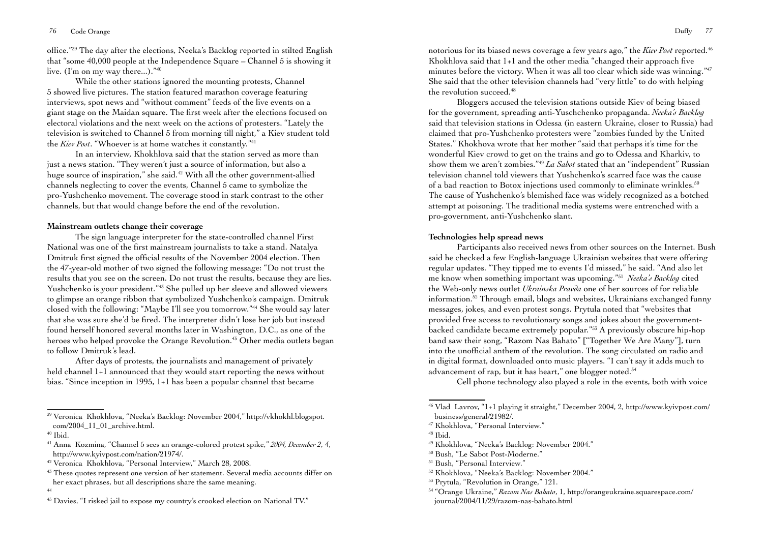office."[39] The day after the elections, Neeka's Backlog reported in stilted English that "some 40,000 people at the Independence Square – Channel 5 is showing it live. (I'm on my way there...)."[40]

While the other stations ignored the mounting protests, Channel 5 showed live pictures. The station featured marathon coverage featuring interviews, spot news and "without comment" feeds of the live events on a giant stage on the Maidan square. The first week after the elections focused on electoral violations and the next week on the actions of protesters. "Lately the television is switched to Channel 5 from morning till night," a Kiev student told the *Kiev Post*. "Whoever is at home watches it constantly."[41]

In an interview, Khokhlova said that the station served as more than just a news station. "They weren't just a source of information, but also a huge source of inspiration," she said.[42] With all the other government-allied channels neglecting to cover the events, Channel 5 came to symbolize the pro-Yushchenko movement. The coverage stood in stark contrast to the other channels, but that would change before the end of the revolution.

**Mainstream outlets change their coverage**

The sign language interpreter for the state-controlled channel First National was one of the first mainstream journalists to take a stand. Natalya Dmitruk first signed the official results of the November 2004 election. Then the 47-year-old mother of two signed the following message: "Do not trust the results that you see on the screen. Do not trust the results, because they are lies. Yushchenko is your president."[43] She pulled up her sleeve and allowed viewers to glimpse an orange ribbon that symbolized Yushchenko's campaign. Dmitruk closed with the following: "Maybe I'll see you tomorrow."[44] She would say later that she was sure she'd be fired. The interpreter didn't lose her job but instead found herself honored several months later in Washington, D.C., as one of the heroes who helped provoke the Orange Revolution.[45] Other media outlets began to follow Dmitruk's lead.

After days of protests, the journalists and management of privately held channel 1+1 announced that they would start reporting the news without bias. "Since inception in 1995, 1+1 has been a popular channel that became notorious for its biased news coverage a few years ago," the *Kiev Post* reported.[46] Khokhlova said that 1+1 and the other media "changed their approach five minutes before the victory. When it was all too clear which side was winning."[47] She said that the other television channels had "very little" to do with helping the revolution succeed.[48]

Bloggers accused the television stations outside Kiev of being biased for the government, spreading anti-Yuschchenko propaganda. *Neeka's Backlog* said that television stations in Odessa (in eastern Ukraine, closer to Russia) had claimed that pro-Yushchenko protesters were "zombies funded by the United States." Khokhova wrote that her mother "said that perhaps it's time for the wonderful Kiev crowd to get on the trains and go to Odessa and Kharkiv, to show them we aren't zombies."[49] *La Sabot* stated that an "independent" Russian television channel told viewers that Yushchenko's scarred face was the cause of a bad reaction to Botox injections used commonly to eliminate wrinkles.[50] The cause of Yushchenko's blemished face was widely recognized as a botched attempt at poisoning. The traditional media systems were entrenched with a pro-government, anti-Yushchenko slant.

**Technologies help spread news**

Participants also received news from other sources on the Internet. Bush said he checked a few English-language Ukrainian websites that were offering regular updates. "They tipped me to events I'd missed," he said. "And also let me know when something important was upcoming."[51] *Neeka's Backlog* cited the Web-only news outlet *Ukrainska Pravda* one of her sources of for reliable information.[52] Through email, blogs and websites, Ukrainians exchanged funny messages, jokes, and even protest songs. Prytula noted that "websites that provided free access to revolutionary songs and jokes about the government-backed candidate became extremely popular."[53] A previously obscure hip-hop band saw their song, "Razom Nas Bahato" ["Together We Are Many"], turn into the unofficial anthem of the revolution. The song circulated on radio and in digital format, downloaded onto music players. "I can't say it adds much to advancement of rap, but it has heart," one blogger noted.[54]

Cell phone technology also played a role in the events, both with voice

---

[39] Veronica Khokhlova, "Neeka's Backlog: November 2004," http://vkhokhl.blogspot.com/2004_11_01_archive.html.

[40] Ibid.

[41] Anna Kozmina, "Channel 5 sees an orange-colored protest spike," *2004, December 2*, 4, http://www.kyivpost.com/nation/21974/.

[42] Veronica Khokhlova, "Personal Interview," March 28, 2008.

[43] These quotes represent one version of her statement. Several media accounts differ on her exact phrases, but all descriptions share the same meaning.

[44]

[45] Davies, "I risked jail to expose my country's crooked election on National TV."

[46] Vlad Lavrov, "1+1 playing it straight," December 2004, 2, http://www.kyivpost.com/business/general/21982/.

[47] Khokhlova, "Personal Interview."

[48] Ibid.

[49] Khokhlova, "Neeka's Backlog: November 2004."

[50] Bush, "Le Sabot Post-Moderne."

[51] Bush, "Personal Interview."

[52] Khokhlova, "Neeka's Backlog: November 2004."

[53] Prytula, "Revolution in Orange," 121.

[54] "Orange Ukraine," *Razom Nas Bahato*, 1, http://orangeukraine.squarespace.com/journal/2004/11/29/razom-nas-bahato.html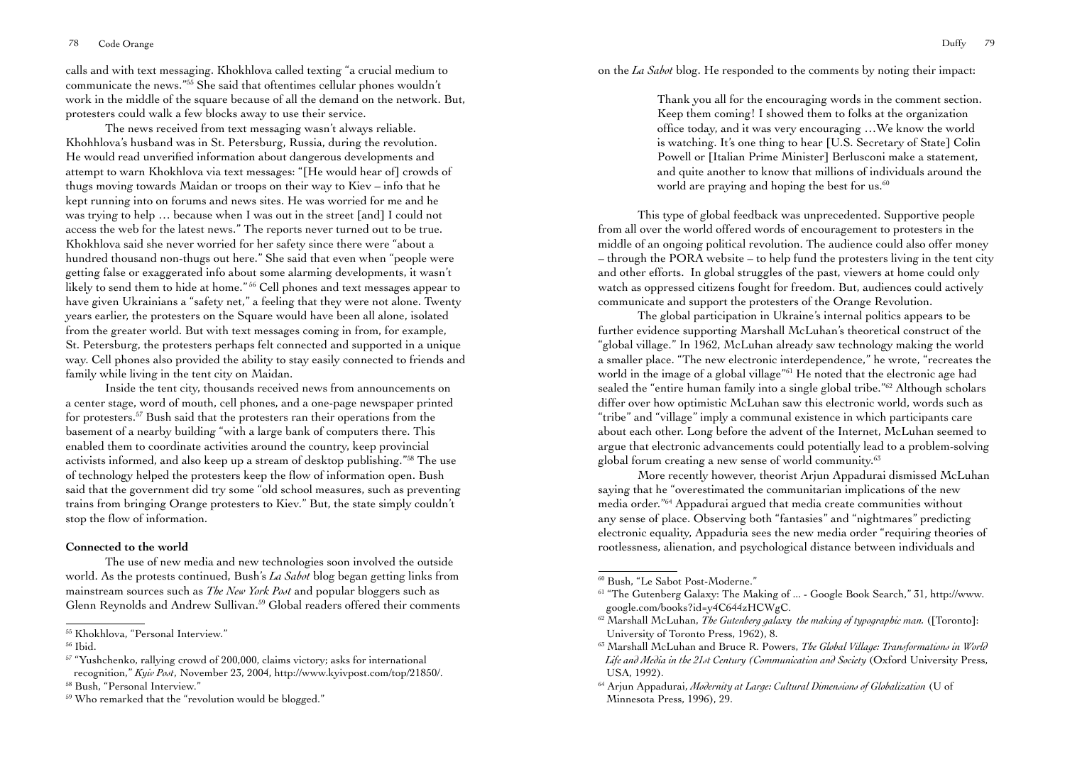calls and with text messaging. Khokhlova called texting "a crucial medium to communicate the news."[55] She said that oftentimes cellular phones wouldn't work in the middle of the square because of all the demand on the network. But, protesters could walk a few blocks away to use their service.

The news received from text messaging wasn't always reliable. Khohhlova's husband was in St. Petersburg, Russia, during the revolution. He would read unverified information about dangerous developments and attempt to warn Khokhlova via text messages: "[He would hear of] crowds of thugs moving towards Maidan or troops on their way to Kiev – info that he kept running into on forums and news sites. He was worried for me and he was trying to help … because when I was out in the street [and] I could not access the web for the latest news." The reports never turned out to be true. Khokhlova said she never worried for her safety since there were "about a hundred thousand non-thugs out here." She said that even when "people were getting false or exaggerated info about some alarming developments, it wasn't likely to send them to hide at home."[56] Cell phones and text messages appear to have given Ukrainians a "safety net," a feeling that they were not alone. Twenty years earlier, the protesters on the Square would have been all alone, isolated from the greater world. But with text messages coming in from, for example, St. Petersburg, the protesters perhaps felt connected and supported in a unique way. Cell phones also provided the ability to stay easily connected to friends and family while living in the tent city on Maidan.

Inside the tent city, thousands received news from announcements on a center stage, word of mouth, cell phones, and a one-page newspaper printed for protesters.[57] Bush said that the protesters ran their operations from the basement of a nearby building "with a large bank of computers there. This enabled them to coordinate activities around the country, keep provincial activists informed, and also keep up a stream of desktop publishing."[58] The use of technology helped the protesters keep the flow of information open. Bush said that the government did try some "old school measures, such as preventing trains from bringing Orange protesters to Kiev." But, the state simply couldn't stop the flow of information.

**Connected to the world**

The use of new media and new technologies soon involved the outside world. As the protests continued, Bush's *La Sabot* blog began getting links from mainstream sources such as *The New York Post* and popular bloggers such as Glenn Reynolds and Andrew Sullivan.[59] Global readers offered their comments on the *La Sabot* blog. He responded to the comments by noting their impact:

> Thank you all for the encouraging words in the comment section. Keep them coming! I showed them to folks at the organization office today, and it was very encouraging …We know the world is watching. It's one thing to hear [U.S. Secretary of State] Colin Powell or [Italian Prime Minister] Berlusconi make a statement, and quite another to know that millions of individuals around the world are praying and hoping the best for us.[60]

This type of global feedback was unprecedented. Supportive people from all over the world offered words of encouragement to protesters in the middle of an ongoing political revolution. The audience could also offer money – through the PORA website – to help fund the protesters living in the tent city and other efforts. In global struggles of the past, viewers at home could only watch as oppressed citizens fought for freedom. But, audiences could actively communicate and support the protesters of the Orange Revolution.

The global participation in Ukraine's internal politics appears to be further evidence supporting Marshall McLuhan's theoretical construct of the "global village." In 1962, McLuhan already saw technology making the world a smaller place. "The new electronic interdependence," he wrote, "recreates the world in the image of a global village"[61] He noted that the electronic age had sealed the "entire human family into a single global tribe."[62] Although scholars differ over how optimistic McLuhan saw this electronic world, words such as "tribe" and "village" imply a communal existence in which participants care about each other. Long before the advent of the Internet, McLuhan seemed to argue that electronic advancements could potentially lead to a problem-solving global forum creating a new sense of world community.[63]

More recently however, theorist Arjun Appadurai dismissed McLuhan saying that he "overestimated the communitarian implications of the new media order."[64] Appadurai argued that media create communities without any sense of place. Observing both "fantasies" and "nightmares" predicting electronic equality, Appaduria sees the new media order "requiring theories of rootlessness, alienation, and psychological distance between individuals and

---

[55] Khokhlova, "Personal Interview."

[56] Ibid.

[57] "Yushchenko, rallying crowd of 200,000, claims victory; asks for international recognition," *Kyiv Post*, November 23, 2004, http://www.kyivpost.com/top/21850/.

[58] Bush, "Personal Interview."

[59] Who remarked that the "revolution would be blogged."

[60] Bush, "Le Sabot Post-Moderne."

[61] "The Gutenberg Galaxy: The Making of ... - Google Book Search," 31, http://www.google.com/books?id=y4C644zHCWgC.

[62] Marshall McLuhan, *The Gutenberg galaxy the making of typographic man.* ([Toronto]: University of Toronto Press, 1962), 8.

[63] Marshall McLuhan and Bruce R. Powers, *The Global Village: Transformations in World Life and Media in the 21st Century (Communication and Society* (Oxford University Press, USA, 1992).

[64] Arjun Appadurai, *Modernity at Large: Cultural Dimensions of Globalization* (U of Minnesota Press, 1996), 29.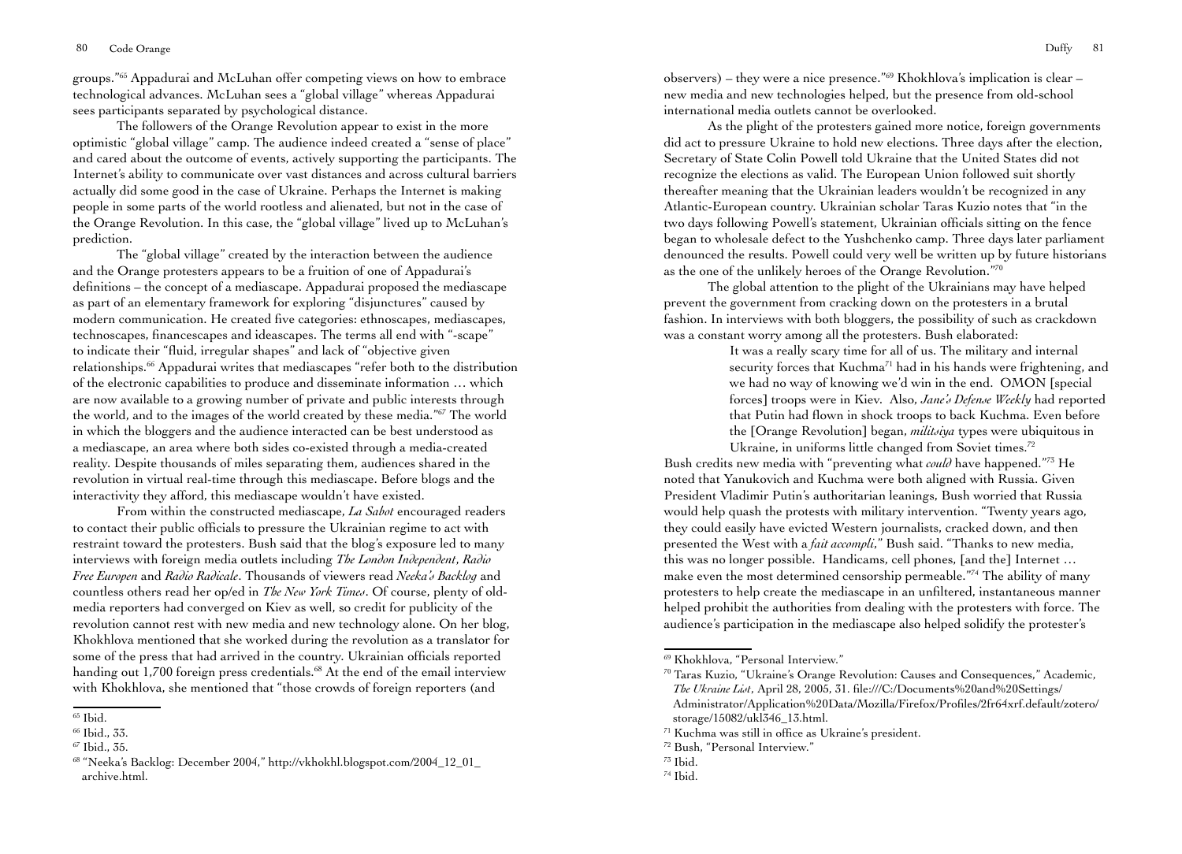groups."[65] Appadurai and McLuhan offer competing views on how to embrace technological advances. McLuhan sees a "global village" whereas Appadurai sees participants separated by psychological distance.

The followers of the Orange Revolution appear to exist in the more optimistic "global village" camp. The audience indeed created a "sense of place" and cared about the outcome of events, actively supporting the participants. The Internet's ability to communicate over vast distances and across cultural barriers actually did some good in the case of Ukraine. Perhaps the Internet is making people in some parts of the world rootless and alienated, but not in the case of the Orange Revolution. In this case, the "global village" lived up to McLuhan's prediction.

The "global village" created by the interaction between the audience and the Orange protesters appears to be a fruition of one of Appadurai's definitions – the concept of a mediascape. Appadurai proposed the mediascape as part of an elementary framework for exploring "disjunctures" caused by modern communication. He created five categories: ethnoscapes, mediascapes, technoscapes, financescapes and ideascapes. The terms all end with "-scape" to indicate their "fluid, irregular shapes" and lack of "objective given relationships.[66] Appadurai writes that mediascapes "refer both to the distribution of the electronic capabilities to produce and disseminate information … which are now available to a growing number of private and public interests through the world, and to the images of the world created by these media."[67] The world in which the bloggers and the audience interacted can be best understood as a mediascape, an area where both sides co-existed through a media-created reality. Despite thousands of miles separating them, audiences shared in the revolution in virtual real-time through this mediascape. Before blogs and the interactivity they afford, this mediascape wouldn't have existed.

From within the constructed mediascape, *La Sabot* encouraged readers to contact their public officials to pressure the Ukrainian regime to act with restraint toward the protesters. Bush said that the blog's exposure led to many interviews with foreign media outlets including *The London Independent*, *Radio Free Europen* and *Radio Radicale*. Thousands of viewers read *Neeka's Backlog* and countless others read her op/ed in *The New York Times*. Of course, plenty of old-media reporters had converged on Kiev as well, so credit for publicity of the revolution cannot rest with new media and new technology alone. On her blog, Khokhlova mentioned that she worked during the revolution as a translator for some of the press that had arrived in the country. Ukrainian officials reported handing out 1,700 foreign press credentials.[68] At the end of the email interview with Khokhlova, she mentioned that "those crowds of foreign reporters (and observers) – they were a nice presence."[69] Khokhlova's implication is clear – new media and new technologies helped, but the presence from old-school international media outlets cannot be overlooked.

As the plight of the protesters gained more notice, foreign governments did act to pressure Ukraine to hold new elections. Three days after the election, Secretary of State Colin Powell told Ukraine that the United States did not recognize the elections as valid. The European Union followed suit shortly thereafter meaning that the Ukrainian leaders wouldn't be recognized in any Atlantic-European country. Ukrainian scholar Taras Kuzio notes that "in the two days following Powell's statement, Ukrainian officials sitting on the fence began to wholesale defect to the Yushchenko camp. Three days later parliament denounced the results. Powell could very well be written up by future historians as the one of the unlikely heroes of the Orange Revolution."[70]

The global attention to the plight of the Ukrainians may have helped prevent the government from cracking down on the protesters in a brutal fashion. In interviews with both bloggers, the possibility of such as crackdown was a constant worry among all the protesters. Bush elaborated:

> It was a really scary time for all of us. The military and internal security forces that Kuchma[71] had in his hands were frightening, and we had no way of knowing we'd win in the end. OMON [special forces] troops were in Kiev. Also, *Jane's Defense Weekly* had reported that Putin had flown in shock troops to back Kuchma. Even before the [Orange Revolution] began, *militsiya* types were ubiquitous in Ukraine, in uniforms little changed from Soviet times.[72]

Bush credits new media with "preventing what *could* have happened."[73] He noted that Yanukovich and Kuchma were both aligned with Russia. Given President Vladimir Putin's authoritarian leanings, Bush worried that Russia would help quash the protests with military intervention. "Twenty years ago, they could easily have evicted Western journalists, cracked down, and then presented the West with a *fait accompli*," Bush said. "Thanks to new media, this was no longer possible. Handicams, cell phones, [and the] Internet … make even the most determined censorship permeable."[74] The ability of many protesters to help create the mediascape in an unfiltered, instantaneous manner helped prohibit the authorities from dealing with the protesters with force. The audience's participation in the mediascape also helped solidify the protester's

---

[65] Ibid.

[66] Ibid., 33.

[67] Ibid., 35.

[68] "Neeka's Backlog: December 2004," http://vkhokhl.blogspot.com/2004_12_01_archive.html.

[69] Khokhlova, "Personal Interview."

[70] Taras Kuzio, "Ukraine's Orange Revolution: Causes and Consequences," Academic, *The Ukraine List*, April 28, 2005, 31. file:///C:/Documents%20and%20Settings/Administrator/Application%20Data/Mozilla/Firefox/Profiles/2fr64xrf.default/zotero/storage/15082/ukl346_13.html.

[71] Kuchma was still in office as Ukraine's president.

[72] Bush, "Personal Interview."

[73] Ibid.

[74] Ibid.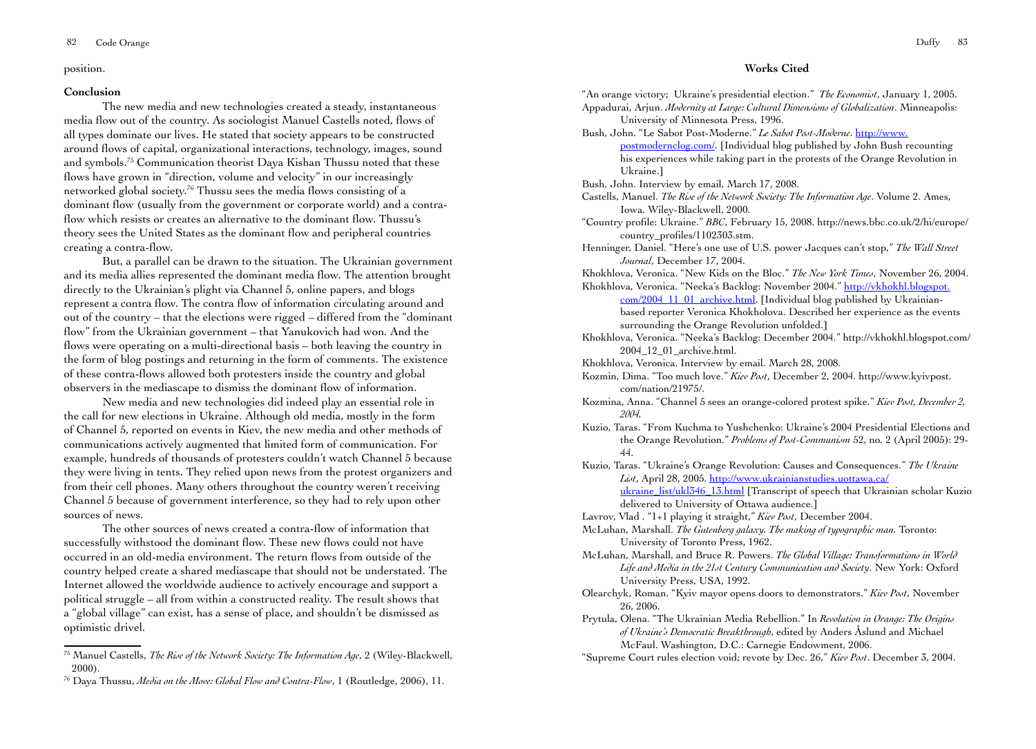position.

**Conclusion**

The new media and new technologies created a steady, instantaneous media flow out of the country. As sociologist Manuel Castells noted, flows of all types dominate our lives. He stated that society appears to be constructed around flows of capital, organizational interactions, technology, images, sound and symbols.[75] Communication theorist Daya Kishan Thussu noted that these flows have grown in "direction, volume and velocity" in our increasingly networked global society.[76] Thussu sees the media flows consisting of a dominant flow (usually from the government or corporate world) and a contra-flow which resists or creates an alternative to the dominant flow. Thussu's theory sees the United States as the dominant flow and peripheral countries creating a contra-flow.

But, a parallel can be drawn to the situation. The Ukrainian government and its media allies represented the dominant media flow. The attention brought directly to the Ukrainian's plight via Channel 5, online papers, and blogs represent a contra flow. The contra flow of information circulating around and out of the country – that the elections were rigged – differed from the "dominant flow" from the Ukrainian government – that Yanukovich had won. And the flows were operating on a multi-directional basis – both leaving the country in the form of blog postings and returning in the form of comments. The existence of these contra-flows allowed both protesters inside the country and global observers in the mediascape to dismiss the dominant flow of information.

New media and new technologies did indeed play an essential role in the call for new elections in Ukraine. Although old media, mostly in the form of Channel 5, reported on events in Kiev, the new media and other methods of communications actively augmented that limited form of communication. For example, hundreds of thousands of protesters couldn't watch Channel 5 because they were living in tents. They relied upon news from the protest organizers and from their cell phones. Many others throughout the country weren't receiving Channel 5 because of government interference, so they had to rely upon other sources of news.

The other sources of news created a contra-flow of information that successfully withstood the dominant flow. These new flows could not have occurred in an old-media environment. The return flows from outside of the country helped create a shared mediascape that should not be understated. The Internet allowed the worldwide audience to actively encourage and support a political struggle – all from within a constructed reality. The result shows that a "global village" can exist, has a sense of place, and shouldn't be dismissed as optimistic drivel.

---

[75] Manuel Castells, *The Rise of the Network Society: The Information Age*, 2 (Wiley-Blackwell, 2000).

[76] Daya Thussu, *Media on the Move: Global Flow and Contra-Flow*, 1 (Routledge, 2006), 11.

## Works Cited

"An orange victory; Ukraine's presidential election." *The Economist*, January 1, 2005.

Appadurai, Arjun. *Modernity at Large: Cultural Dimensions of Globalization*. Minneapolis: University of Minnesota Press, 1996.

Bush, John. "Le Sabot Post-Moderne." *Le Sabot Post-Moderne*. http://www.postmodernclog.com/. [Individual blog published by John Bush recounting his experiences while taking part in the protests of the Orange Revolution in Ukraine.]

Bush, John. Interview by email, March 17, 2008.

Castells, Manuel. *The Rise of the Network Society: The Information Age*. Volume 2. Ames, Iowa. Wiley-Blackwell, 2000.

"Country profile: Ukraine." *BBC*, February 15, 2008. http://news.bbc.co.uk/2/hi/europe/country_profiles/1102303.stm.

Henninger, Daniel. "Here's one use of U.S. power Jacques can't stop," *The Wall Street Journal*, December 17, 2004.

Khokhlova, Veronica. "New Kids on the Bloc." *The New York Times*, November 26, 2004.

Khokhlova, Veronica. "Neeka's Backlog: November 2004." http://vkhokhl.blogspot.com/2004_11_01_archive.html. [Individual blog published by Ukrainian-based reporter Veronica Khokholova. Described her experience as the events surrounding the Orange Revolution unfolded.]

Khokhlova, Veronica. "Neeka's Backlog: December 2004." http://vkhokhl.blogspot.com/2004_12_01_archive.html.

Khokhlova, Veronica. Interview by email. March 28, 2008.

Kozmin, Dima. "Too much love." *Kiev Post*, December 2, 2004. http://www.kyivpost.com/nation/21975/.

Kozmina, Anna. "Channel 5 sees an orange-colored protest spike." *Kiev Post, December 2, 2004.*

Kuzio, Taras. "From Kuchma to Yushchenko: Ukraine's 2004 Presidential Elections and the Orange Revolution." *Problems of Post-Communism* 52, no. 2 (April 2005): 29-44.

Kuzio, Taras. "Ukraine's Orange Revolution: Causes and Consequences." *The Ukraine List*, April 28, 2005. http://www.ukrainianstudies.uottawa.ca/ukraine_list/ukl346_13.html [Transcript of speech that Ukrainian scholar Kuzio delivered to University of Ottawa audience.]

Lavrov, Vlad . "1+1 playing it straight," *Kiev Post*, December 2004.

McLuhan, Marshall. *The Gutenberg galaxy. The making of typographic man.* Toronto: University of Toronto Press, 1962.

McLuhan, Marshall, and Bruce R. Powers. *The Global Village: Transformations in World Life and Media in the 21st Century Communication and Society*. New York: Oxford University Press, USA, 1992.

Olearchyk, Roman. "Kyiv mayor opens doors to demonstrators." *Kiev Post*, November 26, 2006.

Prytula, Olena. "The Ukrainian Media Rebellion." In *Revolution in Orange: The Origins of Ukraine's Democratic Breakthrough*, edited by Anders Åslund and Michael McFaul. Washington, D.C.: Carnegie Endowment, 2006.

"Supreme Court rules election void; revote by Dec. 26," *Kiev Post*. December 3, 2004.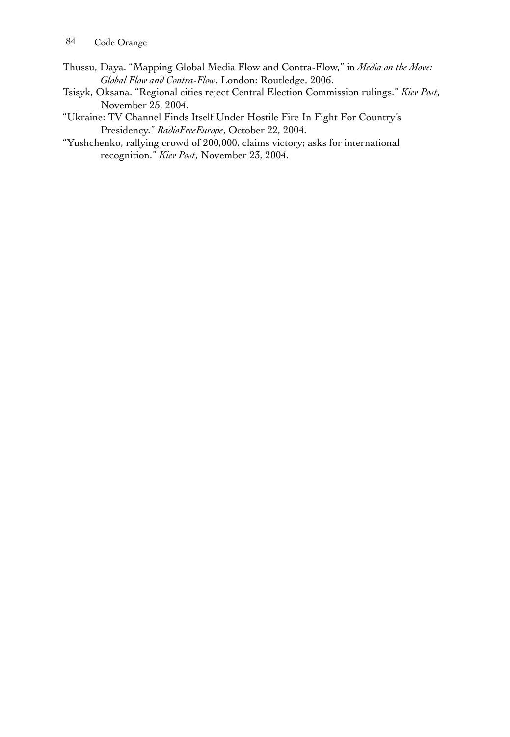Thussu, Daya. "Mapping Global Media Flow and Contra-Flow," in *Media on the Move: Global Flow and Contra-Flow*. London: Routledge, 2006.

Tsisyk, Oksana. "Regional cities reject Central Election Commission rulings." *Kiev Post*, November 25, 2004.

"Ukraine: TV Channel Finds Itself Under Hostile Fire In Fight For Country's Presidency." *RadioFreeEurope*, October 22, 2004.

"Yushchenko, rallying crowd of 200,000, claims victory; asks for international recognition." *Kiev Post*, November 23, 2004.